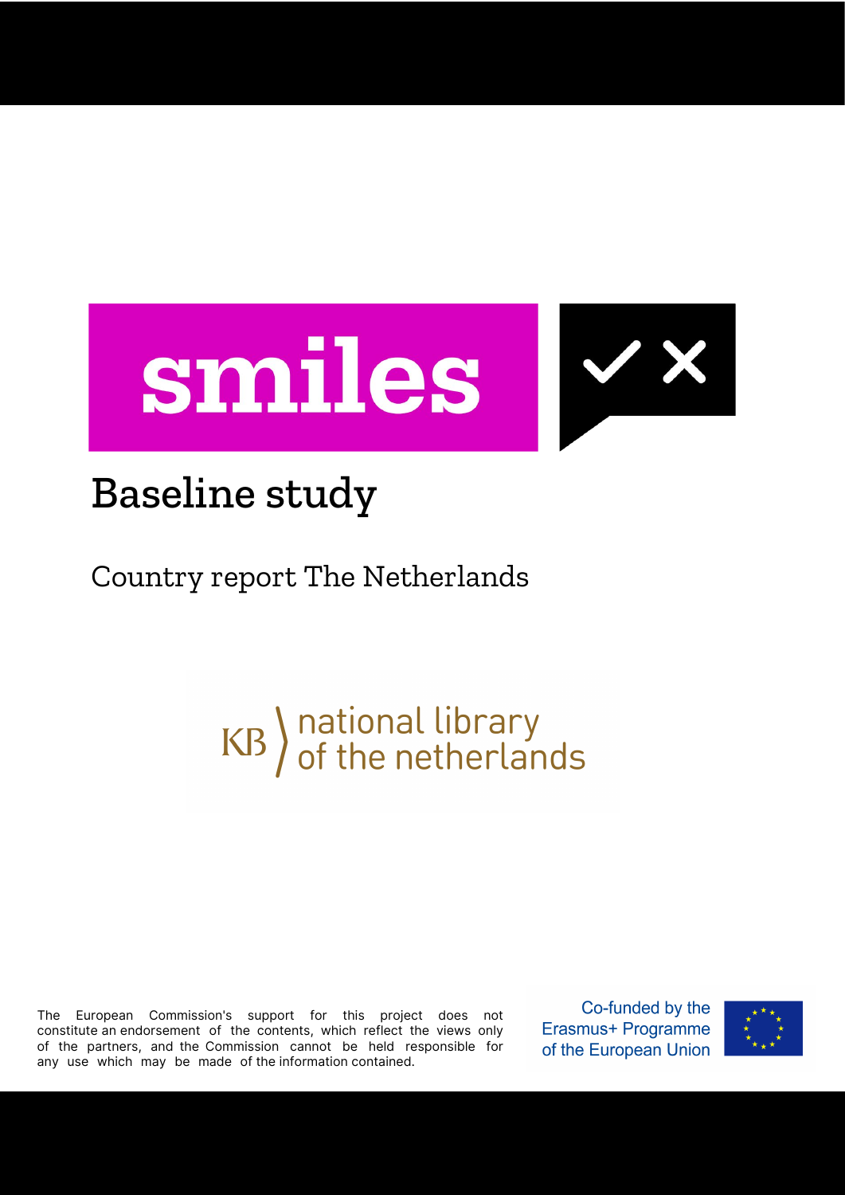# smiles

## Baseline study

Country report The Netherlands

KB national library of the netherlands

The European Commission's support for this project does not constitute an endorsement of the contents, which reflect the views only of the partners, and the Commission cannot be held responsible for any use which may be made of the information contained.

Co-funded by the Erasmus+ Programme of the European Union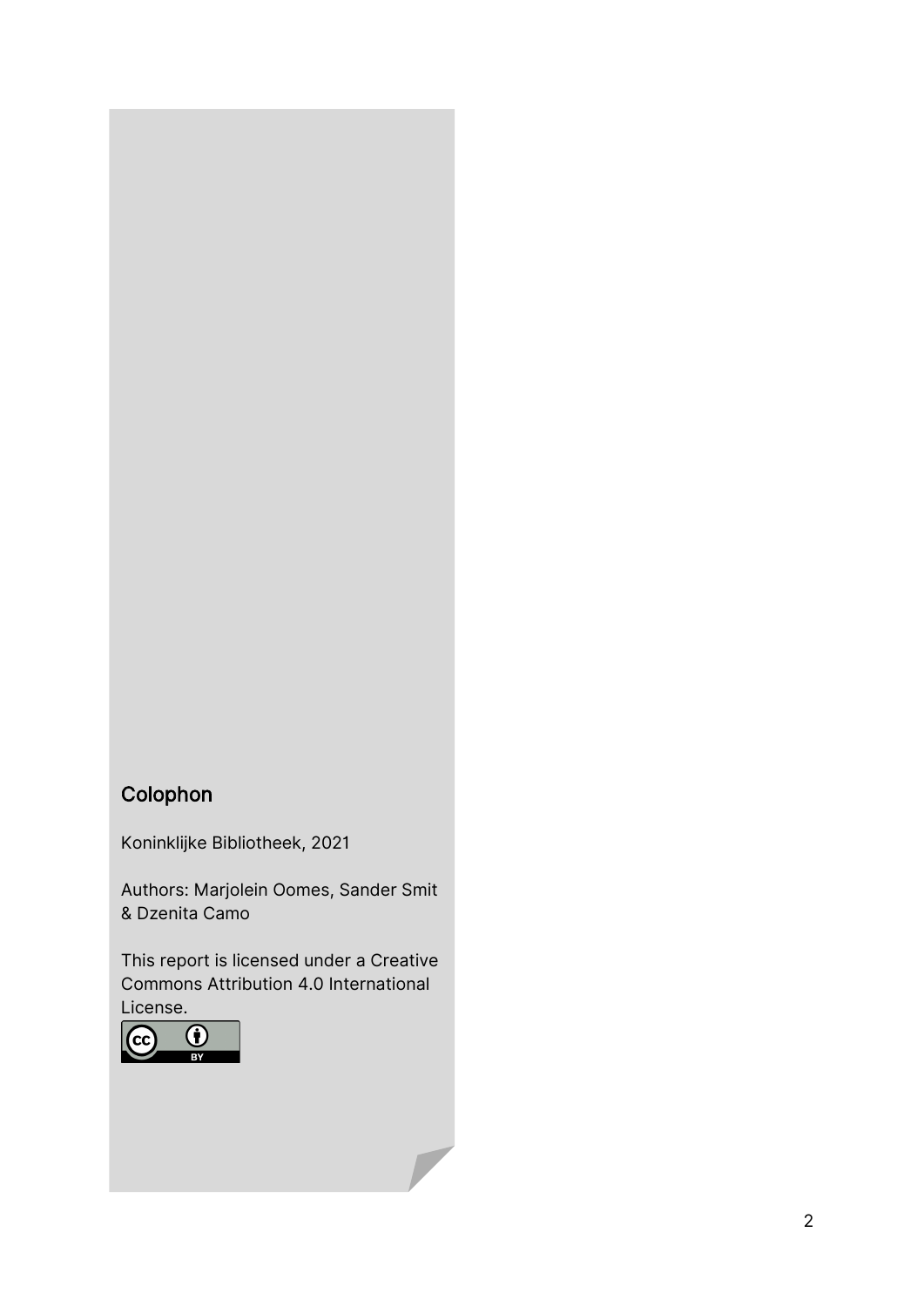## Colophon

Koninklijke Bibliotheek, 2021

Authors: Marjolein Oomes, Sander Smit & Dzenita Camo

This report is licensed under a Creative Commons Attribution 4.0 International License.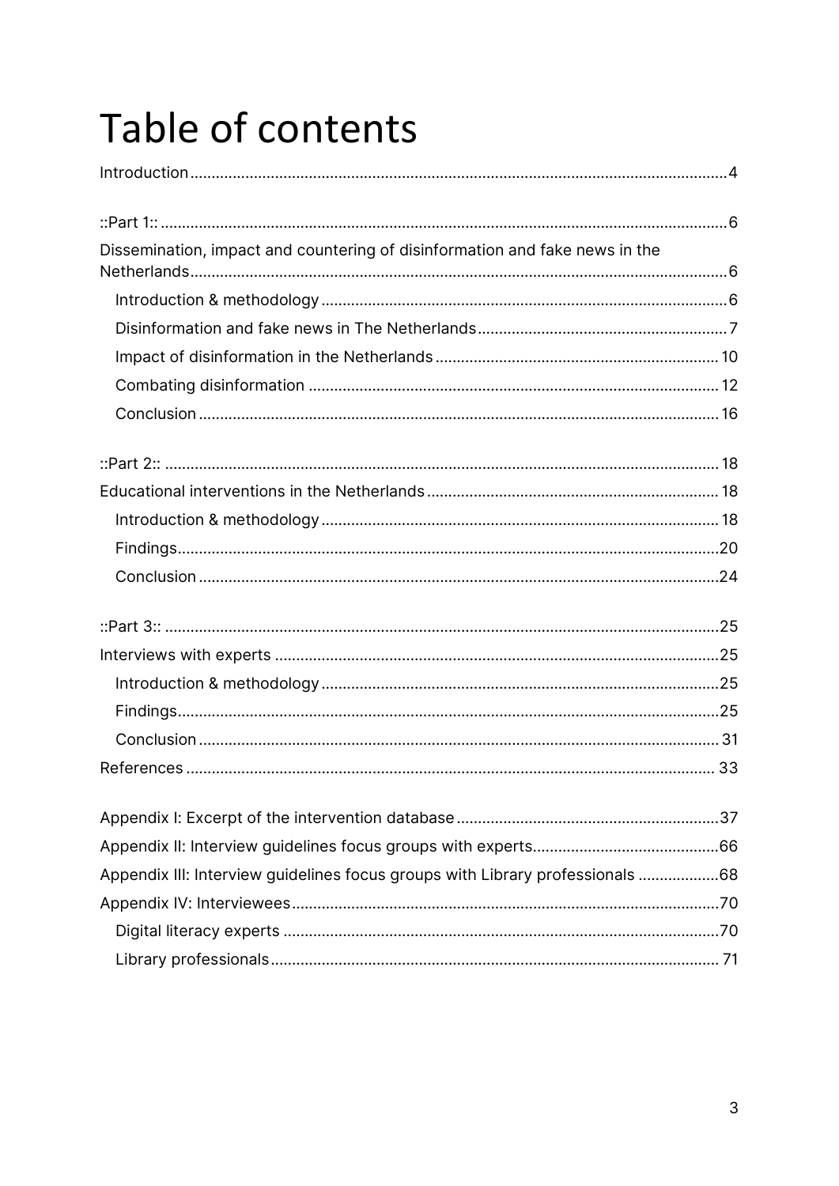# Table of contents

Introduction ..... 4

::Part 1:: ..... 6

Dissemination, impact and countering of disinformation and fake news in the Netherlands ..... 6

- Introduction & methodology ..... 6
- Disinformation and fake news in The Netherlands ..... 7
- Impact of disinformation in the Netherlands ..... 10
- Combating disinformation ..... 12
- Conclusion ..... 16

::Part 2:: ..... 18

Educational interventions in the Netherlands ..... 18

- Introduction & methodology ..... 18
- Findings ..... 20
- Conclusion ..... 24

::Part 3:: ..... 25

Interviews with experts ..... 25

- Introduction & methodology ..... 25
- Findings ..... 25
- Conclusion ..... 31

References ..... 33

Appendix I: Excerpt of the intervention database ..... 37

Appendix II: Interview guidelines focus groups with experts ..... 66

Appendix III: Interview guidelines focus groups with Library professionals ..... 68

Appendix IV: Interviewees ..... 70

- Digital literacy experts ..... 70
- Library professionals ..... 71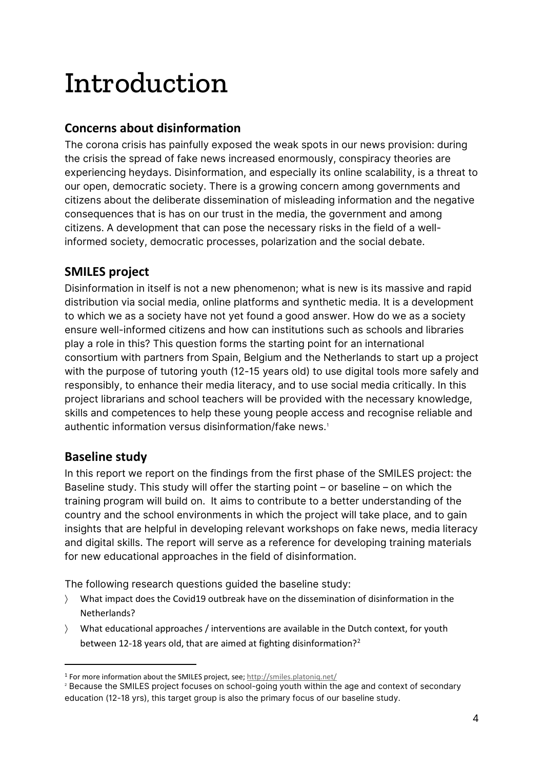# Introduction

## Concerns about disinformation

The corona crisis has painfully exposed the weak spots in our news provision: during the crisis the spread of fake news increased enormously, conspiracy theories are experiencing heydays. Disinformation, and especially its online scalability, is a threat to our open, democratic society. There is a growing concern among governments and citizens about the deliberate dissemination of misleading information and the negative consequences that is has on our trust in the media, the government and among citizens. A development that can pose the necessary risks in the field of a well-informed society, democratic processes, polarization and the social debate.

## SMILES project

Disinformation in itself is not a new phenomenon; what is new is its massive and rapid distribution via social media, online platforms and synthetic media. It is a development to which we as a society have not yet found a good answer. How do we as a society ensure well-informed citizens and how can institutions such as schools and libraries play a role in this? This question forms the starting point for an international consortium with partners from Spain, Belgium and the Netherlands to start up a project with the purpose of tutoring youth (12-15 years old) to use digital tools more safely and responsibly, to enhance their media literacy, and to use social media critically. In this project librarians and school teachers will be provided with the necessary knowledge, skills and competences to help these young people access and recognise reliable and authentic information versus disinformation/fake news.[1]

## Baseline study

In this report we report on the findings from the first phase of the SMILES project: the Baseline study. This study will offer the starting point – or baseline – on which the training program will build on. It aims to contribute to a better understanding of the country and the school environments in which the project will take place, and to gain insights that are helpful in developing relevant workshops on fake news, media literacy and digital skills. The report will serve as a reference for developing training materials for new educational approaches in the field of disinformation.

The following research questions guided the baseline study:

- What impact does the Covid19 outbreak have on the dissemination of disinformation in the Netherlands?
- What educational approaches / interventions are available in the Dutch context, for youth between 12-18 years old, that are aimed at fighting disinformation?[2]

---

[1] For more information about the SMILES project, see; http://smiles.platoniq.net/

[2] Because the SMILES project focuses on school-going youth within the age and context of secondary education (12-18 yrs), this target group is also the primary focus of our baseline study.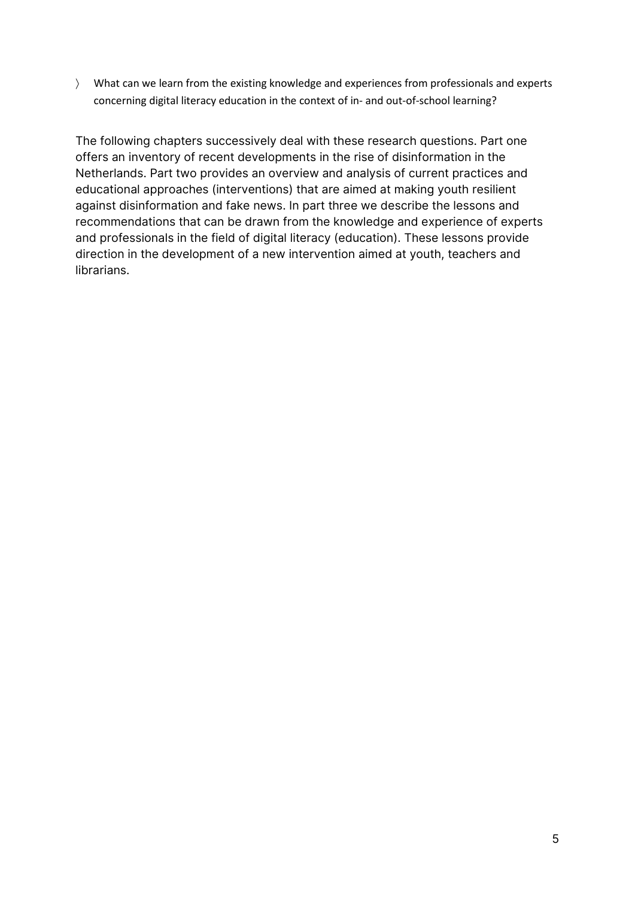- What can we learn from the existing knowledge and experiences from professionals and experts concerning digital literacy education in the context of in- and out-of-school learning?

The following chapters successively deal with these research questions. Part one offers an inventory of recent developments in the rise of disinformation in the Netherlands. Part two provides an overview and analysis of current practices and educational approaches (interventions) that are aimed at making youth resilient against disinformation and fake news. In part three we describe the lessons and recommendations that can be drawn from the knowledge and experience of experts and professionals in the field of digital literacy (education). These lessons provide direction in the development of a new intervention aimed at youth, teachers and librarians.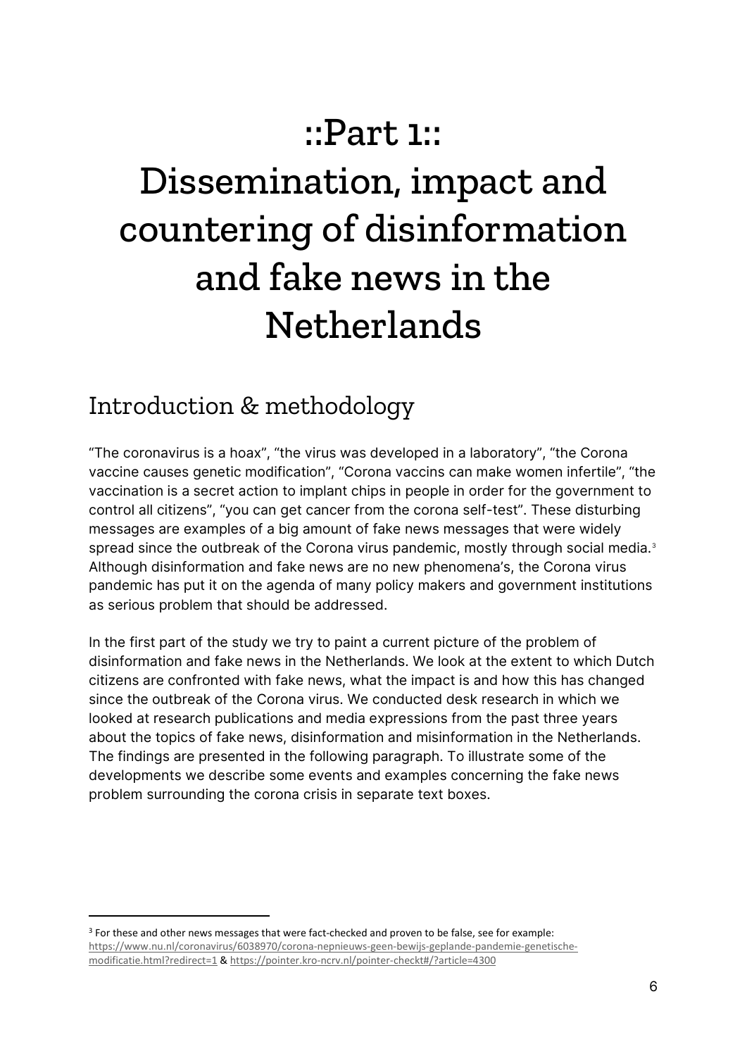# ::Part 1:: Dissemination, impact and countering of disinformation and fake news in the Netherlands

## Introduction & methodology

"The coronavirus is a hoax", "the virus was developed in a laboratory", "the Corona vaccine causes genetic modification", "Corona vaccins can make women infertile", "the vaccination is a secret action to implant chips in people in order for the government to control all citizens", "you can get cancer from the corona self-test". These disturbing messages are examples of a big amount of fake news messages that were widely spread since the outbreak of the Corona virus pandemic, mostly through social media.[3] Although disinformation and fake news are no new phenomena's, the Corona virus pandemic has put it on the agenda of many policy makers and government institutions as serious problem that should be addressed.

In the first part of the study we try to paint a current picture of the problem of disinformation and fake news in the Netherlands. We look at the extent to which Dutch citizens are confronted with fake news, what the impact is and how this has changed since the outbreak of the Corona virus. We conducted desk research in which we looked at research publications and media expressions from the past three years about the topics of fake news, disinformation and misinformation in the Netherlands. The findings are presented in the following paragraph. To illustrate some of the developments we describe some events and examples concerning the fake news problem surrounding the corona crisis in separate text boxes.

---

[3] For these and other news messages that were fact-checked and proven to be false, see for example: https://www.nu.nl/coronavirus/6038970/corona-nepnieuws-geen-bewijs-geplande-pandemie-genetische-modificatie.html?redirect=1 & https://pointer.kro-ncrv.nl/pointer-checkt#/?article=4300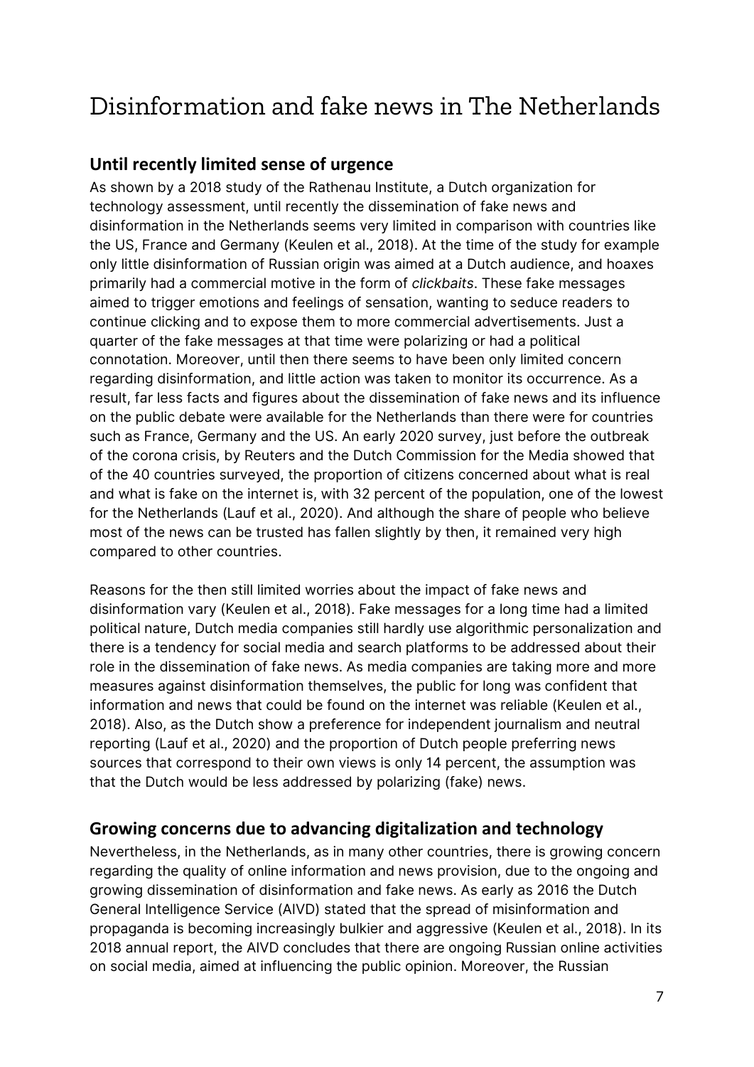# Disinformation and fake news in The Netherlands

## Until recently limited sense of urgence

As shown by a 2018 study of the Rathenau Institute, a Dutch organization for technology assessment, until recently the dissemination of fake news and disinformation in the Netherlands seems very limited in comparison with countries like the US, France and Germany (Keulen et al., 2018). At the time of the study for example only little disinformation of Russian origin was aimed at a Dutch audience, and hoaxes primarily had a commercial motive in the form of *clickbaits*. These fake messages aimed to trigger emotions and feelings of sensation, wanting to seduce readers to continue clicking and to expose them to more commercial advertisements. Just a quarter of the fake messages at that time were polarizing or had a political connotation. Moreover, until then there seems to have been only limited concern regarding disinformation, and little action was taken to monitor its occurrence. As a result, far less facts and figures about the dissemination of fake news and its influence on the public debate were available for the Netherlands than there were for countries such as France, Germany and the US. An early 2020 survey, just before the outbreak of the corona crisis, by Reuters and the Dutch Commission for the Media showed that of the 40 countries surveyed, the proportion of citizens concerned about what is real and what is fake on the internet is, with 32 percent of the population, one of the lowest for the Netherlands (Lauf et al., 2020). And although the share of people who believe most of the news can be trusted has fallen slightly by then, it remained very high compared to other countries.

Reasons for the then still limited worries about the impact of fake news and disinformation vary (Keulen et al., 2018). Fake messages for a long time had a limited political nature, Dutch media companies still hardly use algorithmic personalization and there is a tendency for social media and search platforms to be addressed about their role in the dissemination of fake news. As media companies are taking more and more measures against disinformation themselves, the public for long was confident that information and news that could be found on the internet was reliable (Keulen et al., 2018). Also, as the Dutch show a preference for independent journalism and neutral reporting (Lauf et al., 2020) and the proportion of Dutch people preferring news sources that correspond to their own views is only 14 percent, the assumption was that the Dutch would be less addressed by polarizing (fake) news.

## Growing concerns due to advancing digitalization and technology

Nevertheless, in the Netherlands, as in many other countries, there is growing concern regarding the quality of online information and news provision, due to the ongoing and growing dissemination of disinformation and fake news. As early as 2016 the Dutch General Intelligence Service (AIVD) stated that the spread of misinformation and propaganda is becoming increasingly bulkier and aggressive (Keulen et al., 2018). In its 2018 annual report, the AIVD concludes that there are ongoing Russian online activities on social media, aimed at influencing the public opinion. Moreover, the Russian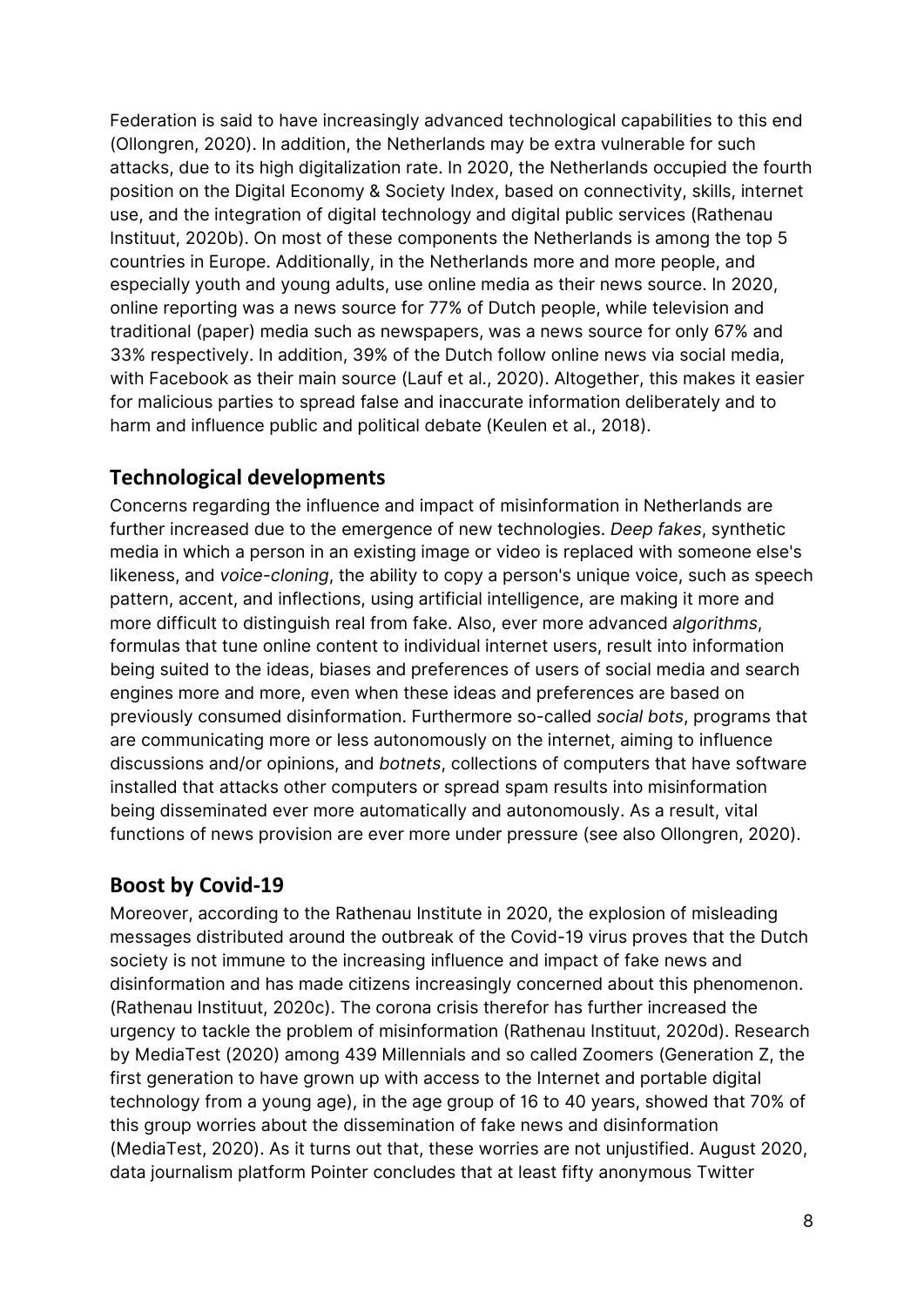Federation is said to have increasingly advanced technological capabilities to this end (Ollongren, 2020). In addition, the Netherlands may be extra vulnerable for such attacks, due to its high digitalization rate. In 2020, the Netherlands occupied the fourth position on the Digital Economy & Society Index, based on connectivity, skills, internet use, and the integration of digital technology and digital public services (Rathenau Instituut, 2020b). On most of these components the Netherlands is among the top 5 countries in Europe. Additionally, in the Netherlands more and more people, and especially youth and young adults, use online media as their news source. In 2020, online reporting was a news source for 77% of Dutch people, while television and traditional (paper) media such as newspapers, was a news source for only 67% and 33% respectively. In addition, 39% of the Dutch follow online news via social media, with Facebook as their main source (Lauf et al., 2020). Altogether, this makes it easier for malicious parties to spread false and inaccurate information deliberately and to harm and influence public and political debate (Keulen et al., 2018).

## Technological developments

Concerns regarding the influence and impact of misinformation in Netherlands are further increased due to the emergence of new technologies. *Deep fakes*, synthetic media in which a person in an existing image or video is replaced with someone else's likeness, and *voice-cloning*, the ability to copy a person's unique voice, such as speech pattern, accent, and inflections, using artificial intelligence, are making it more and more difficult to distinguish real from fake. Also, ever more advanced *algorithms*, formulas that tune online content to individual internet users, result into information being suited to the ideas, biases and preferences of users of social media and search engines more and more, even when these ideas and preferences are based on previously consumed disinformation. Furthermore so-called *social bots*, programs that are communicating more or less autonomously on the internet, aiming to influence discussions and/or opinions, and *botnets*, collections of computers that have software installed that attacks other computers or spread spam results into misinformation being disseminated ever more automatically and autonomously. As a result, vital functions of news provision are ever more under pressure (see also Ollongren, 2020).

## Boost by Covid-19

Moreover, according to the Rathenau Institute in 2020, the explosion of misleading messages distributed around the outbreak of the Covid-19 virus proves that the Dutch society is not immune to the increasing influence and impact of fake news and disinformation and has made citizens increasingly concerned about this phenomenon. (Rathenau Instituut, 2020c). The corona crisis therefor has further increased the urgency to tackle the problem of misinformation (Rathenau Instituut, 2020d). Research by MediaTest (2020) among 439 Millennials and so called Zoomers (Generation Z, the first generation to have grown up with access to the Internet and portable digital technology from a young age), in the age group of 16 to 40 years, showed that 70% of this group worries about the dissemination of fake news and disinformation (MediaTest, 2020). As it turns out that, these worries are not unjustified. August 2020, data journalism platform Pointer concludes that at least fifty anonymous Twitter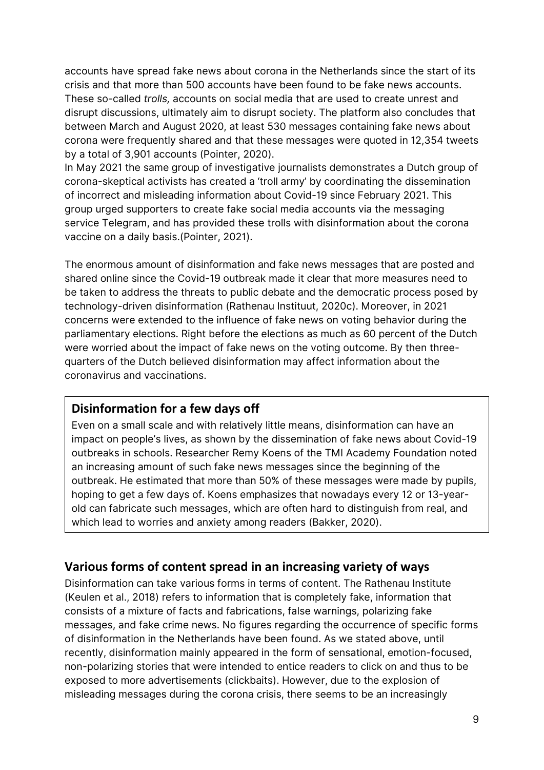accounts have spread fake news about corona in the Netherlands since the start of its crisis and that more than 500 accounts have been found to be fake news accounts. These so-called *trolls,* accounts on social media that are used to create unrest and disrupt discussions, ultimately aim to disrupt society. The platform also concludes that between March and August 2020, at least 530 messages containing fake news about corona were frequently shared and that these messages were quoted in 12,354 tweets by a total of 3,901 accounts (Pointer, 2020).
In May 2021 the same group of investigative journalists demonstrates a Dutch group of corona-skeptical activists has created a 'troll army' by coordinating the dissemination of incorrect and misleading information about Covid-19 since February 2021. This group urged supporters to create fake social media accounts via the messaging service Telegram, and has provided these trolls with disinformation about the corona vaccine on a daily basis.(Pointer, 2021).

The enormous amount of disinformation and fake news messages that are posted and shared online since the Covid-19 outbreak made it clear that more measures need to be taken to address the threats to public debate and the democratic process posed by technology-driven disinformation (Rathenau Instituut, 2020c). Moreover, in 2021 concerns were extended to the influence of fake news on voting behavior during the parliamentary elections. Right before the elections as much as 60 percent of the Dutch were worried about the impact of fake news on the voting outcome. By then three-quarters of the Dutch believed disinformation may affect information about the coronavirus and vaccinations.

### Disinformation for a few days off

Even on a small scale and with relatively little means, disinformation can have an impact on people's lives, as shown by the dissemination of fake news about Covid-19 outbreaks in schools. Researcher Remy Koens of the TMI Academy Foundation noted an increasing amount of such fake news messages since the beginning of the outbreak. He estimated that more than 50% of these messages were made by pupils, hoping to get a few days of. Koens emphasizes that nowadays every 12 or 13-year-old can fabricate such messages, which are often hard to distinguish from real, and which lead to worries and anxiety among readers (Bakker, 2020).

## Various forms of content spread in an increasing variety of ways

Disinformation can take various forms in terms of content. The Rathenau Institute (Keulen et al., 2018) refers to information that is completely fake, information that consists of a mixture of facts and fabrications, false warnings, polarizing fake messages, and fake crime news. No figures regarding the occurrence of specific forms of disinformation in the Netherlands have been found. As we stated above, until recently, disinformation mainly appeared in the form of sensational, emotion-focused, non-polarizing stories that were intended to entice readers to click on and thus to be exposed to more advertisements (clickbaits). However, due to the explosion of misleading messages during the corona crisis, there seems to be an increasingly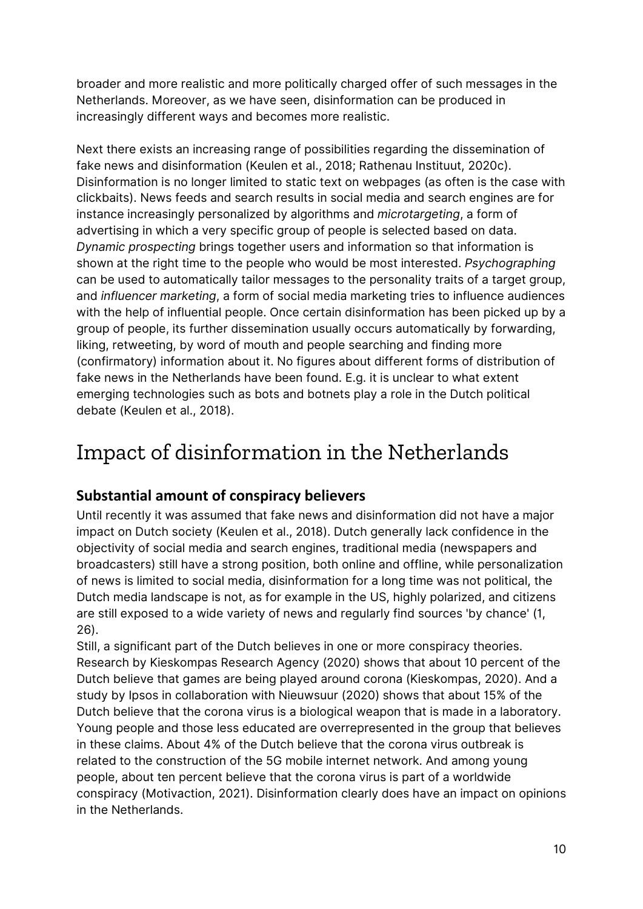broader and more realistic and more politically charged offer of such messages in the Netherlands. Moreover, as we have seen, disinformation can be produced in increasingly different ways and becomes more realistic.

Next there exists an increasing range of possibilities regarding the dissemination of fake news and disinformation (Keulen et al., 2018; Rathenau Instituut, 2020c). Disinformation is no longer limited to static text on webpages (as often is the case with clickbaits). News feeds and search results in social media and search engines are for instance increasingly personalized by algorithms and *microtargeting*, a form of advertising in which a very specific group of people is selected based on data. *Dynamic prospecting* brings together users and information so that information is shown at the right time to the people who would be most interested. *Psychographing* can be used to automatically tailor messages to the personality traits of a target group, and *influencer marketing*, a form of social media marketing tries to influence audiences with the help of influential people. Once certain disinformation has been picked up by a group of people, its further dissemination usually occurs automatically by forwarding, liking, retweeting, by word of mouth and people searching and finding more (confirmatory) information about it. No figures about different forms of distribution of fake news in the Netherlands have been found. E.g. it is unclear to what extent emerging technologies such as bots and botnets play a role in the Dutch political debate (Keulen et al., 2018).

# Impact of disinformation in the Netherlands

## Substantial amount of conspiracy believers

Until recently it was assumed that fake news and disinformation did not have a major impact on Dutch society (Keulen et al., 2018). Dutch generally lack confidence in the objectivity of social media and search engines, traditional media (newspapers and broadcasters) still have a strong position, both online and offline, while personalization of news is limited to social media, disinformation for a long time was not political, the Dutch media landscape is not, as for example in the US, highly polarized, and citizens are still exposed to a wide variety of news and regularly find sources 'by chance' (1, 26).

Still, a significant part of the Dutch believes in one or more conspiracy theories. Research by Kieskompas Research Agency (2020) shows that about 10 percent of the Dutch believe that games are being played around corona (Kieskompas, 2020). And a study by Ipsos in collaboration with Nieuwsuur (2020) shows that about 15% of the Dutch believe that the corona virus is a biological weapon that is made in a laboratory. Young people and those less educated are overrepresented in the group that believes in these claims. About 4% of the Dutch believe that the corona virus outbreak is related to the construction of the 5G mobile internet network. And among young people, about ten percent believe that the corona virus is part of a worldwide conspiracy (Motivaction, 2021). Disinformation clearly does have an impact on opinions in the Netherlands.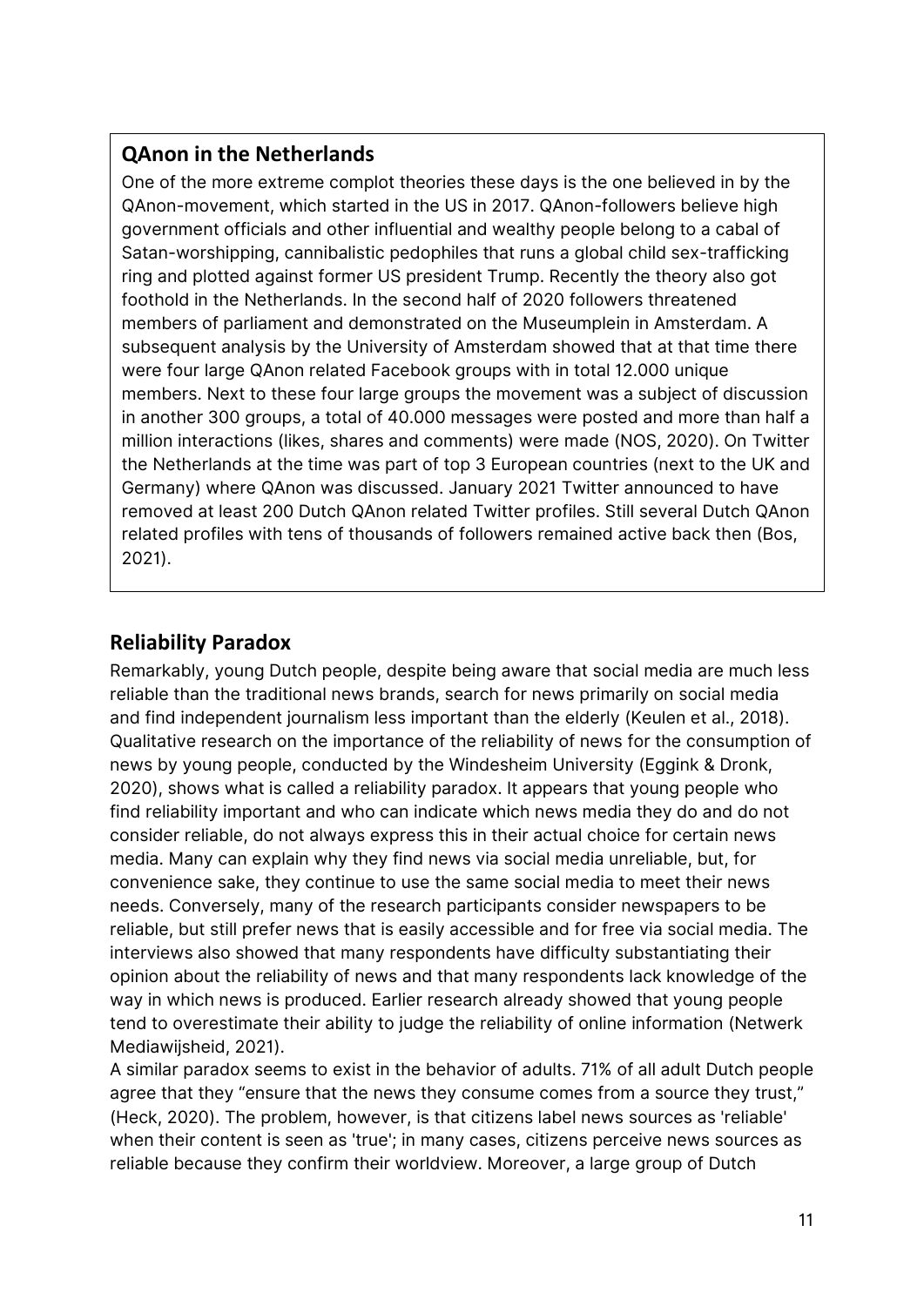## QAnon in the Netherlands

One of the more extreme complot theories these days is the one believed in by the QAnon-movement, which started in the US in 2017. QAnon-followers believe high government officials and other influential and wealthy people belong to a cabal of Satan-worshipping, cannibalistic pedophiles that runs a global child sex-trafficking ring and plotted against former US president Trump. Recently the theory also got foothold in the Netherlands. In the second half of 2020 followers threatened members of parliament and demonstrated on the Museumplein in Amsterdam. A subsequent analysis by the University of Amsterdam showed that at that time there were four large QAnon related Facebook groups with in total 12.000 unique members. Next to these four large groups the movement was a subject of discussion in another 300 groups, a total of 40.000 messages were posted and more than half a million interactions (likes, shares and comments) were made (NOS, 2020). On Twitter the Netherlands at the time was part of top 3 European countries (next to the UK and Germany) where QAnon was discussed. January 2021 Twitter announced to have removed at least 200 Dutch QAnon related Twitter profiles. Still several Dutch QAnon related profiles with tens of thousands of followers remained active back then (Bos, 2021).

## Reliability Paradox

Remarkably, young Dutch people, despite being aware that social media are much less reliable than the traditional news brands, search for news primarily on social media and find independent journalism less important than the elderly (Keulen et al., 2018). Qualitative research on the importance of the reliability of news for the consumption of news by young people, conducted by the Windesheim University (Eggink & Dronk, 2020), shows what is called a reliability paradox. It appears that young people who find reliability important and who can indicate which news media they do and do not consider reliable, do not always express this in their actual choice for certain news media. Many can explain why they find news via social media unreliable, but, for convenience sake, they continue to use the same social media to meet their news needs. Conversely, many of the research participants consider newspapers to be reliable, but still prefer news that is easily accessible and for free via social media. The interviews also showed that many respondents have difficulty substantiating their opinion about the reliability of news and that many respondents lack knowledge of the way in which news is produced. Earlier research already showed that young people tend to overestimate their ability to judge the reliability of online information (Netwerk Mediawijsheid, 2021).

A similar paradox seems to exist in the behavior of adults. 71% of all adult Dutch people agree that they "ensure that the news they consume comes from a source they trust," (Heck, 2020). The problem, however, is that citizens label news sources as 'reliable' when their content is seen as 'true'; in many cases, citizens perceive news sources as reliable because they confirm their worldview. Moreover, a large group of Dutch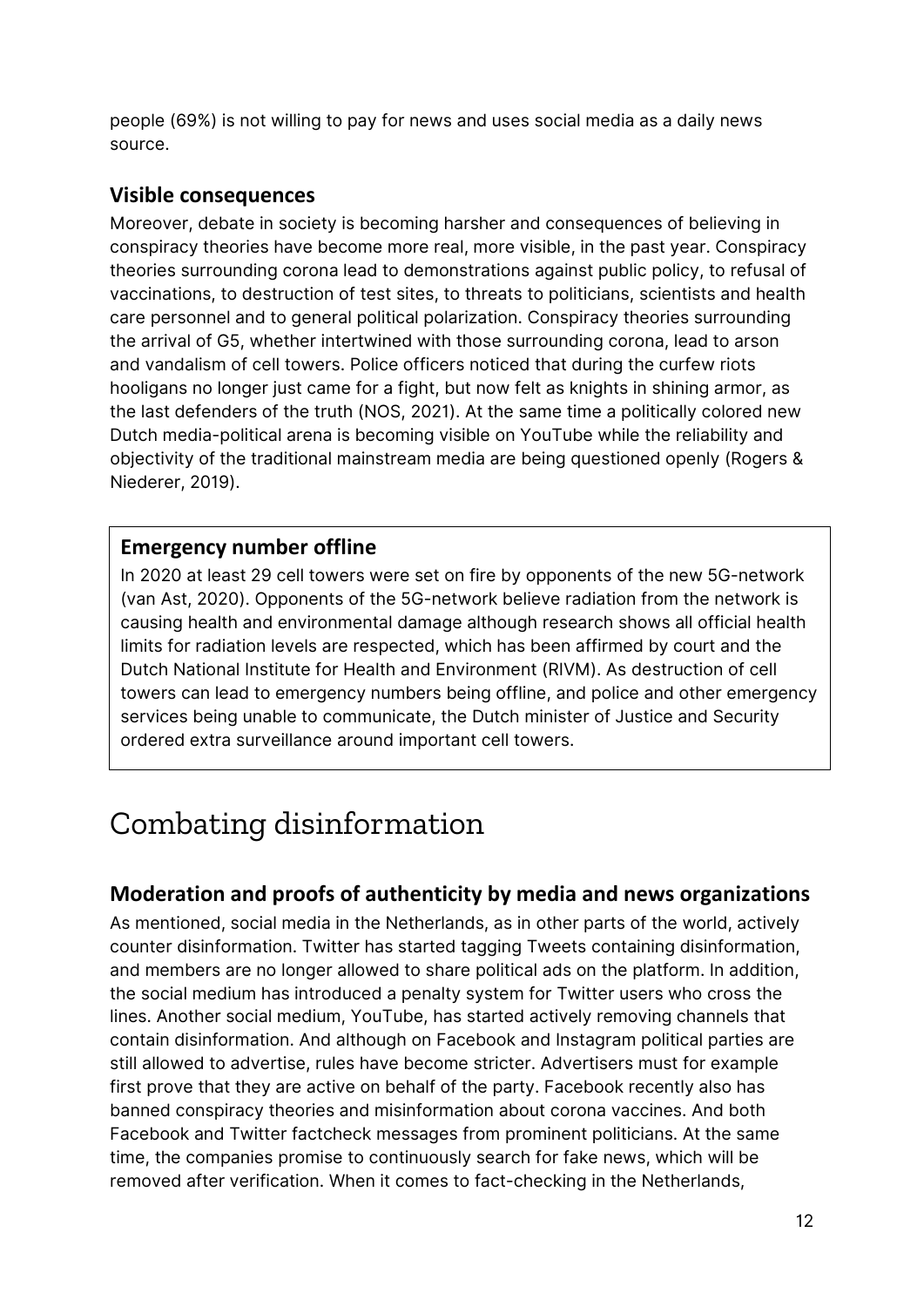people (69%) is not willing to pay for news and uses social media as a daily news source.

### Visible consequences

Moreover, debate in society is becoming harsher and consequences of believing in conspiracy theories have become more real, more visible, in the past year. Conspiracy theories surrounding corona lead to demonstrations against public policy, to refusal of vaccinations, to destruction of test sites, to threats to politicians, scientists and health care personnel and to general political polarization. Conspiracy theories surrounding the arrival of G5, whether intertwined with those surrounding corona, lead to arson and vandalism of cell towers. Police officers noticed that during the curfew riots hooligans no longer just came for a fight, but now felt as knights in shining armor, as the last defenders of the truth (NOS, 2021). At the same time a politically colored new Dutch media-political arena is becoming visible on YouTube while the reliability and objectivity of the traditional mainstream media are being questioned openly (Rogers & Niederer, 2019).

### Emergency number offline

In 2020 at least 29 cell towers were set on fire by opponents of the new 5G-network (van Ast, 2020). Opponents of the 5G-network believe radiation from the network is causing health and environmental damage although research shows all official health limits for radiation levels are respected, which has been affirmed by court and the Dutch National Institute for Health and Environment (RIVM). As destruction of cell towers can lead to emergency numbers being offline, and police and other emergency services being unable to communicate, the Dutch minister of Justice and Security ordered extra surveillance around important cell towers.

## Combating disinformation

### Moderation and proofs of authenticity by media and news organizations

As mentioned, social media in the Netherlands, as in other parts of the world, actively counter disinformation. Twitter has started tagging Tweets containing disinformation, and members are no longer allowed to share political ads on the platform. In addition, the social medium has introduced a penalty system for Twitter users who cross the lines. Another social medium, YouTube, has started actively removing channels that contain disinformation. And although on Facebook and Instagram political parties are still allowed to advertise, rules have become stricter. Advertisers must for example first prove that they are active on behalf of the party. Facebook recently also has banned conspiracy theories and misinformation about corona vaccines. And both Facebook and Twitter factcheck messages from prominent politicians. At the same time, the companies promise to continuously search for fake news, which will be removed after verification. When it comes to fact-checking in the Netherlands,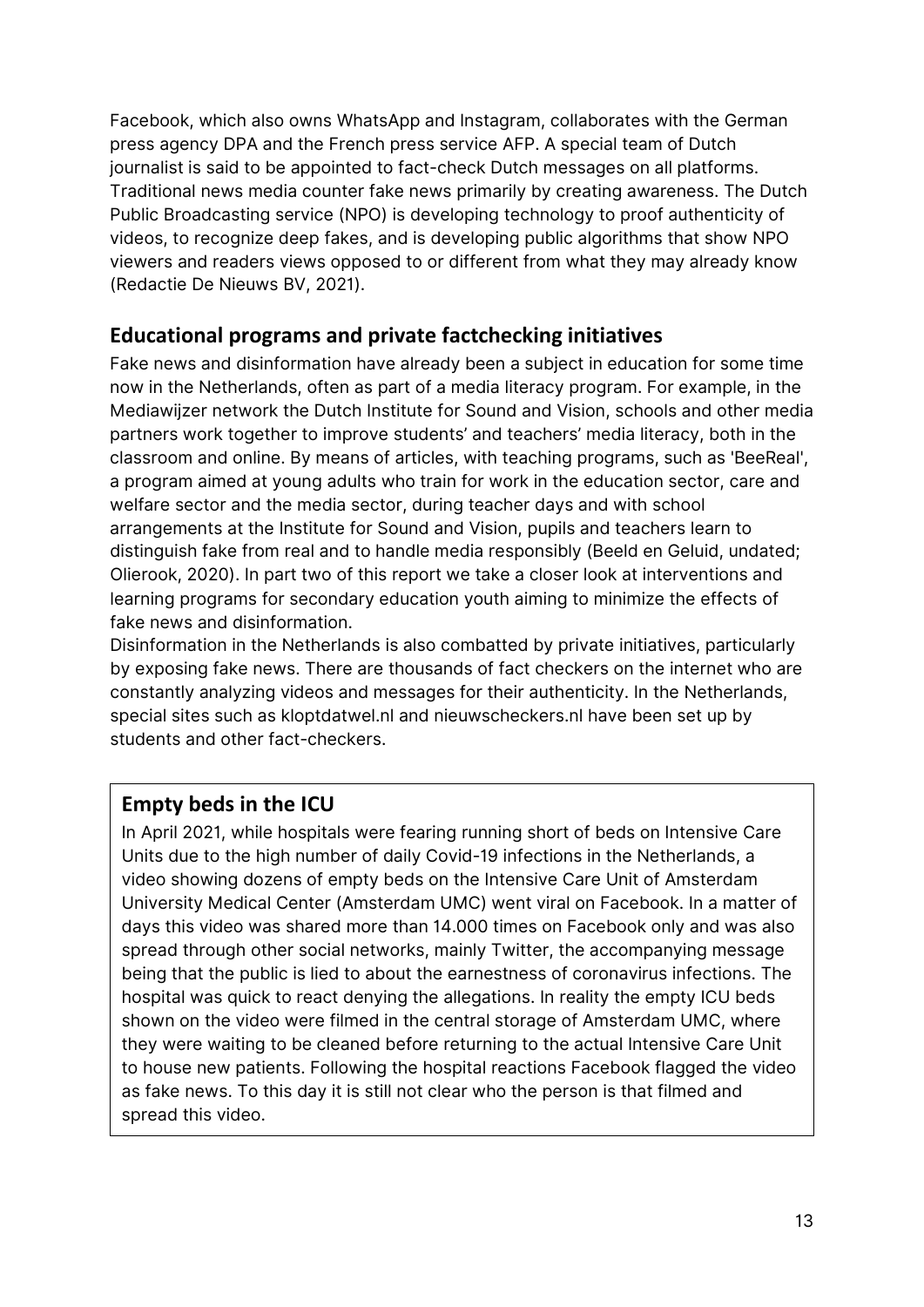Facebook, which also owns WhatsApp and Instagram, collaborates with the German press agency DPA and the French press service AFP. A special team of Dutch journalist is said to be appointed to fact-check Dutch messages on all platforms. Traditional news media counter fake news primarily by creating awareness. The Dutch Public Broadcasting service (NPO) is developing technology to proof authenticity of videos, to recognize deep fakes, and is developing public algorithms that show NPO viewers and readers views opposed to or different from what they may already know (Redactie De Nieuws BV, 2021).

## Educational programs and private factchecking initiatives

Fake news and disinformation have already been a subject in education for some time now in the Netherlands, often as part of a media literacy program. For example, in the Mediawijzer network the Dutch Institute for Sound and Vision, schools and other media partners work together to improve students' and teachers' media literacy, both in the classroom and online. By means of articles, with teaching programs, such as 'BeeReal', a program aimed at young adults who train for work in the education sector, care and welfare sector and the media sector, during teacher days and with school arrangements at the Institute for Sound and Vision, pupils and teachers learn to distinguish fake from real and to handle media responsibly (Beeld en Geluid, undated; Olierook, 2020). In part two of this report we take a closer look at interventions and learning programs for secondary education youth aiming to minimize the effects of fake news and disinformation.

Disinformation in the Netherlands is also combatted by private initiatives, particularly by exposing fake news. There are thousands of fact checkers on the internet who are constantly analyzing videos and messages for their authenticity. In the Netherlands, special sites such as kloptdatwel.nl and nieuwscheckers.nl have been set up by students and other fact-checkers.

### Empty beds in the ICU

In April 2021, while hospitals were fearing running short of beds on Intensive Care Units due to the high number of daily Covid-19 infections in the Netherlands, a video showing dozens of empty beds on the Intensive Care Unit of Amsterdam University Medical Center (Amsterdam UMC) went viral on Facebook. In a matter of days this video was shared more than 14.000 times on Facebook only and was also spread through other social networks, mainly Twitter, the accompanying message being that the public is lied to about the earnestness of coronavirus infections. The hospital was quick to react denying the allegations. In reality the empty ICU beds shown on the video were filmed in the central storage of Amsterdam UMC, where they were waiting to be cleaned before returning to the actual Intensive Care Unit to house new patients. Following the hospital reactions Facebook flagged the video as fake news. To this day it is still not clear who the person is that filmed and spread this video.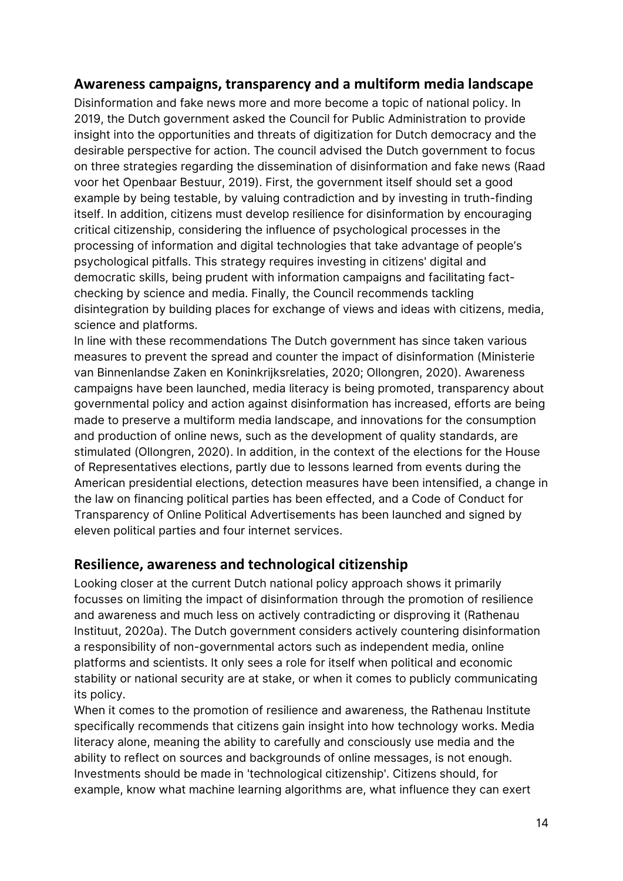## Awareness campaigns, transparency and a multiform media landscape

Disinformation and fake news more and more become a topic of national policy. In 2019, the Dutch government asked the Council for Public Administration to provide insight into the opportunities and threats of digitization for Dutch democracy and the desirable perspective for action. The council advised the Dutch government to focus on three strategies regarding the dissemination of disinformation and fake news (Raad voor het Openbaar Bestuur, 2019). First, the government itself should set a good example by being testable, by valuing contradiction and by investing in truth-finding itself. In addition, citizens must develop resilience for disinformation by encouraging critical citizenship, considering the influence of psychological processes in the processing of information and digital technologies that take advantage of people's psychological pitfalls. This strategy requires investing in citizens' digital and democratic skills, being prudent with information campaigns and facilitating fact-checking by science and media. Finally, the Council recommends tackling disintegration by building places for exchange of views and ideas with citizens, media, science and platforms.

In line with these recommendations The Dutch government has since taken various measures to prevent the spread and counter the impact of disinformation (Ministerie van Binnenlandse Zaken en Koninkrijksrelaties, 2020; Ollongren, 2020). Awareness campaigns have been launched, media literacy is being promoted, transparency about governmental policy and action against disinformation has increased, efforts are being made to preserve a multiform media landscape, and innovations for the consumption and production of online news, such as the development of quality standards, are stimulated (Ollongren, 2020). In addition, in the context of the elections for the House of Representatives elections, partly due to lessons learned from events during the American presidential elections, detection measures have been intensified, a change in the law on financing political parties has been effected, and a Code of Conduct for Transparency of Online Political Advertisements has been launched and signed by eleven political parties and four internet services.

## Resilience, awareness and technological citizenship

Looking closer at the current Dutch national policy approach shows it primarily focusses on limiting the impact of disinformation through the promotion of resilience and awareness and much less on actively contradicting or disproving it (Rathenau Instituut, 2020a). The Dutch government considers actively countering disinformation a responsibility of non-governmental actors such as independent media, online platforms and scientists. It only sees a role for itself when political and economic stability or national security are at stake, or when it comes to publicly communicating its policy.

When it comes to the promotion of resilience and awareness, the Rathenau Institute specifically recommends that citizens gain insight into how technology works. Media literacy alone, meaning the ability to carefully and consciously use media and the ability to reflect on sources and backgrounds of online messages, is not enough. Investments should be made in 'technological citizenship'. Citizens should, for example, know what machine learning algorithms are, what influence they can exert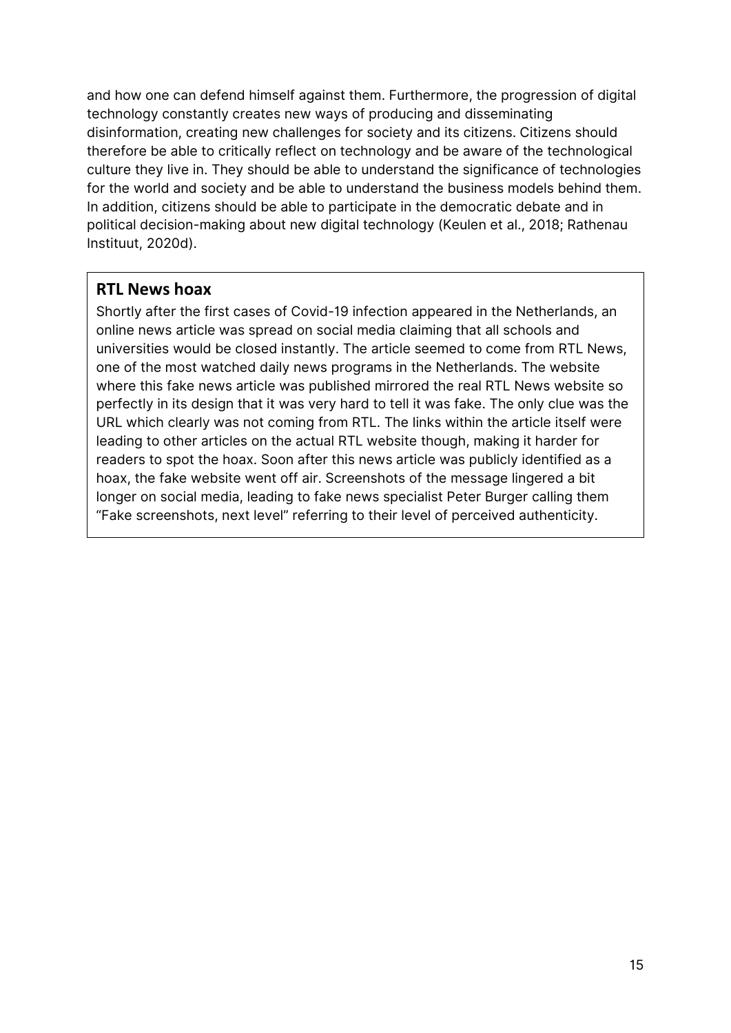and how one can defend himself against them. Furthermore, the progression of digital technology constantly creates new ways of producing and disseminating disinformation, creating new challenges for society and its citizens. Citizens should therefore be able to critically reflect on technology and be aware of the technological culture they live in. They should be able to understand the significance of technologies for the world and society and be able to understand the business models behind them. In addition, citizens should be able to participate in the democratic debate and in political decision-making about new digital technology (Keulen et al., 2018; Rathenau Instituut, 2020d).

**RTL News hoax**

Shortly after the first cases of Covid-19 infection appeared in the Netherlands, an online news article was spread on social media claiming that all schools and universities would be closed instantly. The article seemed to come from RTL News, one of the most watched daily news programs in the Netherlands. The website where this fake news article was published mirrored the real RTL News website so perfectly in its design that it was very hard to tell it was fake. The only clue was the URL which clearly was not coming from RTL. The links within the article itself were leading to other articles on the actual RTL website though, making it harder for readers to spot the hoax. Soon after this news article was publicly identified as a hoax, the fake website went off air. Screenshots of the message lingered a bit longer on social media, leading to fake news specialist Peter Burger calling them "Fake screenshots, next level" referring to their level of perceived authenticity.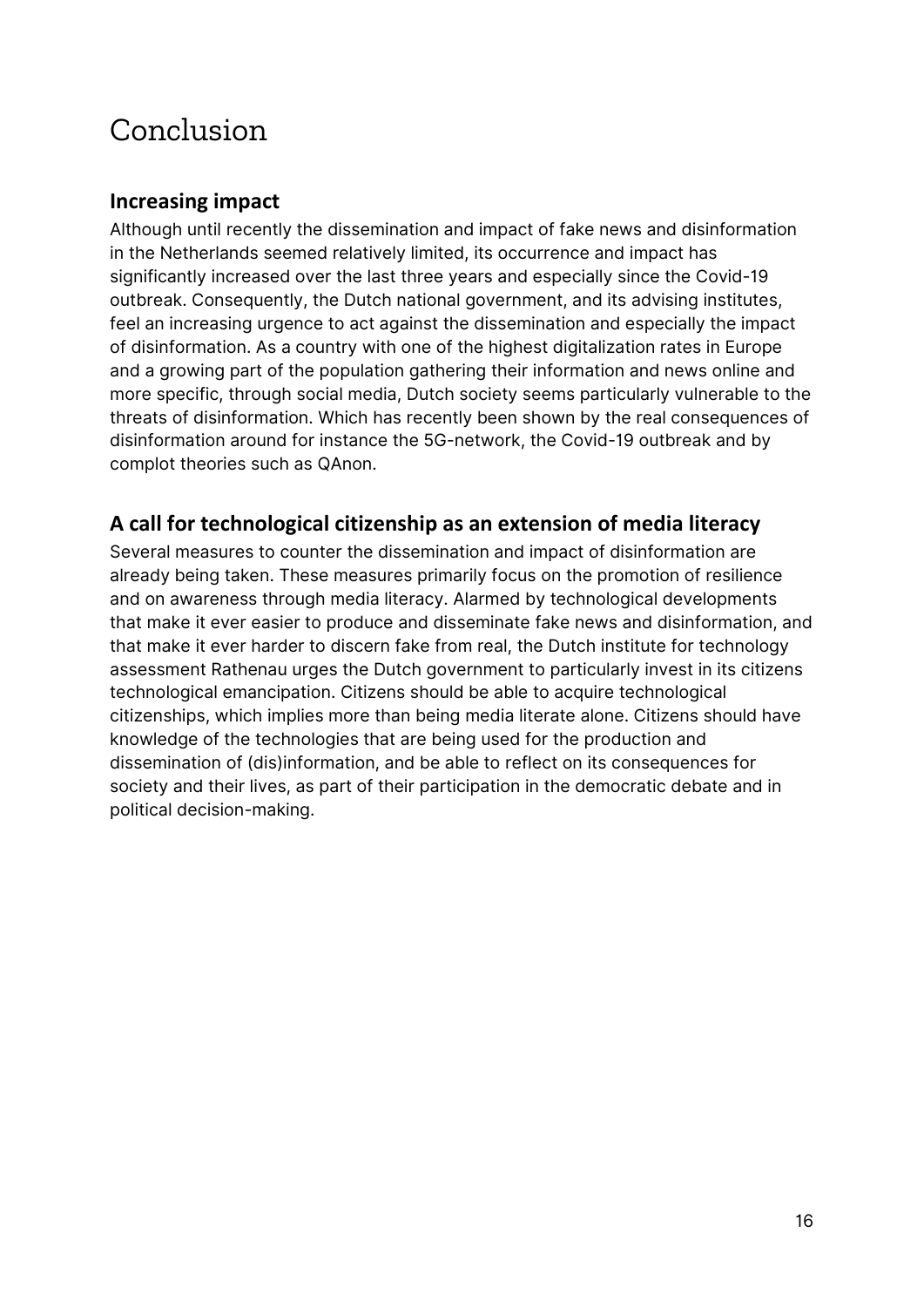# Conclusion

## Increasing impact

Although until recently the dissemination and impact of fake news and disinformation in the Netherlands seemed relatively limited, its occurrence and impact has significantly increased over the last three years and especially since the Covid-19 outbreak. Consequently, the Dutch national government, and its advising institutes, feel an increasing urgence to act against the dissemination and especially the impact of disinformation. As a country with one of the highest digitalization rates in Europe and a growing part of the population gathering their information and news online and more specific, through social media, Dutch society seems particularly vulnerable to the threats of disinformation. Which has recently been shown by the real consequences of disinformation around for instance the 5G-network, the Covid-19 outbreak and by complot theories such as QAnon.

## A call for technological citizenship as an extension of media literacy

Several measures to counter the dissemination and impact of disinformation are already being taken. These measures primarily focus on the promotion of resilience and on awareness through media literacy. Alarmed by technological developments that make it ever easier to produce and disseminate fake news and disinformation, and that make it ever harder to discern fake from real, the Dutch institute for technology assessment Rathenau urges the Dutch government to particularly invest in its citizens technological emancipation. Citizens should be able to acquire technological citizenships, which implies more than being media literate alone. Citizens should have knowledge of the technologies that are being used for the production and dissemination of (dis)information, and be able to reflect on its consequences for society and their lives, as part of their participation in the democratic debate and in political decision-making.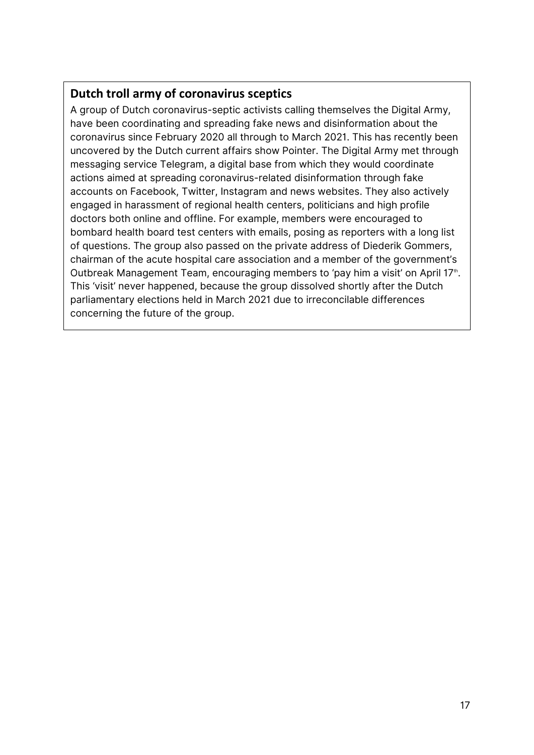## Dutch troll army of coronavirus sceptics

A group of Dutch coronavirus-septic activists calling themselves the Digital Army, have been coordinating and spreading fake news and disinformation about the coronavirus since February 2020 all through to March 2021. This has recently been uncovered by the Dutch current affairs show Pointer. The Digital Army met through messaging service Telegram, a digital base from which they would coordinate actions aimed at spreading coronavirus-related disinformation through fake accounts on Facebook, Twitter, Instagram and news websites. They also actively engaged in harassment of regional health centers, politicians and high profile doctors both online and offline. For example, members were encouraged to bombard health board test centers with emails, posing as reporters with a long list of questions. The group also passed on the private address of Diederik Gommers, chairman of the acute hospital care association and a member of the government's Outbreak Management Team, encouraging members to 'pay him a visit' on April 17th. This 'visit' never happened, because the group dissolved shortly after the Dutch parliamentary elections held in March 2021 due to irreconcilable differences concerning the future of the group.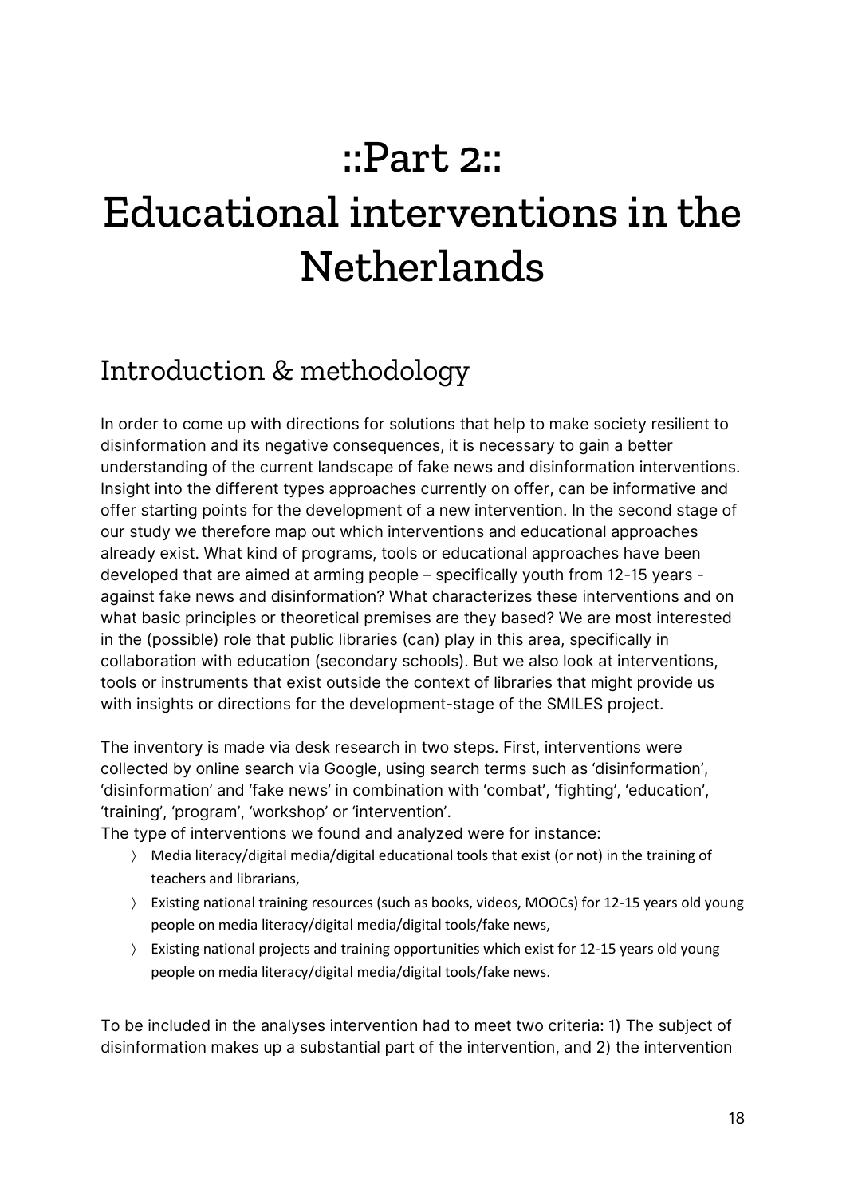# ::Part 2::
# Educational interventions in the Netherlands

## Introduction & methodology

In order to come up with directions for solutions that help to make society resilient to disinformation and its negative consequences, it is necessary to gain a better understanding of the current landscape of fake news and disinformation interventions. Insight into the different types approaches currently on offer, can be informative and offer starting points for the development of a new intervention. In the second stage of our study we therefore map out which interventions and educational approaches already exist. What kind of programs, tools or educational approaches have been developed that are aimed at arming people – specifically youth from 12-15 years - against fake news and disinformation? What characterizes these interventions and on what basic principles or theoretical premises are they based? We are most interested in the (possible) role that public libraries (can) play in this area, specifically in collaboration with education (secondary schools). But we also look at interventions, tools or instruments that exist outside the context of libraries that might provide us with insights or directions for the development-stage of the SMILES project.

The inventory is made via desk research in two steps. First, interventions were collected by online search via Google, using search terms such as 'disinformation', 'disinformation' and 'fake news' in combination with 'combat', 'fighting', 'education', 'training', 'program', 'workshop' or 'intervention'.
The type of interventions we found and analyzed were for instance:

- Media literacy/digital media/digital educational tools that exist (or not) in the training of teachers and librarians,
- Existing national training resources (such as books, videos, MOOCs) for 12-15 years old young people on media literacy/digital media/digital tools/fake news,
- Existing national projects and training opportunities which exist for 12-15 years old young people on media literacy/digital media/digital tools/fake news.

To be included in the analyses intervention had to meet two criteria: 1) The subject of disinformation makes up a substantial part of the intervention, and 2) the intervention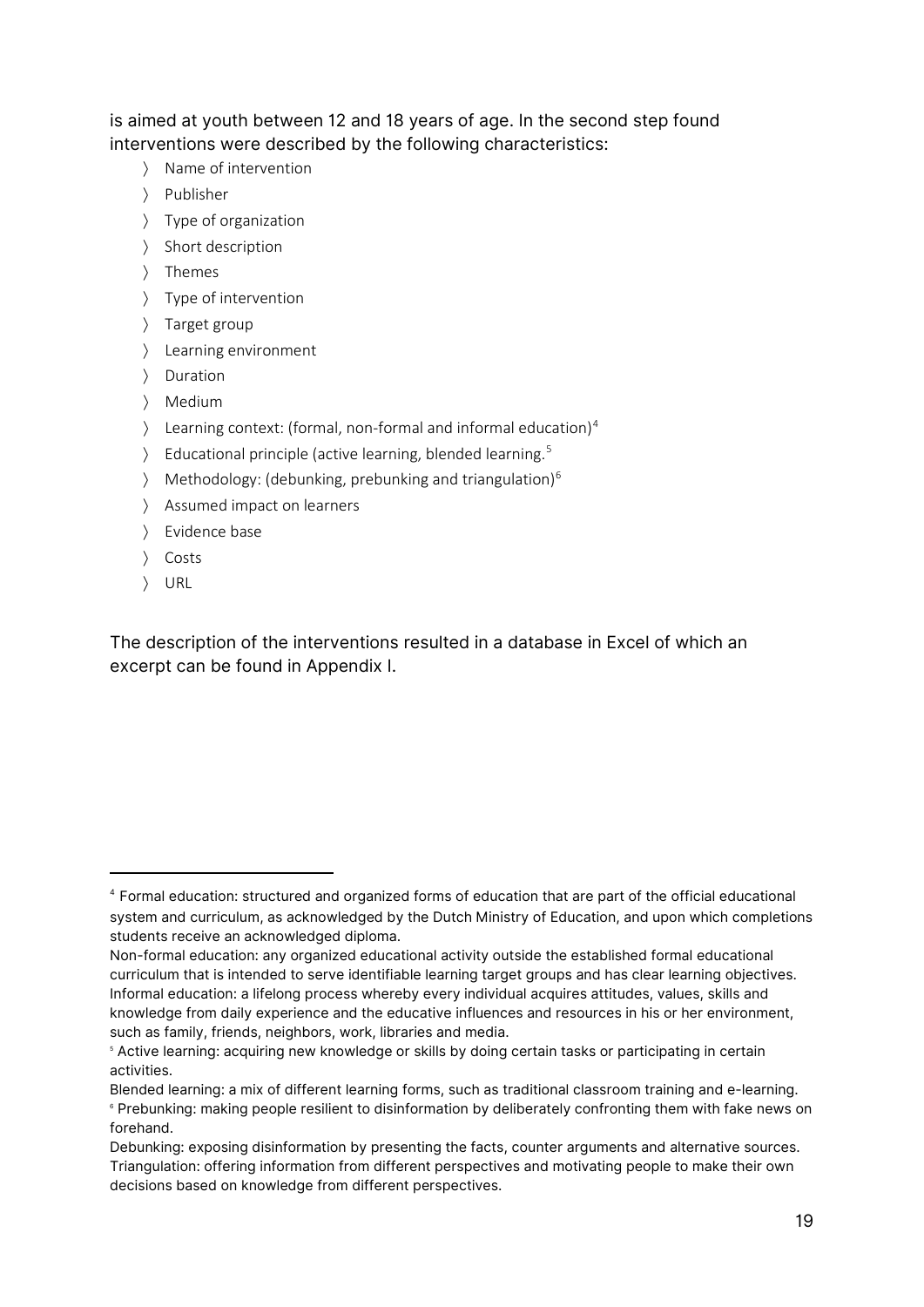is aimed at youth between 12 and 18 years of age. In the second step found interventions were described by the following characteristics:

- Name of intervention
- Publisher
- Type of organization
- Short description
- Themes
- Type of intervention
- Target group
- Learning environment
- Duration
- Medium
- Learning context: (formal, non-formal and informal education)[4]
- Educational principle (active learning, blended learning.[5]
- Methodology: (debunking, prebunking and triangulation)[6]
- Assumed impact on learners
- Evidence base
- Costs
- URL

The description of the interventions resulted in a database in Excel of which an excerpt can be found in Appendix I.

---

[4] Formal education: structured and organized forms of education that are part of the official educational system and curriculum, as acknowledged by the Dutch Ministry of Education, and upon which completions students receive an acknowledged diploma.

Non-formal education: any organized educational activity outside the established formal educational curriculum that is intended to serve identifiable learning target groups and has clear learning objectives.

Informal education: a lifelong process whereby every individual acquires attitudes, values, skills and knowledge from daily experience and the educative influences and resources in his or her environment, such as family, friends, neighbors, work, libraries and media.

[5] Active learning: acquiring new knowledge or skills by doing certain tasks or participating in certain activities.

Blended learning: a mix of different learning forms, such as traditional classroom training and e-learning.

[6] Prebunking: making people resilient to disinformation by deliberately confronting them with fake news on forehand.

Debunking: exposing disinformation by presenting the facts, counter arguments and alternative sources.

Triangulation: offering information from different perspectives and motivating people to make their own decisions based on knowledge from different perspectives.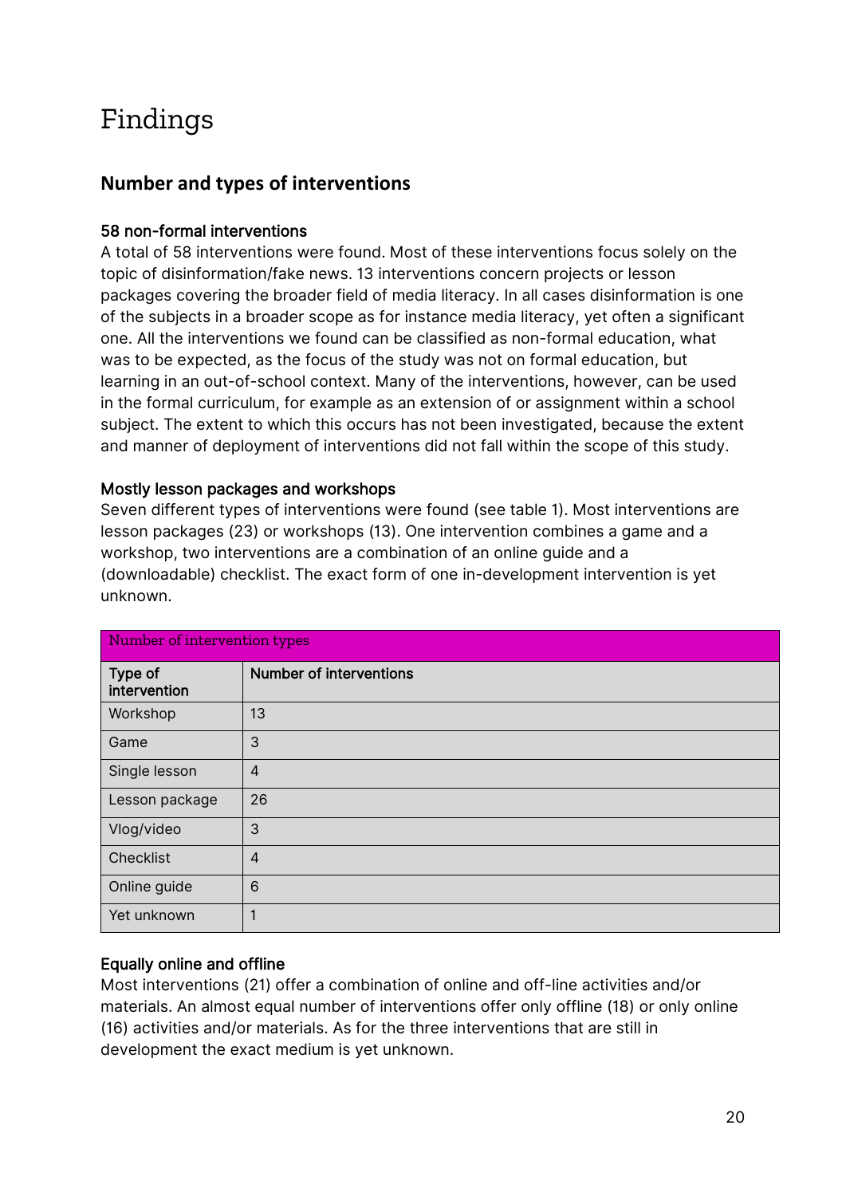# Findings

## Number and types of interventions

### 58 non-formal interventions

A total of 58 interventions were found. Most of these interventions focus solely on the topic of disinformation/fake news. 13 interventions concern projects or lesson packages covering the broader field of media literacy. In all cases disinformation is one of the subjects in a broader scope as for instance media literacy, yet often a significant one. All the interventions we found can be classified as non-formal education, what was to be expected, as the focus of the study was not on formal education, but learning in an out-of-school context. Many of the interventions, however, can be used in the formal curriculum, for example as an extension of or assignment within a school subject. The extent to which this occurs has not been investigated, because the extent and manner of deployment of interventions did not fall within the scope of this study.

### Mostly lesson packages and workshops

Seven different types of interventions were found (see table 1). Most interventions are lesson packages (23) or workshops (13). One intervention combines a game and a workshop, two interventions are a combination of an online guide and a (downloadable) checklist. The exact form of one in-development intervention is yet unknown.

| Number of intervention types | |
|---|---|
| **Type of intervention** | **Number of interventions** |
| Workshop | 13 |
| Game | 3 |
| Single lesson | 4 |
| Lesson package | 26 |
| Vlog/video | 3 |
| Checklist | 4 |
| Online guide | 6 |
| Yet unknown | 1 |

### Equally online and offline

Most interventions (21) offer a combination of online and off-line activities and/or materials. An almost equal number of interventions offer only offline (18) or only online (16) activities and/or materials. As for the three interventions that are still in development the exact medium is yet unknown.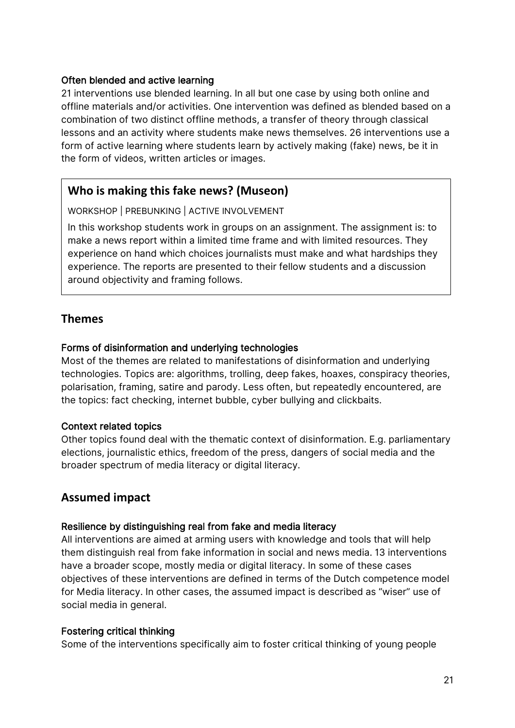#### Often blended and active learning

21 interventions use blended learning. In all but one case by using both online and offline materials and/or activities. One intervention was defined as blended based on a combination of two distinct offline methods, a transfer of theory through classical lessons and an activity where students make news themselves. 26 interventions use a form of active learning where students learn by actively making (fake) news, be it in the form of videos, written articles or images.

> ### Who is making this fake news? (Museon)
>
> WORKSHOP | PREBUNKING | ACTIVE INVOLVEMENT
>
> In this workshop students work in groups on an assignment. The assignment is: to make a news report within a limited time frame and with limited resources. They experience on hand which choices journalists must make and what hardships they experience. The reports are presented to their fellow students and a discussion around objectivity and framing follows.

## Themes

#### Forms of disinformation and underlying technologies

Most of the themes are related to manifestations of disinformation and underlying technologies. Topics are: algorithms, trolling, deep fakes, hoaxes, conspiracy theories, polarisation, framing, satire and parody. Less often, but repeatedly encountered, are the topics: fact checking, internet bubble, cyber bullying and clickbaits.

#### Context related topics

Other topics found deal with the thematic context of disinformation. E.g. parliamentary elections, journalistic ethics, freedom of the press, dangers of social media and the broader spectrum of media literacy or digital literacy.

## Assumed impact

#### Resilience by distinguishing real from fake and media literacy

All interventions are aimed at arming users with knowledge and tools that will help them distinguish real from fake information in social and news media. 13 interventions have a broader scope, mostly media or digital literacy. In some of these cases objectives of these interventions are defined in terms of the Dutch competence model for Media literacy. In other cases, the assumed impact is described as "wiser" use of social media in general.

#### Fostering critical thinking

Some of the interventions specifically aim to foster critical thinking of young people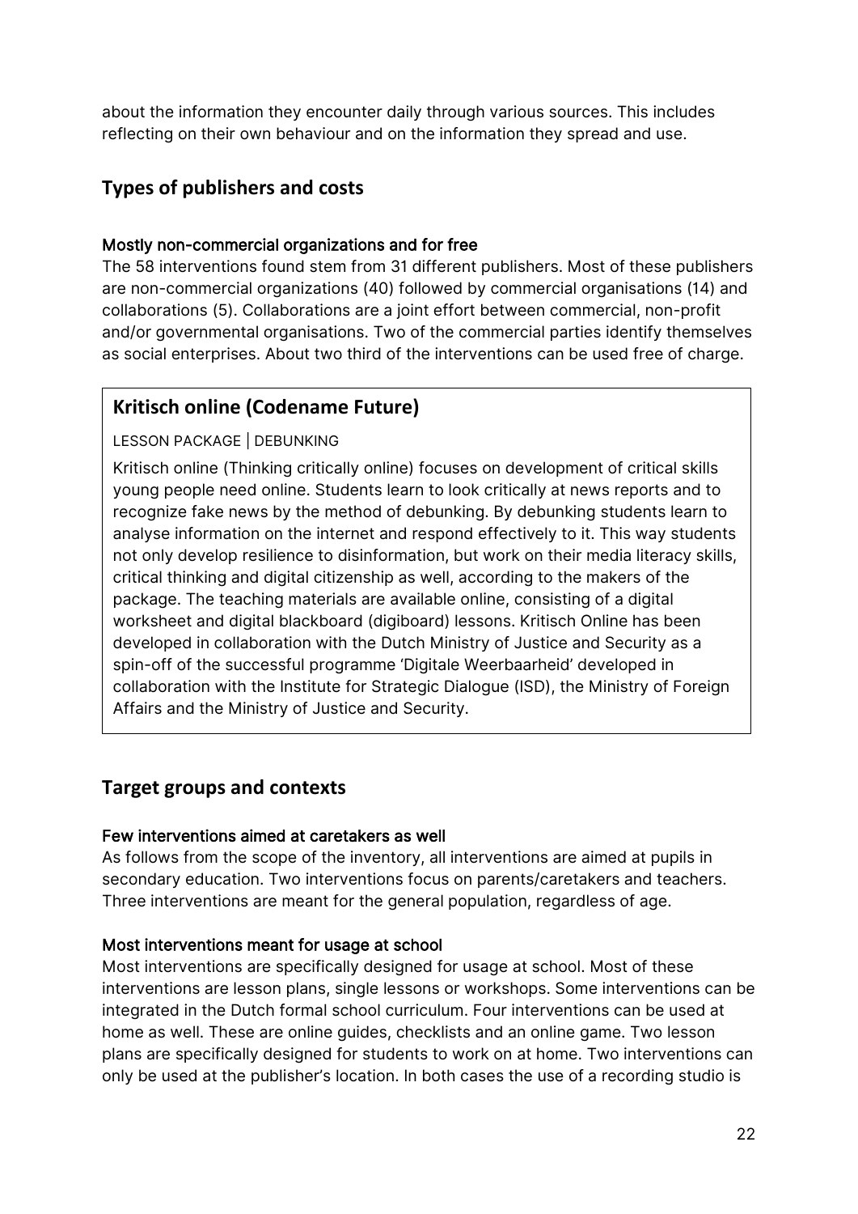about the information they encounter daily through various sources. This includes reflecting on their own behaviour and on the information they spread and use.

## Types of publishers and costs

### Mostly non-commercial organizations and for free

The 58 interventions found stem from 31 different publishers. Most of these publishers are non-commercial organizations (40) followed by commercial organisations (14) and collaborations (5). Collaborations are a joint effort between commercial, non-profit and/or governmental organisations. Two of the commercial parties identify themselves as social enterprises. About two third of the interventions can be used free of charge.

> ### Kritisch online (Codename Future)
>
> LESSON PACKAGE | DEBUNKING
>
> Kritisch online (Thinking critically online) focuses on development of critical skills young people need online. Students learn to look critically at news reports and to recognize fake news by the method of debunking. By debunking students learn to analyse information on the internet and respond effectively to it. This way students not only develop resilience to disinformation, but work on their media literacy skills, critical thinking and digital citizenship as well, according to the makers of the package. The teaching materials are available online, consisting of a digital worksheet and digital blackboard (digiboard) lessons. Kritisch Online has been developed in collaboration with the Dutch Ministry of Justice and Security as a spin-off of the successful programme 'Digitale Weerbaarheid' developed in collaboration with the Institute for Strategic Dialogue (ISD), the Ministry of Foreign Affairs and the Ministry of Justice and Security.

## Target groups and contexts

### Few interventions aimed at caretakers as well

As follows from the scope of the inventory, all interventions are aimed at pupils in secondary education. Two interventions focus on parents/caretakers and teachers. Three interventions are meant for the general population, regardless of age.

### Most interventions meant for usage at school

Most interventions are specifically designed for usage at school. Most of these interventions are lesson plans, single lessons or workshops. Some interventions can be integrated in the Dutch formal school curriculum. Four interventions can be used at home as well. These are online guides, checklists and an online game. Two lesson plans are specifically designed for students to work on at home. Two interventions can only be used at the publisher's location. In both cases the use of a recording studio is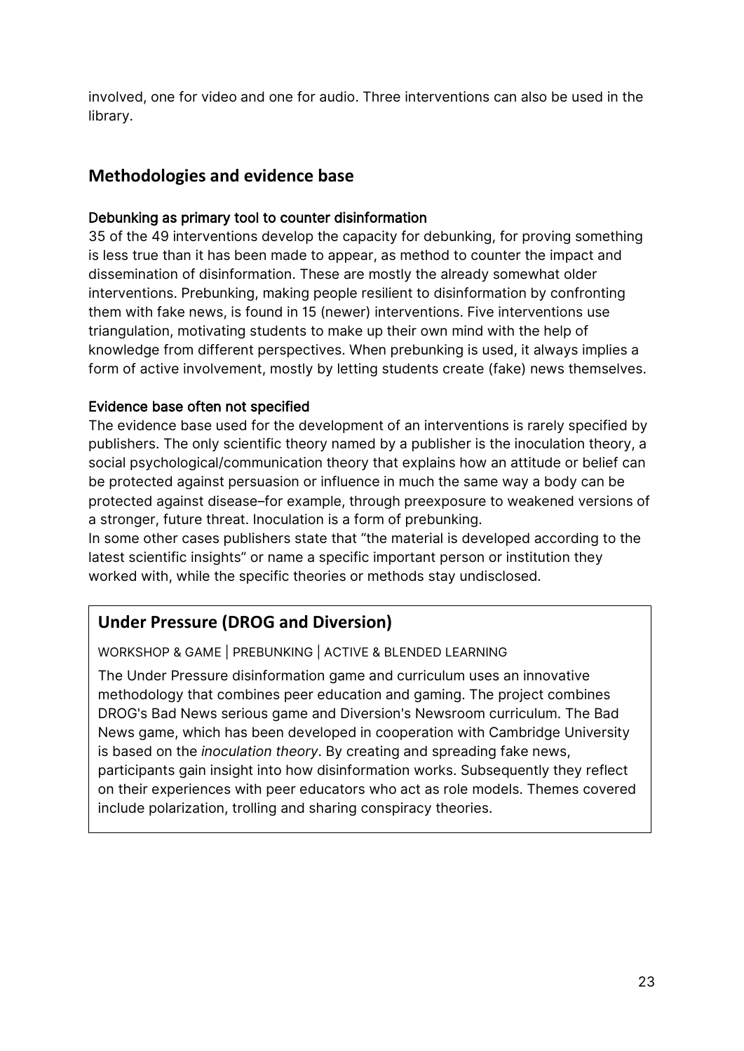involved, one for video and one for audio. Three interventions can also be used in the library.

## Methodologies and evidence base

### Debunking as primary tool to counter disinformation

35 of the 49 interventions develop the capacity for debunking, for proving something is less true than it has been made to appear, as method to counter the impact and dissemination of disinformation. These are mostly the already somewhat older interventions. Prebunking, making people resilient to disinformation by confronting them with fake news, is found in 15 (newer) interventions. Five interventions use triangulation, motivating students to make up their own mind with the help of knowledge from different perspectives. When prebunking is used, it always implies a form of active involvement, mostly by letting students create (fake) news themselves.

### Evidence base often not specified

The evidence base used for the development of an interventions is rarely specified by publishers. The only scientific theory named by a publisher is the inoculation theory, a social psychological/communication theory that explains how an attitude or belief can be protected against persuasion or influence in much the same way a body can be protected against disease–for example, through preexposure to weakened versions of a stronger, future threat. Inoculation is a form of prebunking.

In some other cases publishers state that “the material is developed according to the latest scientific insights” or name a specific important person or institution they worked with, while the specific theories or methods stay undisclosed.

### Under Pressure (DROG and Diversion)

WORKSHOP & GAME | PREBUNKING | ACTIVE & BLENDED LEARNING

The Under Pressure disinformation game and curriculum uses an innovative methodology that combines peer education and gaming. The project combines DROG's Bad News serious game and Diversion's Newsroom curriculum. The Bad News game, which has been developed in cooperation with Cambridge University is based on the *inoculation theory*. By creating and spreading fake news, participants gain insight into how disinformation works. Subsequently they reflect on their experiences with peer educators who act as role models. Themes covered include polarization, trolling and sharing conspiracy theories.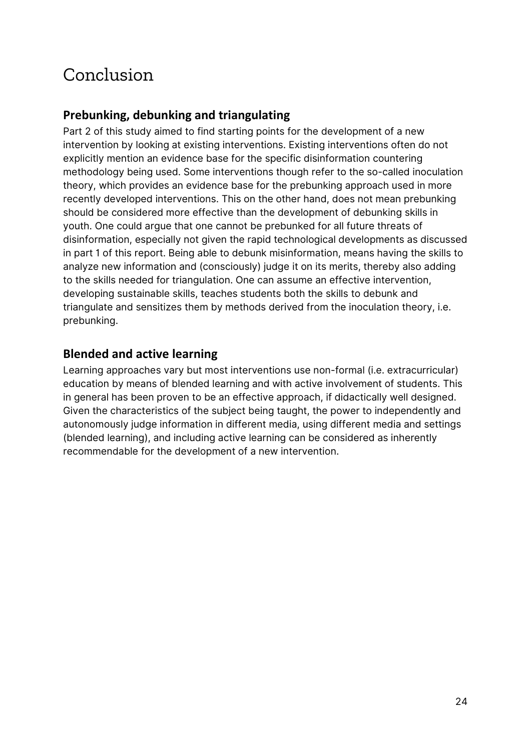# Conclusion

## Prebunking, debunking and triangulating

Part 2 of this study aimed to find starting points for the development of a new intervention by looking at existing interventions. Existing interventions often do not explicitly mention an evidence base for the specific disinformation countering methodology being used. Some interventions though refer to the so-called inoculation theory, which provides an evidence base for the prebunking approach used in more recently developed interventions. This on the other hand, does not mean prebunking should be considered more effective than the development of debunking skills in youth. One could argue that one cannot be prebunked for all future threats of disinformation, especially not given the rapid technological developments as discussed in part 1 of this report. Being able to debunk misinformation, means having the skills to analyze new information and (consciously) judge it on its merits, thereby also adding to the skills needed for triangulation. One can assume an effective intervention, developing sustainable skills, teaches students both the skills to debunk and triangulate and sensitizes them by methods derived from the inoculation theory, i.e. prebunking.

## Blended and active learning

Learning approaches vary but most interventions use non-formal (i.e. extracurricular) education by means of blended learning and with active involvement of students. This in general has been proven to be an effective approach, if didactically well designed. Given the characteristics of the subject being taught, the power to independently and autonomously judge information in different media, using different media and settings (blended learning), and including active learning can be considered as inherently recommendable for the development of a new intervention.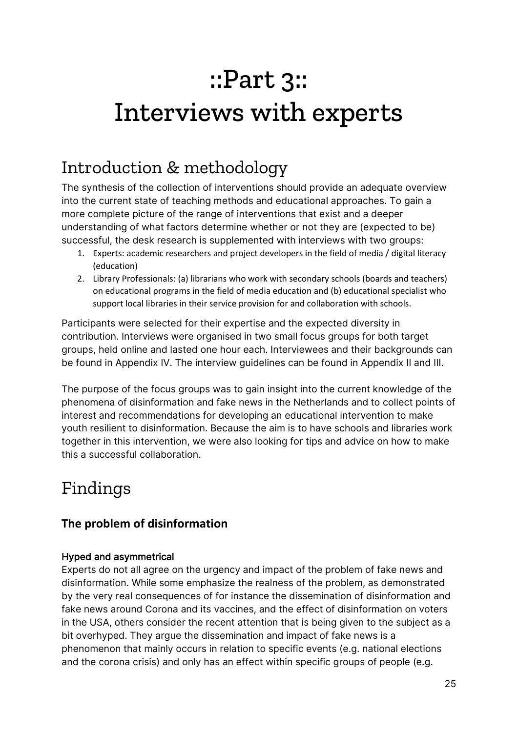# ::Part 3::
# Interviews with experts

## Introduction & methodology

The synthesis of the collection of interventions should provide an adequate overview into the current state of teaching methods and educational approaches. To gain a more complete picture of the range of interventions that exist and a deeper understanding of what factors determine whether or not they are (expected to be) successful, the desk research is supplemented with interviews with two groups:

1. Experts: academic researchers and project developers in the field of media / digital literacy (education)
2. Library Professionals: (a) librarians who work with secondary schools (boards and teachers) on educational programs in the field of media education and (b) educational specialist who support local libraries in their service provision for and collaboration with schools.

Participants were selected for their expertise and the expected diversity in contribution. Interviews were organised in two small focus groups for both target groups, held online and lasted one hour each. Interviewees and their backgrounds can be found in Appendix IV. The interview guidelines can be found in Appendix II and III.

The purpose of the focus groups was to gain insight into the current knowledge of the phenomena of disinformation and fake news in the Netherlands and to collect points of interest and recommendations for developing an educational intervention to make youth resilient to disinformation. Because the aim is to have schools and libraries work together in this intervention, we were also looking for tips and advice on how to make this a successful collaboration.

## Findings

### The problem of disinformation

#### Hyped and asymmetrical

Experts do not all agree on the urgency and impact of the problem of fake news and disinformation. While some emphasize the realness of the problem, as demonstrated by the very real consequences of for instance the dissemination of disinformation and fake news around Corona and its vaccines, and the effect of disinformation on voters in the USA, others consider the recent attention that is being given to the subject as a bit overhyped. They argue the dissemination and impact of fake news is a phenomenon that mainly occurs in relation to specific events (e.g. national elections and the corona crisis) and only has an effect within specific groups of people (e.g.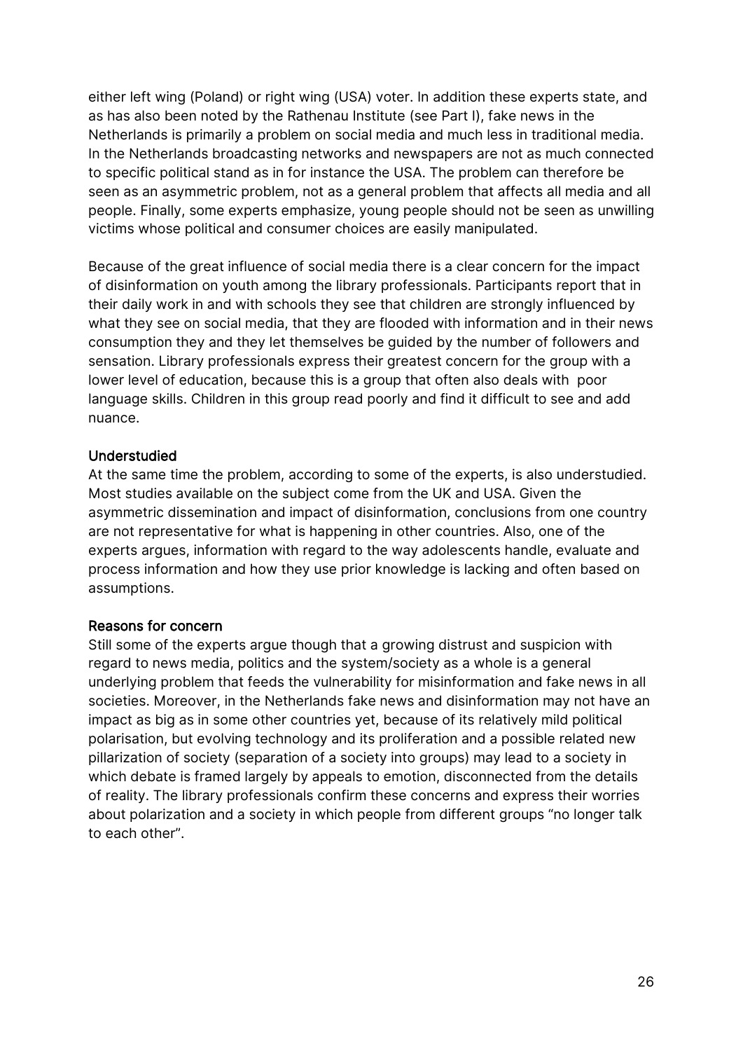either left wing (Poland) or right wing (USA) voter. In addition these experts state, and as has also been noted by the Rathenau Institute (see Part I), fake news in the Netherlands is primarily a problem on social media and much less in traditional media. In the Netherlands broadcasting networks and newspapers are not as much connected to specific political stand as in for instance the USA. The problem can therefore be seen as an asymmetric problem, not as a general problem that affects all media and all people. Finally, some experts emphasize, young people should not be seen as unwilling victims whose political and consumer choices are easily manipulated.

Because of the great influence of social media there is a clear concern for the impact of disinformation on youth among the library professionals. Participants report that in their daily work in and with schools they see that children are strongly influenced by what they see on social media, that they are flooded with information and in their news consumption they and they let themselves be guided by the number of followers and sensation. Library professionals express their greatest concern for the group with a lower level of education, because this is a group that often also deals with poor language skills. Children in this group read poorly and find it difficult to see and add nuance.

#### Understudied

At the same time the problem, according to some of the experts, is also understudied. Most studies available on the subject come from the UK and USA. Given the asymmetric dissemination and impact of disinformation, conclusions from one country are not representative for what is happening in other countries. Also, one of the experts argues, information with regard to the way adolescents handle, evaluate and process information and how they use prior knowledge is lacking and often based on assumptions.

#### Reasons for concern

Still some of the experts argue though that a growing distrust and suspicion with regard to news media, politics and the system/society as a whole is a general underlying problem that feeds the vulnerability for misinformation and fake news in all societies. Moreover, in the Netherlands fake news and disinformation may not have an impact as big as in some other countries yet, because of its relatively mild political polarisation, but evolving technology and its proliferation and a possible related new pillarization of society (separation of a society into groups) may lead to a society in which debate is framed largely by appeals to emotion, disconnected from the details of reality. The library professionals confirm these concerns and express their worries about polarization and a society in which people from different groups "no longer talk to each other".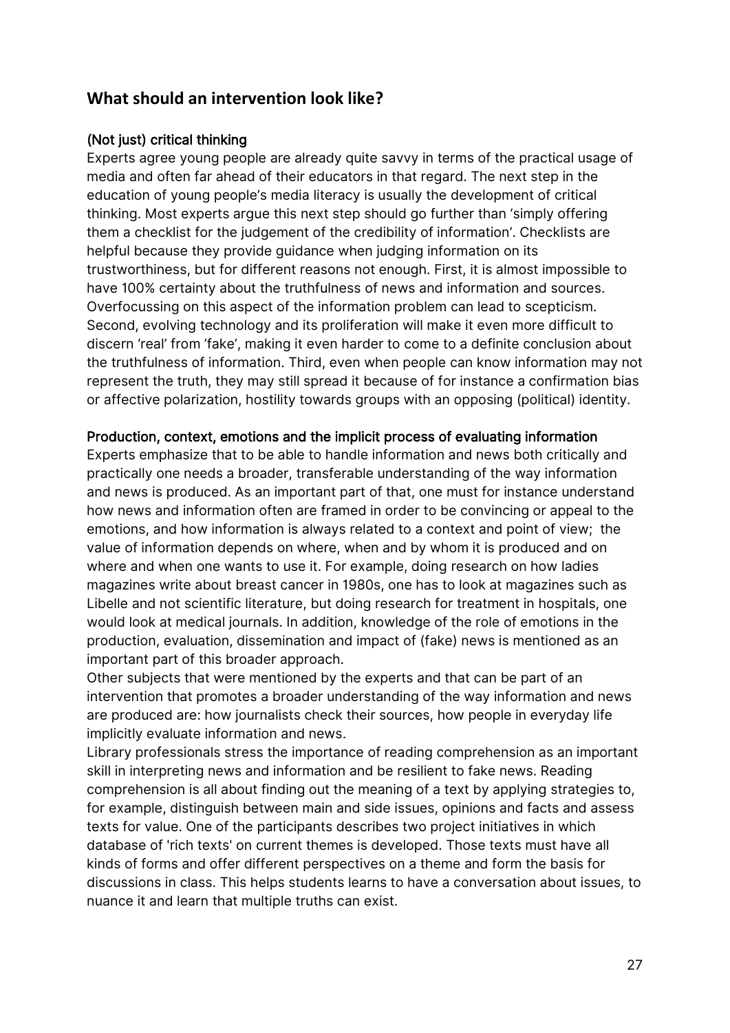## What should an intervention look like?

### (Not just) critical thinking

Experts agree young people are already quite savvy in terms of the practical usage of media and often far ahead of their educators in that regard. The next step in the education of young people's media literacy is usually the development of critical thinking. Most experts argue this next step should go further than 'simply offering them a checklist for the judgement of the credibility of information'. Checklists are helpful because they provide guidance when judging information on its trustworthiness, but for different reasons not enough. First, it is almost impossible to have 100% certainty about the truthfulness of news and information and sources. Overfocussing on this aspect of the information problem can lead to scepticism. Second, evolving technology and its proliferation will make it even more difficult to discern 'real' from 'fake', making it even harder to come to a definite conclusion about the truthfulness of information. Third, even when people can know information may not represent the truth, they may still spread it because of for instance a confirmation bias or affective polarization, hostility towards groups with an opposing (political) identity.

### Production, context, emotions and the implicit process of evaluating information

Experts emphasize that to be able to handle information and news both critically and practically one needs a broader, transferable understanding of the way information and news is produced. As an important part of that, one must for instance understand how news and information often are framed in order to be convincing or appeal to the emotions, and how information is always related to a context and point of view; the value of information depends on where, when and by whom it is produced and on where and when one wants to use it. For example, doing research on how ladies magazines write about breast cancer in 1980s, one has to look at magazines such as Libelle and not scientific literature, but doing research for treatment in hospitals, one would look at medical journals. In addition, knowledge of the role of emotions in the production, evaluation, dissemination and impact of (fake) news is mentioned as an important part of this broader approach.

Other subjects that were mentioned by the experts and that can be part of an intervention that promotes a broader understanding of the way information and news are produced are: how journalists check their sources, how people in everyday life implicitly evaluate information and news.

Library professionals stress the importance of reading comprehension as an important skill in interpreting news and information and be resilient to fake news. Reading comprehension is all about finding out the meaning of a text by applying strategies to, for example, distinguish between main and side issues, opinions and facts and assess texts for value. One of the participants describes two project initiatives in which database of 'rich texts' on current themes is developed. Those texts must have all kinds of forms and offer different perspectives on a theme and form the basis for discussions in class. This helps students learns to have a conversation about issues, to nuance it and learn that multiple truths can exist.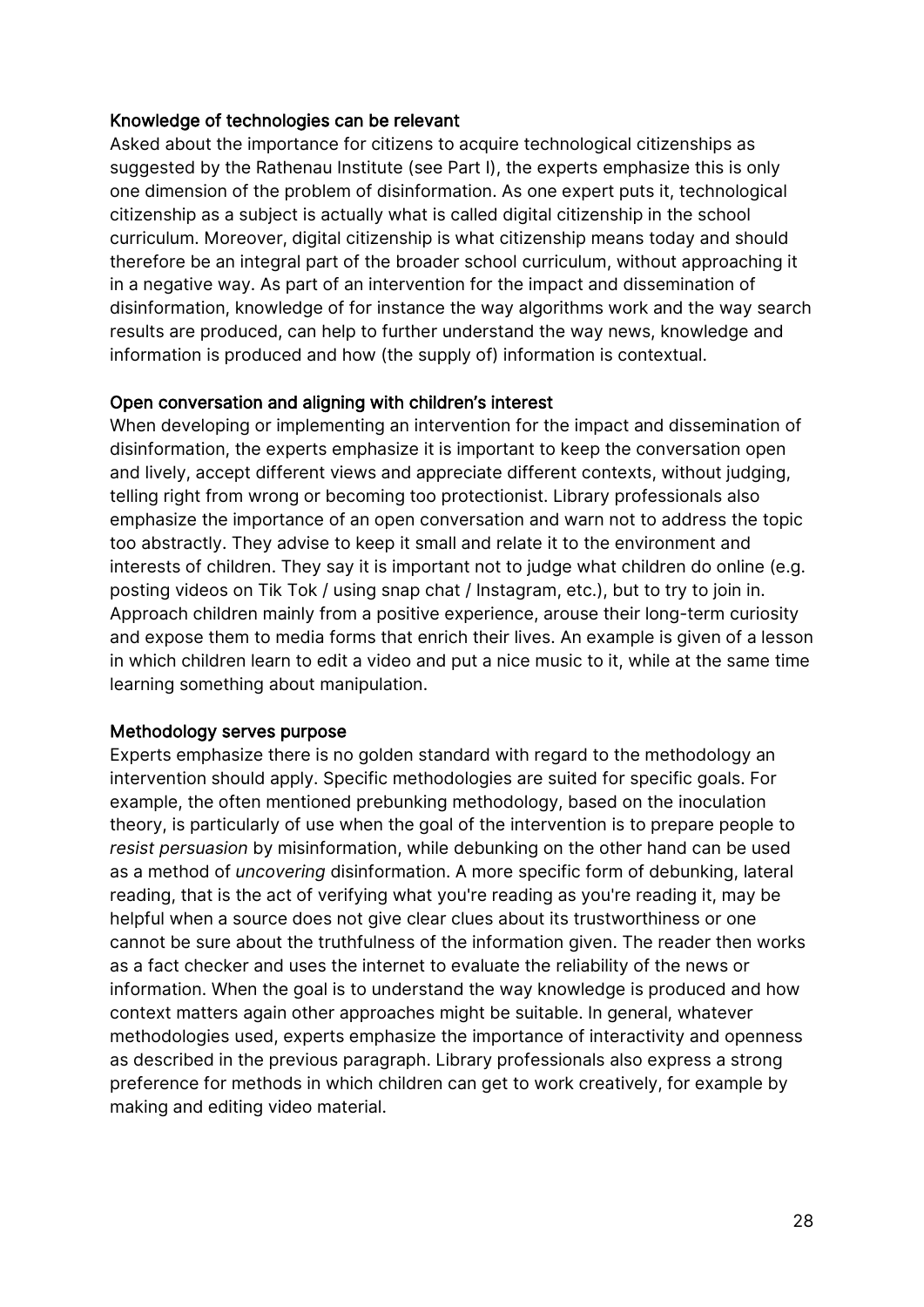### Knowledge of technologies can be relevant

Asked about the importance for citizens to acquire technological citizenships as suggested by the Rathenau Institute (see Part I), the experts emphasize this is only one dimension of the problem of disinformation. As one expert puts it, technological citizenship as a subject is actually what is called digital citizenship in the school curriculum. Moreover, digital citizenship is what citizenship means today and should therefore be an integral part of the broader school curriculum, without approaching it in a negative way. As part of an intervention for the impact and dissemination of disinformation, knowledge of for instance the way algorithms work and the way search results are produced, can help to further understand the way news, knowledge and information is produced and how (the supply of) information is contextual.

### Open conversation and aligning with children's interest

When developing or implementing an intervention for the impact and dissemination of disinformation, the experts emphasize it is important to keep the conversation open and lively, accept different views and appreciate different contexts, without judging, telling right from wrong or becoming too protectionist. Library professionals also emphasize the importance of an open conversation and warn not to address the topic too abstractly. They advise to keep it small and relate it to the environment and interests of children. They say it is important not to judge what children do online (e.g. posting videos on Tik Tok / using snap chat / Instagram, etc.), but to try to join in. Approach children mainly from a positive experience, arouse their long-term curiosity and expose them to media forms that enrich their lives. An example is given of a lesson in which children learn to edit a video and put a nice music to it, while at the same time learning something about manipulation.

### Methodology serves purpose

Experts emphasize there is no golden standard with regard to the methodology an intervention should apply. Specific methodologies are suited for specific goals. For example, the often mentioned prebunking methodology, based on the inoculation theory, is particularly of use when the goal of the intervention is to prepare people to *resist persuasion* by misinformation, while debunking on the other hand can be used as a method of *uncovering* disinformation. A more specific form of debunking, lateral reading, that is the act of verifying what you're reading as you're reading it, may be helpful when a source does not give clear clues about its trustworthiness or one cannot be sure about the truthfulness of the information given. The reader then works as a fact checker and uses the internet to evaluate the reliability of the news or information. When the goal is to understand the way knowledge is produced and how context matters again other approaches might be suitable. In general, whatever methodologies used, experts emphasize the importance of interactivity and openness as described in the previous paragraph. Library professionals also express a strong preference for methods in which children can get to work creatively, for example by making and editing video material.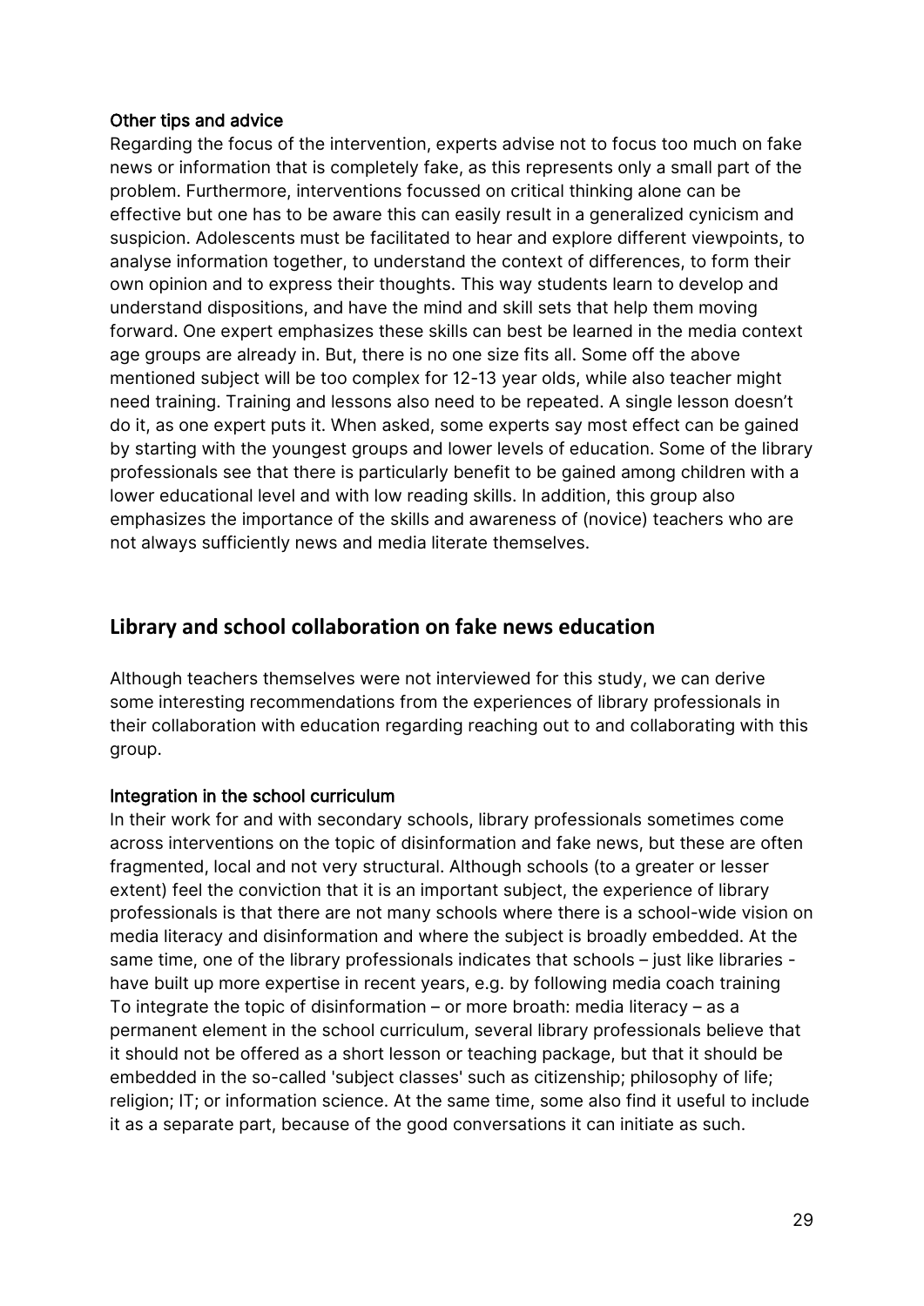#### Other tips and advice

Regarding the focus of the intervention, experts advise not to focus too much on fake news or information that is completely fake, as this represents only a small part of the problem. Furthermore, interventions focussed on critical thinking alone can be effective but one has to be aware this can easily result in a generalized cynicism and suspicion. Adolescents must be facilitated to hear and explore different viewpoints, to analyse information together, to understand the context of differences, to form their own opinion and to express their thoughts. This way students learn to develop and understand dispositions, and have the mind and skill sets that help them moving forward. One expert emphasizes these skills can best be learned in the media context age groups are already in. But, there is no one size fits all. Some off the above mentioned subject will be too complex for 12-13 year olds, while also teacher might need training. Training and lessons also need to be repeated. A single lesson doesn't do it, as one expert puts it. When asked, some experts say most effect can be gained by starting with the youngest groups and lower levels of education. Some of the library professionals see that there is particularly benefit to be gained among children with a lower educational level and with low reading skills. In addition, this group also emphasizes the importance of the skills and awareness of (novice) teachers who are not always sufficiently news and media literate themselves.

## Library and school collaboration on fake news education

Although teachers themselves were not interviewed for this study, we can derive some interesting recommendations from the experiences of library professionals in their collaboration with education regarding reaching out to and collaborating with this group.

#### Integration in the school curriculum

In their work for and with secondary schools, library professionals sometimes come across interventions on the topic of disinformation and fake news, but these are often fragmented, local and not very structural. Although schools (to a greater or lesser extent) feel the conviction that it is an important subject, the experience of library professionals is that there are not many schools where there is a school-wide vision on media literacy and disinformation and where the subject is broadly embedded. At the same time, one of the library professionals indicates that schools – just like libraries - have built up more expertise in recent years, e.g. by following media coach training
To integrate the topic of disinformation – or more broath: media literacy – as a permanent element in the school curriculum, several library professionals believe that it should not be offered as a short lesson or teaching package, but that it should be embedded in the so-called 'subject classes' such as citizenship; philosophy of life; religion; IT; or information science. At the same time, some also find it useful to include it as a separate part, because of the good conversations it can initiate as such.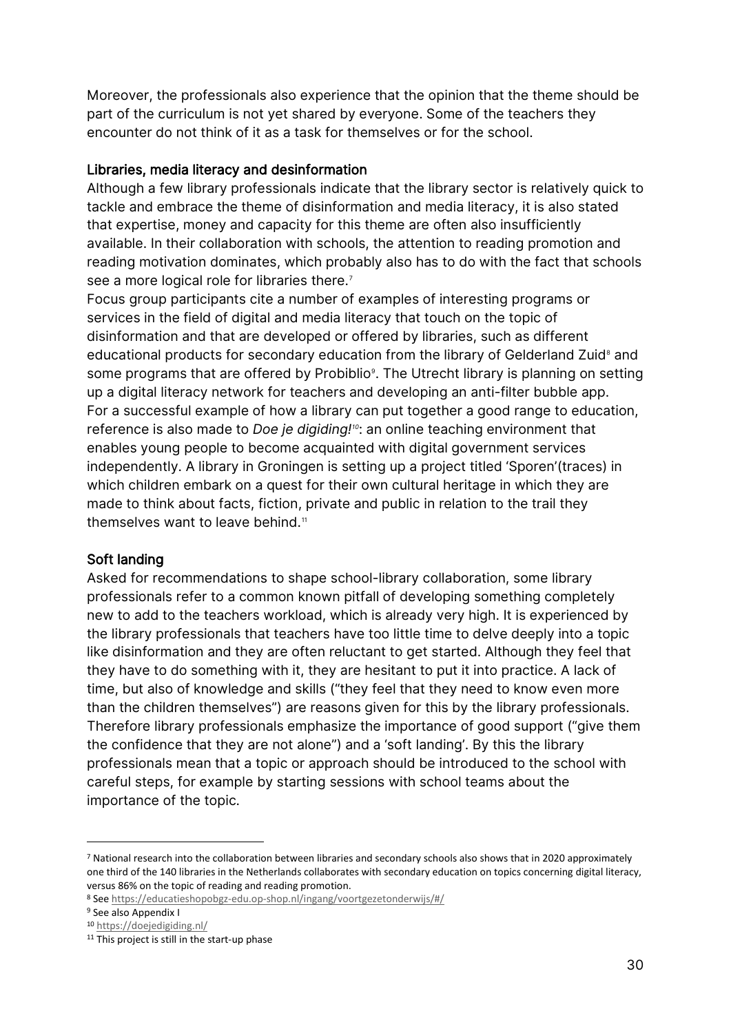Moreover, the professionals also experience that the opinion that the theme should be part of the curriculum is not yet shared by everyone. Some of the teachers they encounter do not think of it as a task for themselves or for the school.

### Libraries, media literacy and desinformation

Although a few library professionals indicate that the library sector is relatively quick to tackle and embrace the theme of disinformation and media literacy, it is also stated that expertise, money and capacity for this theme are often also insufficiently available. In their collaboration with schools, the attention to reading promotion and reading motivation dominates, which probably also has to do with the fact that schools see a more logical role for libraries there.[7]

Focus group participants cite a number of examples of interesting programs or services in the field of digital and media literacy that touch on the topic of disinformation and that are developed or offered by libraries, such as different educational products for secondary education from the library of Gelderland Zuid[8] and some programs that are offered by Probiblio[9]. The Utrecht library is planning on setting up a digital literacy network for teachers and developing an anti-filter bubble app. For a successful example of how a library can put together a good range to education, reference is also made to *Doe je digiding!*[10]: an online teaching environment that enables young people to become acquainted with digital government services independently. A library in Groningen is setting up a project titled 'Sporen'(traces) in which children embark on a quest for their own cultural heritage in which they are made to think about facts, fiction, private and public in relation to the trail they themselves want to leave behind.[11]

### Soft landing

Asked for recommendations to shape school-library collaboration, some library professionals refer to a common known pitfall of developing something completely new to add to the teachers workload, which is already very high. It is experienced by the library professionals that teachers have too little time to delve deeply into a topic like disinformation and they are often reluctant to get started. Although they feel that they have to do something with it, they are hesitant to put it into practice. A lack of time, but also of knowledge and skills ("they feel that they need to know even more than the children themselves") are reasons given for this by the library professionals. Therefore library professionals emphasize the importance of good support ("give them the confidence that they are not alone") and a 'soft landing'. By this the library professionals mean that a topic or approach should be introduced to the school with careful steps, for example by starting sessions with school teams about the importance of the topic.

---

[7] National research into the collaboration between libraries and secondary schools also shows that in 2020 approximately one third of the 140 libraries in the Netherlands collaborates with secondary education on topics concerning digital literacy, versus 86% on the topic of reading and reading promotion.

[8] See https://educatieshopobgz-edu.op-shop.nl/ingang/voortgezetonderwijs/#/

[9] See also Appendix I

[10] https://doejedigiding.nl/

[11] This project is still in the start-up phase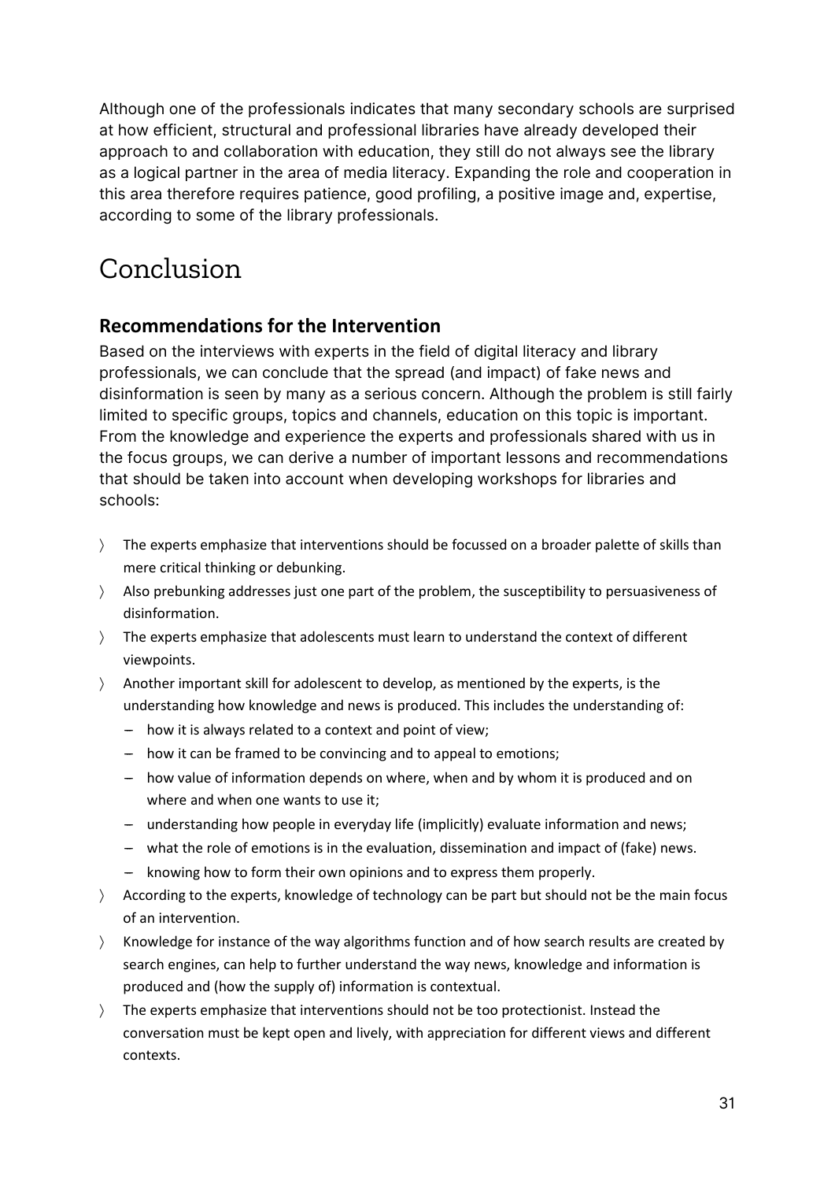Although one of the professionals indicates that many secondary schools are surprised at how efficient, structural and professional libraries have already developed their approach to and collaboration with education, they still do not always see the library as a logical partner in the area of media literacy. Expanding the role and cooperation in this area therefore requires patience, good profiling, a positive image and, expertise, according to some of the library professionals.

# Conclusion

## Recommendations for the Intervention

Based on the interviews with experts in the field of digital literacy and library professionals, we can conclude that the spread (and impact) of fake news and disinformation is seen by many as a serious concern. Although the problem is still fairly limited to specific groups, topics and channels, education on this topic is important. From the knowledge and experience the experts and professionals shared with us in the focus groups, we can derive a number of important lessons and recommendations that should be taken into account when developing workshops for libraries and schools:

- The experts emphasize that interventions should be focussed on a broader palette of skills than mere critical thinking or debunking.
- Also prebunking addresses just one part of the problem, the susceptibility to persuasiveness of disinformation.
- The experts emphasize that adolescents must learn to understand the context of different viewpoints.
- Another important skill for adolescent to develop, as mentioned by the experts, is the understanding how knowledge and news is produced. This includes the understanding of:
  - how it is always related to a context and point of view;
  - how it can be framed to be convincing and to appeal to emotions;
  - how value of information depends on where, when and by whom it is produced and on where and when one wants to use it;
  - understanding how people in everyday life (implicitly) evaluate information and news;
  - what the role of emotions is in the evaluation, dissemination and impact of (fake) news.
  - knowing how to form their own opinions and to express them properly.
- According to the experts, knowledge of technology can be part but should not be the main focus of an intervention.
- Knowledge for instance of the way algorithms function and of how search results are created by search engines, can help to further understand the way news, knowledge and information is produced and (how the supply of) information is contextual.
- The experts emphasize that interventions should not be too protectionist. Instead the conversation must be kept open and lively, with appreciation for different views and different contexts.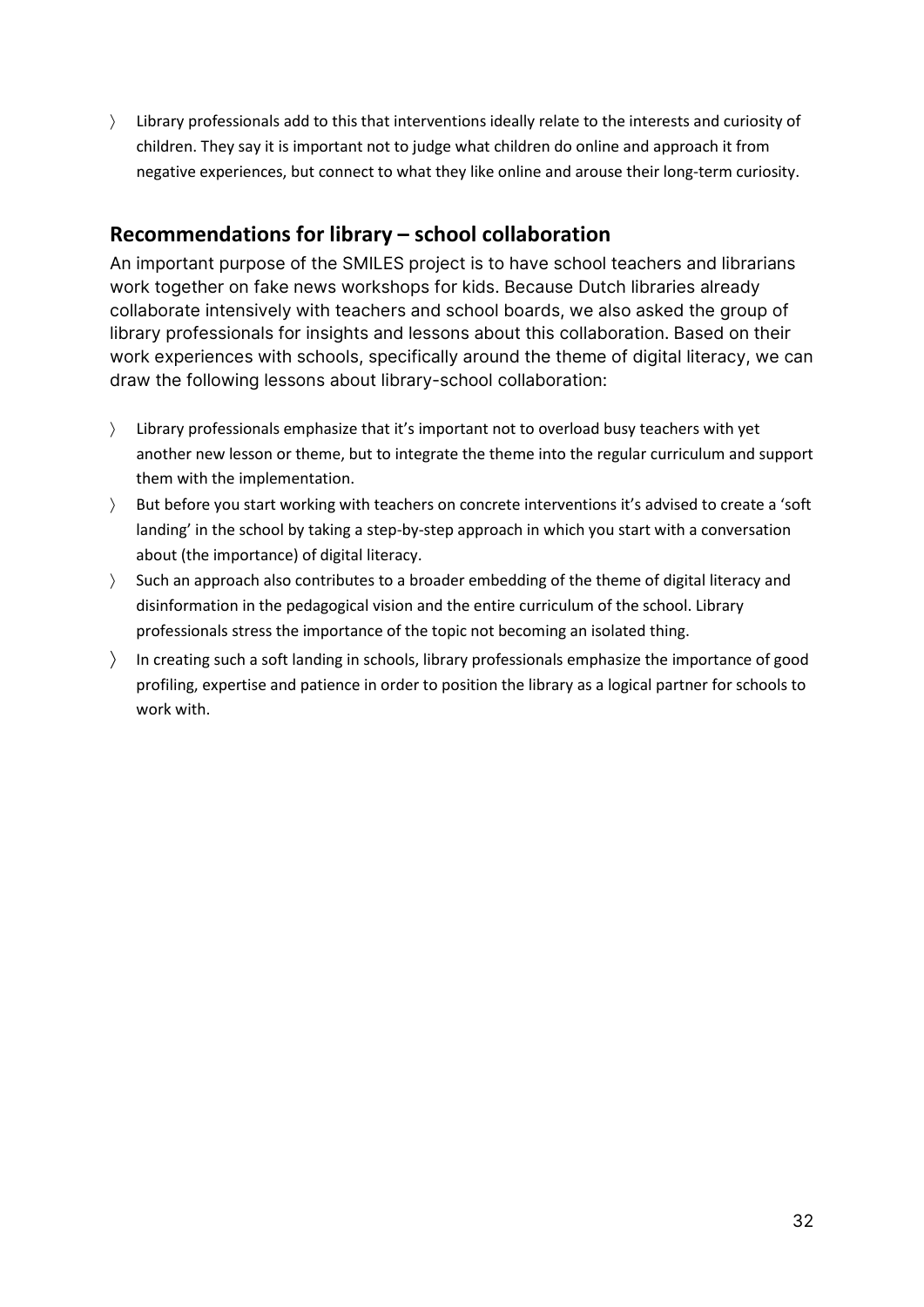- Library professionals add to this that interventions ideally relate to the interests and curiosity of children. They say it is important not to judge what children do online and approach it from negative experiences, but connect to what they like online and arouse their long-term curiosity.

## Recommendations for library – school collaboration

An important purpose of the SMILES project is to have school teachers and librarians work together on fake news workshops for kids. Because Dutch libraries already collaborate intensively with teachers and school boards, we also asked the group of library professionals for insights and lessons about this collaboration. Based on their work experiences with schools, specifically around the theme of digital literacy, we can draw the following lessons about library-school collaboration:

- Library professionals emphasize that it's important not to overload busy teachers with yet another new lesson or theme, but to integrate the theme into the regular curriculum and support them with the implementation.
- But before you start working with teachers on concrete interventions it's advised to create a 'soft landing' in the school by taking a step-by-step approach in which you start with a conversation about (the importance) of digital literacy.
- Such an approach also contributes to a broader embedding of the theme of digital literacy and disinformation in the pedagogical vision and the entire curriculum of the school. Library professionals stress the importance of the topic not becoming an isolated thing.
- In creating such a soft landing in schools, library professionals emphasize the importance of good profiling, expertise and patience in order to position the library as a logical partner for schools to work with.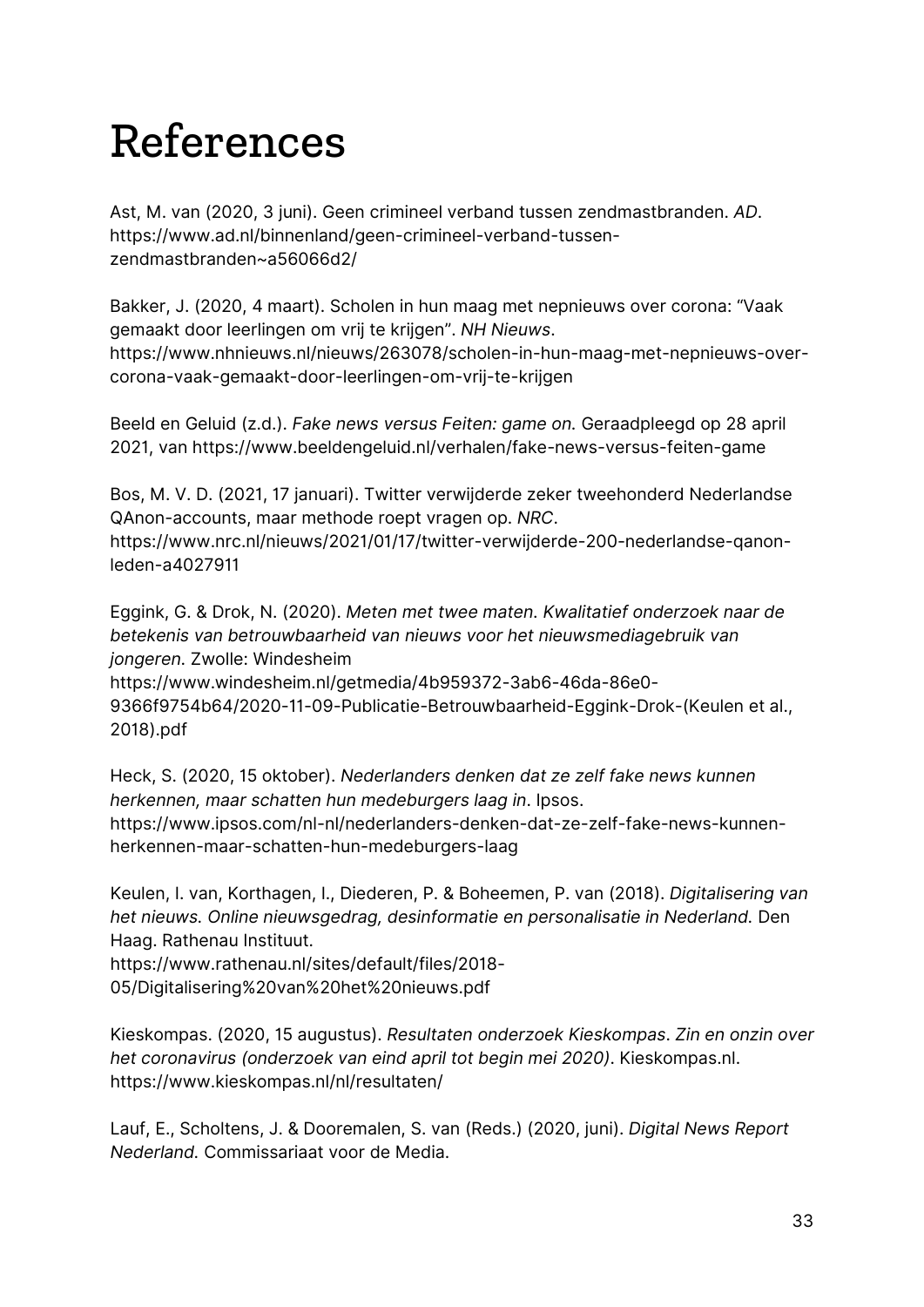# References

Ast, M. van (2020, 3 juni). Geen crimineel verband tussen zendmastbranden. *AD*. https://www.ad.nl/binnenland/geen-crimineel-verband-tussen-zendmastbranden~a56066d2/

Bakker, J. (2020, 4 maart). Scholen in hun maag met nepnieuws over corona: "Vaak gemaakt door leerlingen om vrij te krijgen". *NH Nieuws*. https://www.nhnieuws.nl/nieuws/263078/scholen-in-hun-maag-met-nepnieuws-over-corona-vaak-gemaakt-door-leerlingen-om-vrij-te-krijgen

Beeld en Geluid (z.d.). *Fake news versus Feiten: game on.* Geraadpleegd op 28 april 2021, van https://www.beeldengeluid.nl/verhalen/fake-news-versus-feiten-game

Bos, M. V. D. (2021, 17 januari). Twitter verwijderde zeker tweehonderd Nederlandse QAnon-accounts, maar methode roept vragen op. *NRC*. https://www.nrc.nl/nieuws/2021/01/17/twitter-verwijderde-200-nederlandse-qanon-leden-a4027911

Eggink, G. & Drok, N. (2020). *Meten met twee maten. Kwalitatief onderzoek naar de betekenis van betrouwbaarheid van nieuws voor het nieuwsmediagebruik van jongeren.* Zwolle: Windesheim https://www.windesheim.nl/getmedia/4b959372-3ab6-46da-86e0-9366f9754b64/2020-11-09-Publicatie-Betrouwbaarheid-Eggink-Drok-(Keulen et al., 2018).pdf

Heck, S. (2020, 15 oktober). *Nederlanders denken dat ze zelf fake news kunnen herkennen, maar schatten hun medeburgers laag in*. Ipsos. https://www.ipsos.com/nl-nl/nederlanders-denken-dat-ze-zelf-fake-news-kunnen-herkennen-maar-schatten-hun-medeburgers-laag

Keulen, I. van, Korthagen, I., Diederen, P. & Boheemen, P. van (2018). *Digitalisering van het nieuws. Online nieuwsgedrag, desinformatie en personalisatie in Nederland.* Den Haag. Rathenau Instituut. https://www.rathenau.nl/sites/default/files/2018-05/Digitalisering%20van%20het%20nieuws.pdf

Kieskompas. (2020, 15 augustus). *Resultaten onderzoek Kieskompas*. *Zin en onzin over het coronavirus (onderzoek van eind april tot begin mei 2020)*. Kieskompas.nl. https://www.kieskompas.nl/nl/resultaten/

Lauf, E., Scholtens, J. & Dooremalen, S. van (Reds.) (2020, juni). *Digital News Report Nederland.* Commissariaat voor de Media.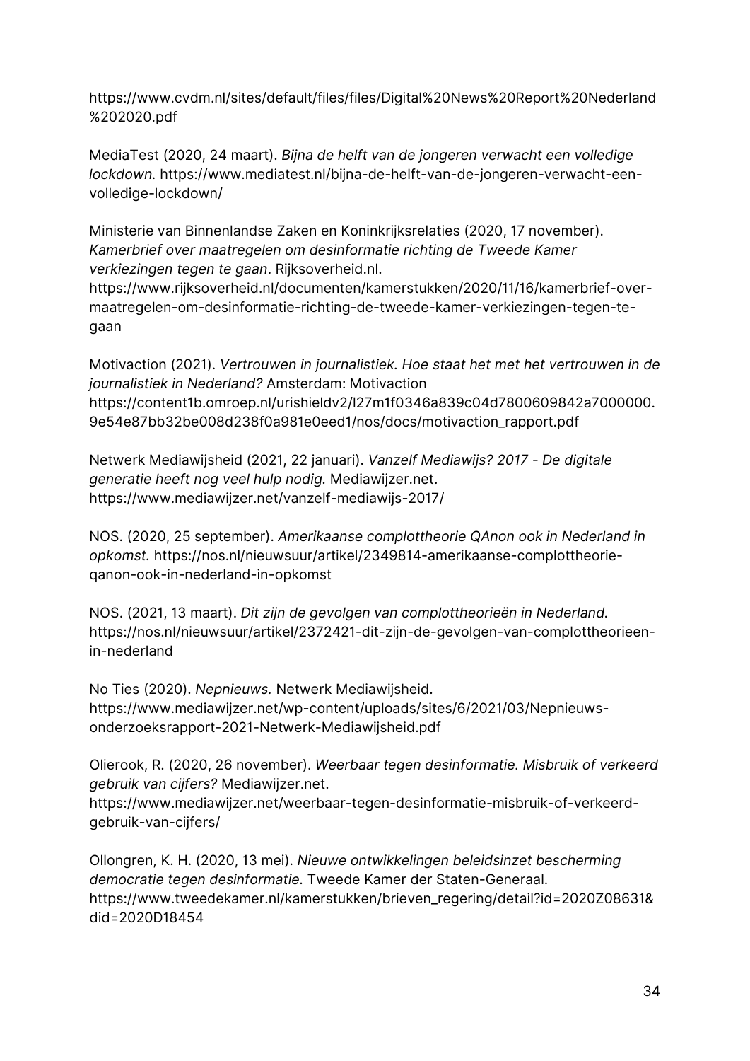https://www.cvdm.nl/sites/default/files/files/Digital%20News%20Report%20Nederland%202020.pdf

MediaTest (2020, 24 maart). *Bijna de helft van de jongeren verwacht een volledige lockdown.* https://www.mediatest.nl/bijna-de-helft-van-de-jongeren-verwacht-een-volledige-lockdown/

Ministerie van Binnenlandse Zaken en Koninkrijksrelaties (2020, 17 november). *Kamerbrief over maatregelen om desinformatie richting de Tweede Kamer verkiezingen tegen te gaan*. Rijksoverheid.nl. https://www.rijksoverheid.nl/documenten/kamerstukken/2020/11/16/kamerbrief-over-maatregelen-om-desinformatie-richting-de-tweede-kamer-verkiezingen-tegen-te-gaan

Motivaction (2021). *Vertrouwen in journalistiek. Hoe staat het met het vertrouwen in de journalistiek in Nederland?* Amsterdam: Motivaction https://content1b.omroep.nl/urishieldv2/l27m1f0346a839c04d7800609842a7000000.9e54e87bb32be008d238f0a981e0eed1/nos/docs/motivaction_rapport.pdf

Netwerk Mediawijsheid (2021, 22 januari). *Vanzelf Mediawijs? 2017 - De digitale generatie heeft nog veel hulp nodig.* Mediawijzer.net. https://www.mediawijzer.net/vanzelf-mediawijs-2017/

NOS. (2020, 25 september). *Amerikaanse complottheorie QAnon ook in Nederland in opkomst.* https://nos.nl/nieuwsuur/artikel/2349814-amerikaanse-complottheorie-qanon-ook-in-nederland-in-opkomst

NOS. (2021, 13 maart). *Dit zijn de gevolgen van complottheorieën in Nederland.* https://nos.nl/nieuwsuur/artikel/2372421-dit-zijn-de-gevolgen-van-complottheorieen-in-nederland

No Ties (2020). *Nepnieuws.* Netwerk Mediawijsheid. https://www.mediawijzer.net/wp-content/uploads/sites/6/2021/03/Nepnieuws-onderzoeksrapport-2021-Netwerk-Mediawijsheid.pdf

Olierook, R. (2020, 26 november). *Weerbaar tegen desinformatie. Misbruik of verkeerd gebruik van cijfers?* Mediawijzer.net. https://www.mediawijzer.net/weerbaar-tegen-desinformatie-misbruik-of-verkeerd-gebruik-van-cijfers/

Ollongren, K. H. (2020, 13 mei). *Nieuwe ontwikkelingen beleidsinzet bescherming democratie tegen desinformatie.* Tweede Kamer der Staten-Generaal. https://www.tweedekamer.nl/kamerstukken/brieven_regering/detail?id=2020Z08631&did=2020D18454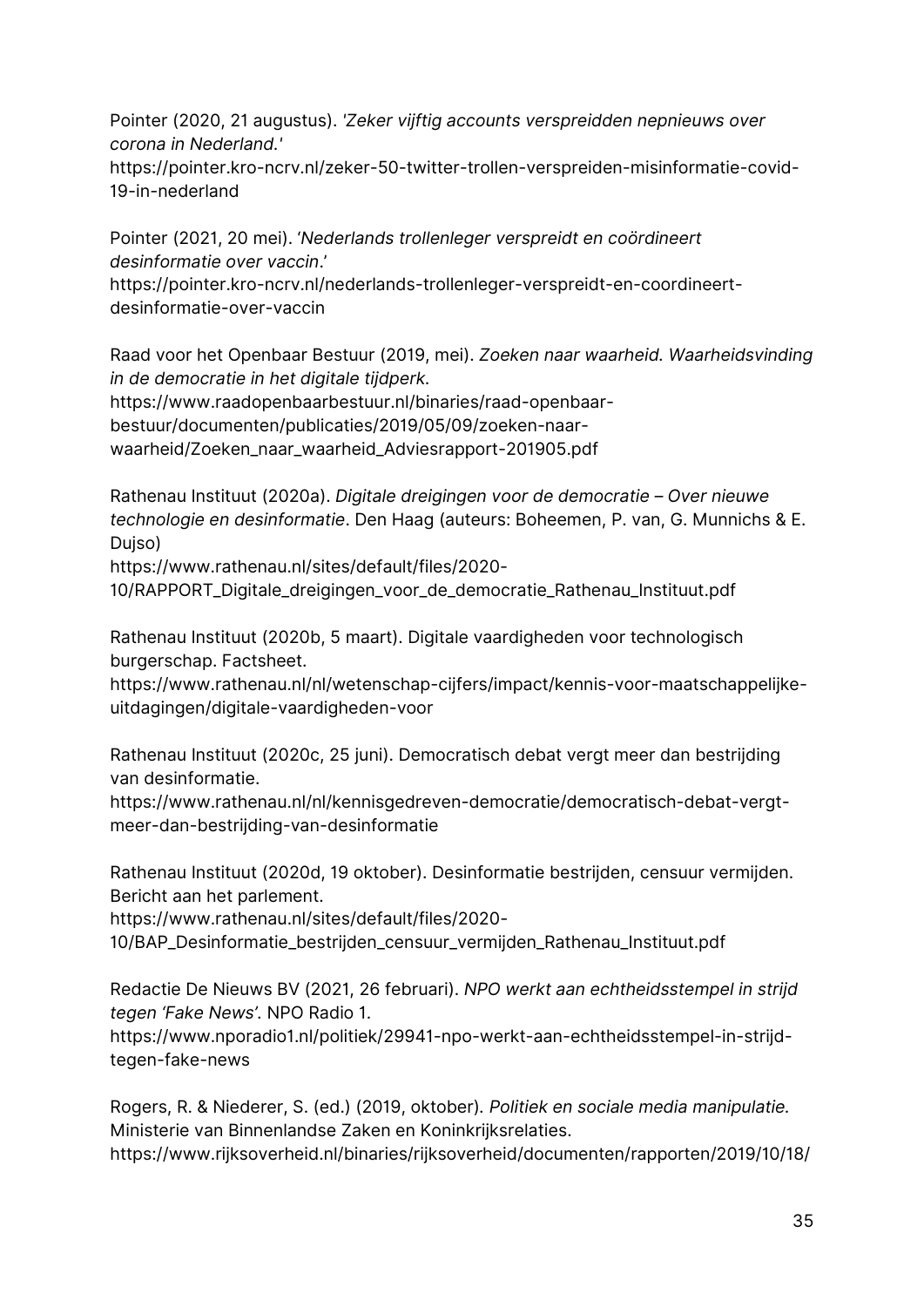Pointer (2020, 21 augustus). *'Zeker vijftig accounts verspreidden nepnieuws over corona in Nederland.'* https://pointer.kro-ncrv.nl/zeker-50-twitter-trollen-verspreiden-misinformatie-covid-19-in-nederland

Pointer (2021, 20 mei). *'Nederlands trollenleger verspreidt en coördineert desinformatie over vaccin.'* https://pointer.kro-ncrv.nl/nederlands-trollenleger-verspreidt-en-coordineert-desinformatie-over-vaccin

Raad voor het Openbaar Bestuur (2019, mei). *Zoeken naar waarheid. Waarheidsvinding in de democratie in het digitale tijdperk.* https://www.raadopenbaarbestuur.nl/binaries/raad-openbaar-bestuur/documenten/publicaties/2019/05/09/zoeken-naar-waarheid/Zoeken_naar_waarheid_Adviesrapport-201905.pdf

Rathenau Instituut (2020a). *Digitale dreigingen voor de democratie – Over nieuwe technologie en desinformatie*. Den Haag (auteurs: Boheemen, P. van, G. Munnichs & E. Dujso) https://www.rathenau.nl/sites/default/files/2020-10/RAPPORT_Digitale_dreigingen_voor_de_democratie_Rathenau_Instituut.pdf

Rathenau Instituut (2020b, 5 maart). Digitale vaardigheden voor technologisch burgerschap. Factsheet. https://www.rathenau.nl/nl/wetenschap-cijfers/impact/kennis-voor-maatschappelijke-uitdagingen/digitale-vaardigheden-voor

Rathenau Instituut (2020c, 25 juni). Democratisch debat vergt meer dan bestrijding van desinformatie. https://www.rathenau.nl/nl/kennisgedreven-democratie/democratisch-debat-vergt-meer-dan-bestrijding-van-desinformatie

Rathenau Instituut (2020d, 19 oktober). Desinformatie bestrijden, censuur vermijden. Bericht aan het parlement. https://www.rathenau.nl/sites/default/files/2020-10/BAP_Desinformatie_bestrijden_censuur_vermijden_Rathenau_Instituut.pdf

Redactie De Nieuws BV (2021, 26 februari). *NPO werkt aan echtheidsstempel in strijd tegen 'Fake News'*. NPO Radio 1. https://www.nporadio1.nl/politiek/29941-npo-werkt-aan-echtheidsstempel-in-strijd-tegen-fake-news

Rogers, R. & Niederer, S. (ed.) (2019, oktober). *Politiek en sociale media manipulatie.* Ministerie van Binnenlandse Zaken en Koninkrijksrelaties. https://www.rijksoverheid.nl/binaries/rijksoverheid/documenten/rapporten/2019/10/18/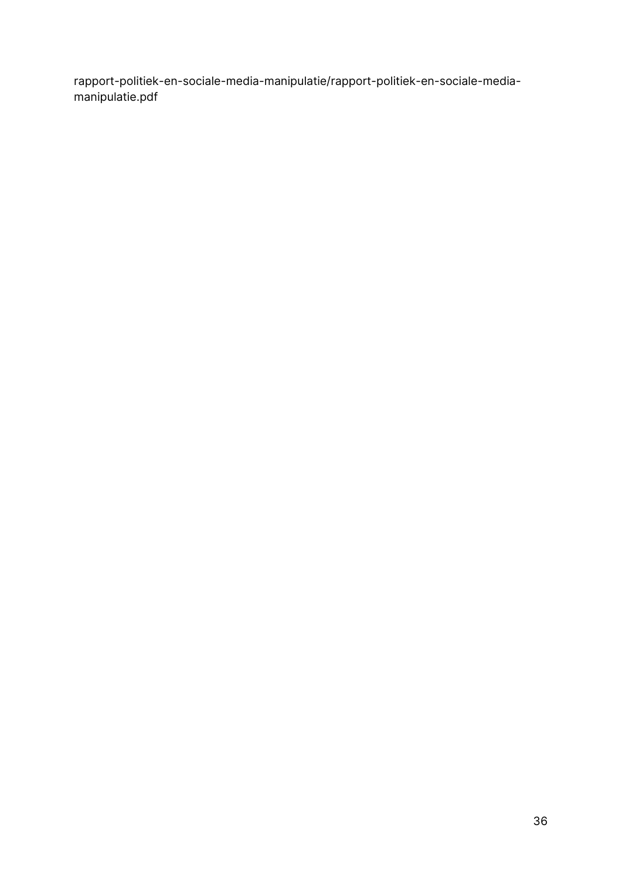rapport-politiek-en-sociale-media-manipulatie/rapport-politiek-en-sociale-media-manipulatie.pdf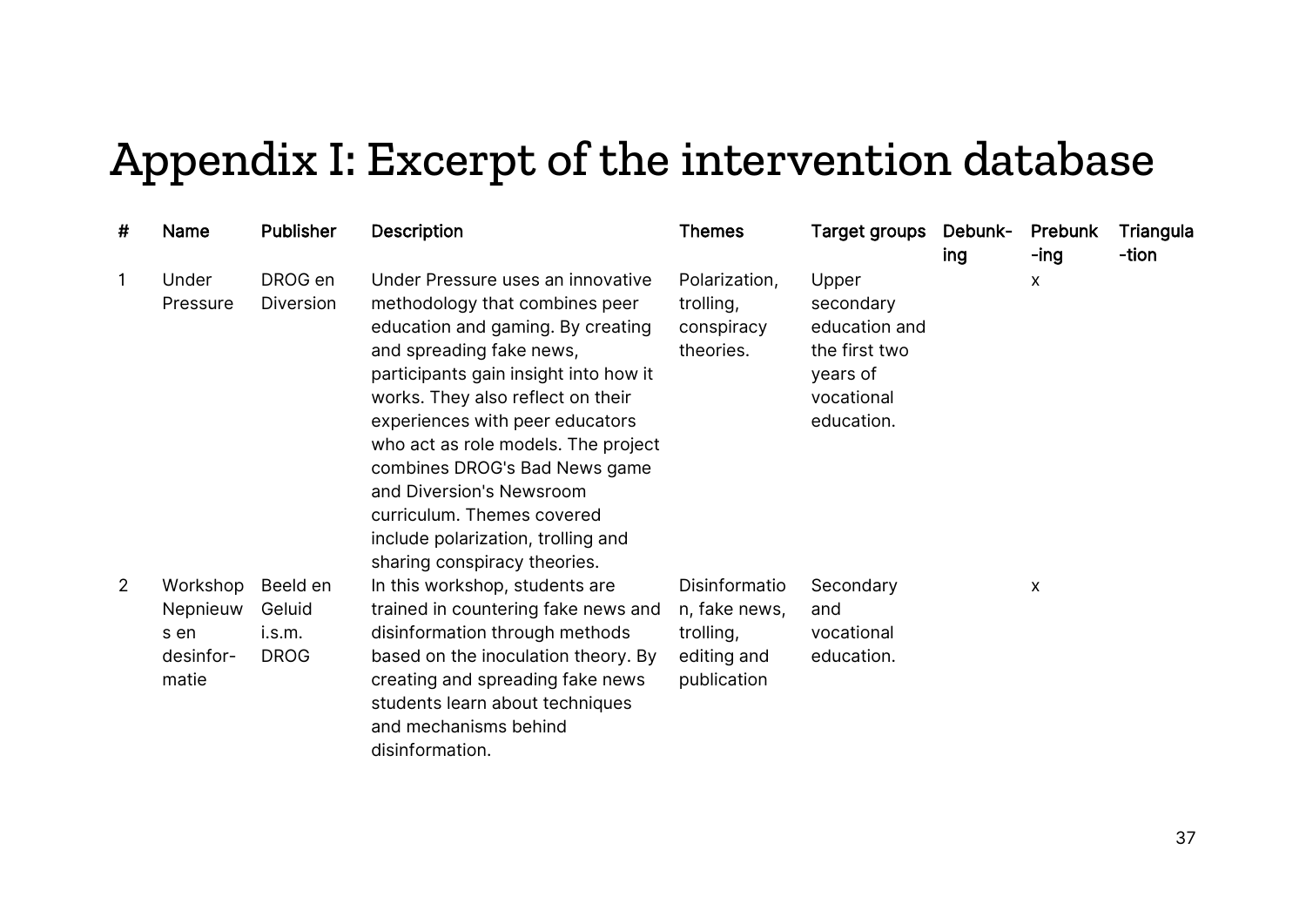# Appendix I: Excerpt of the intervention database

| # | Name | Publisher | Description | Themes | Target groups | Debunk-ing | Prebunk-ing | Triangula-tion |
|---|---|---|---|---|---|---|---|---|
| 1 | Under Pressure | DROG en Diversion | Under Pressure uses an innovative methodology that combines peer education and gaming. By creating and spreading fake news, participants gain insight into how it works. They also reflect on their experiences with peer educators who act as role models. The project combines DROG's Bad News game and Diversion's Newsroom curriculum. Themes covered include polarization, trolling and sharing conspiracy theories. | Polarization, trolling, conspiracy theories. | Upper secondary education and the first two years of vocational education. | | x | |
| 2 | Workshop Nepnieuws en desinformatie | Beeld en Geluid i.s.m. DROG | In this workshop, students are trained in countering fake news and disinformation through methods based on the inoculation theory. By creating and spreading fake news students learn about techniques and mechanisms behind disinformation. | Disinformation, fake news, trolling, editing and publication | Secondary and vocational education. | | x | |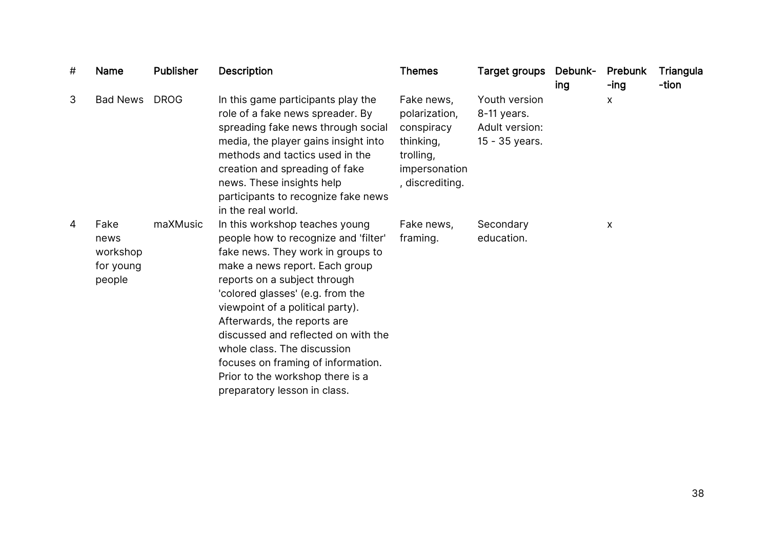| # | Name | Publisher | Description | Themes | Target groups | Debunk-ing | Prebunk-ing | Triangula-tion |
|---|---|---|---|---|---|---|---|---|
| 3 | Bad News | DROG | In this game participants play the role of a fake news spreader. By spreading fake news through social media, the player gains insight into methods and tactics used in the creation and spreading of fake news. These insights help participants to recognize fake news in the real world. | Fake news, polarization, conspiracy thinking, trolling, impersonation, discrediting. | Youth version 8-11 years. Adult version: 15 - 35 years. | | x | |
| 4 | Fake news workshop for young people | maXMusic | In this workshop teaches young people how to recognize and 'filter' fake news. They work in groups to make a news report. Each group reports on a subject through 'colored glasses' (e.g. from the viewpoint of a political party). Afterwards, the reports are discussed and reflected on with the whole class. The discussion focuses on framing of information. Prior to the workshop there is a preparatory lesson in class. | Fake news, framing. | Secondary education. | | x | |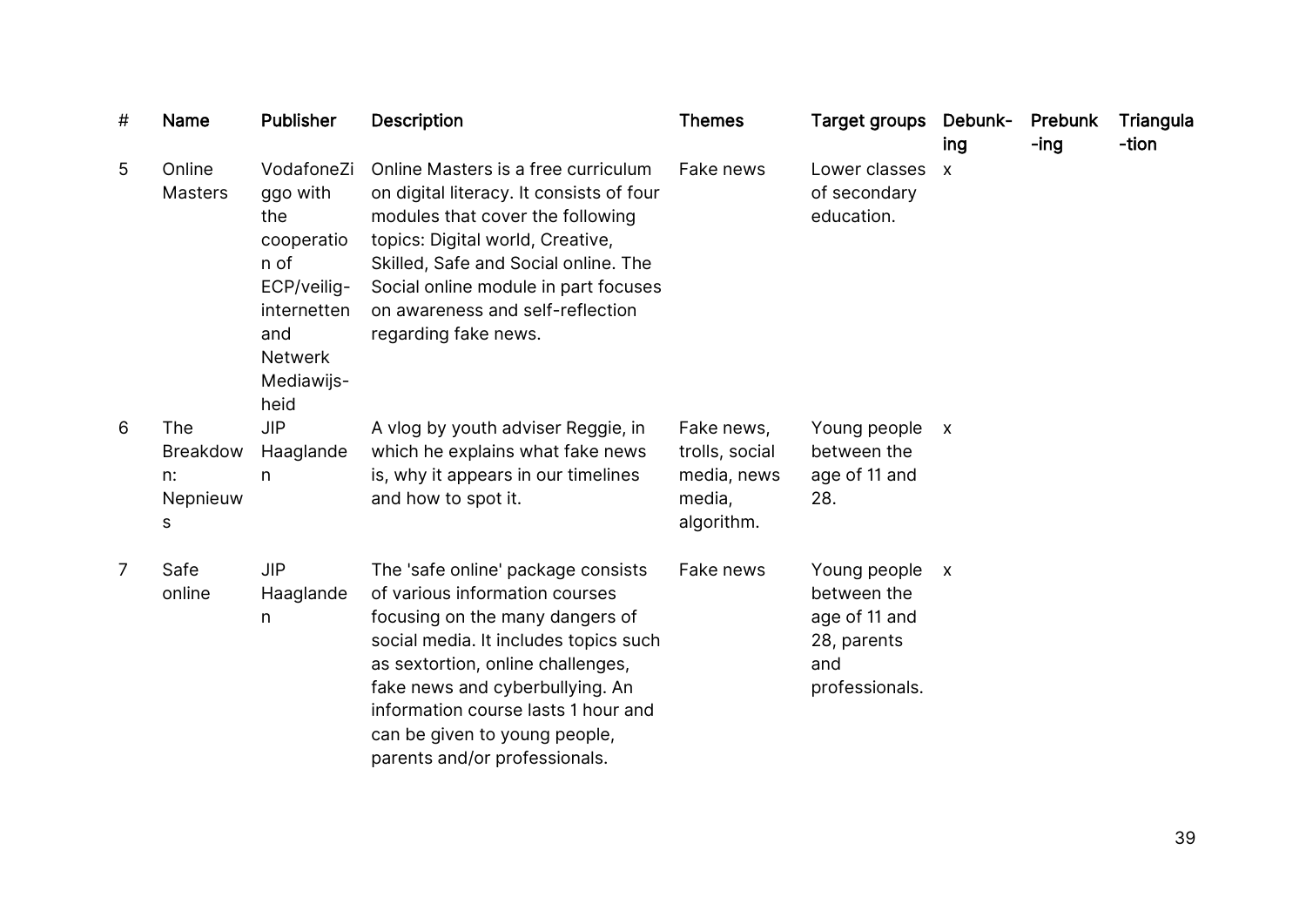| # | Name | Publisher | Description | Themes | Target groups | Debunk-ing | Prebunk-ing | Triangula-tion |
|---|---|---|---|---|---|---|---|---|
| 5 | Online Masters | VodafoneZiggo with the cooperation of ECP/veilig-internetten and Netwerk Mediawijs-heid | Online Masters is a free curriculum on digital literacy. It consists of four modules that cover the following topics: Digital world, Creative, Skilled, Safe and Social online. The Social online module in part focuses on awareness and self-reflection regarding fake news. | Fake news | Lower classes of secondary education. | x | | |
| 6 | The Breakdown: Nepnieuws | JIP Haaglanden | A vlog by youth adviser Reggie, in which he explains what fake news is, why it appears in our timelines and how to spot it. | Fake news, trolls, social media, news media, algorithm. | Young people between the age of 11 and 28. | x | | |
| 7 | Safe online | JIP Haaglanden | The 'safe online' package consists of various information courses focusing on the many dangers of social media. It includes topics such as sextortion, online challenges, fake news and cyberbullying. An information course lasts 1 hour and can be given to young people, parents and/or professionals. | Fake news | Young people between the age of 11 and 28, parents and professionals. | x | | |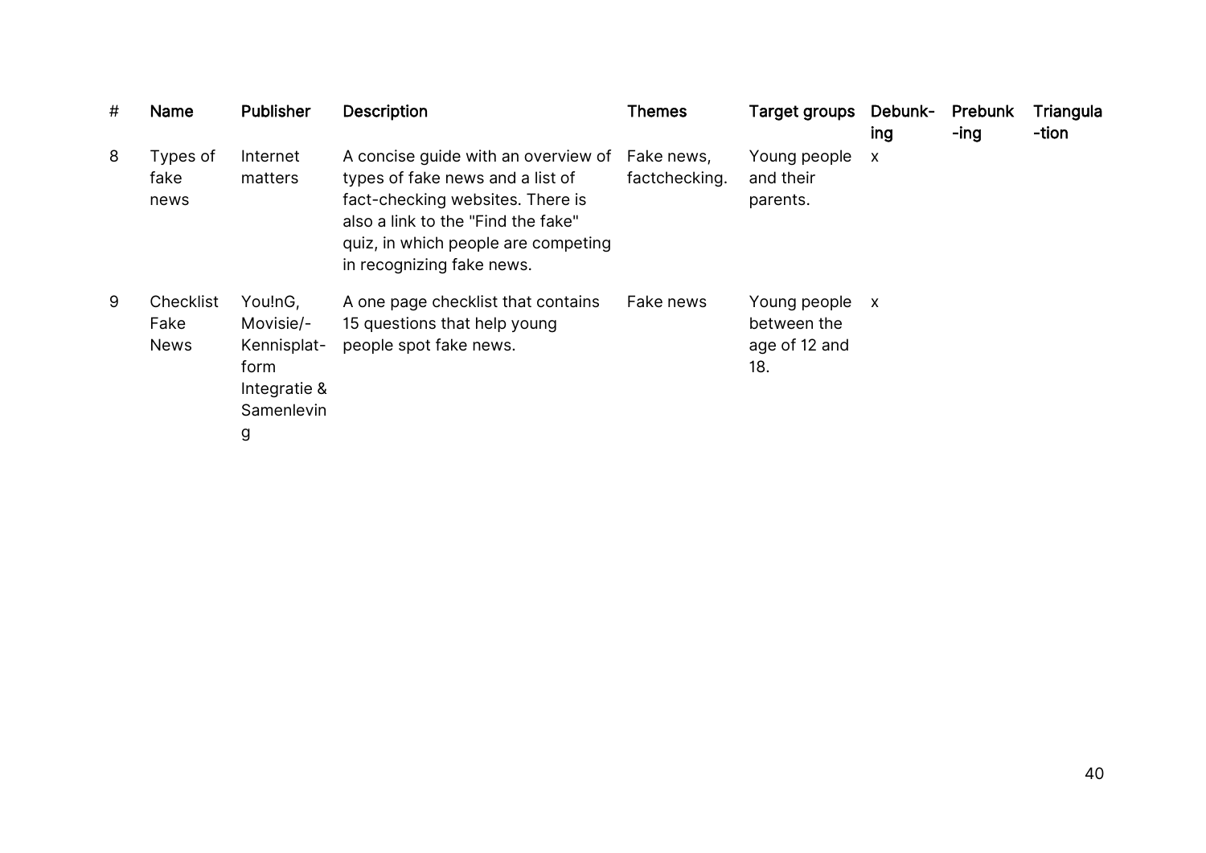| # | Name | Publisher | Description | Themes | Target groups | Debunk-ing | Prebunk-ing | Triangula-tion |
|---|---|---|---|---|---|---|---|---|
| 8 | Types of fake news | Internet matters | A concise guide with an overview of types of fake news and a list of fact-checking websites. There is also a link to the "Find the fake" quiz, in which people are competing in recognizing fake news. | Fake news, factchecking. | Young people and their parents. | x | | |
| 9 | Checklist Fake News | You!nG, Movisie/-Kennisplat-form Integratie & Samenleving | A one page checklist that contains 15 questions that help young people spot fake news. | Fake news | Young people between the age of 12 and 18. | x | | |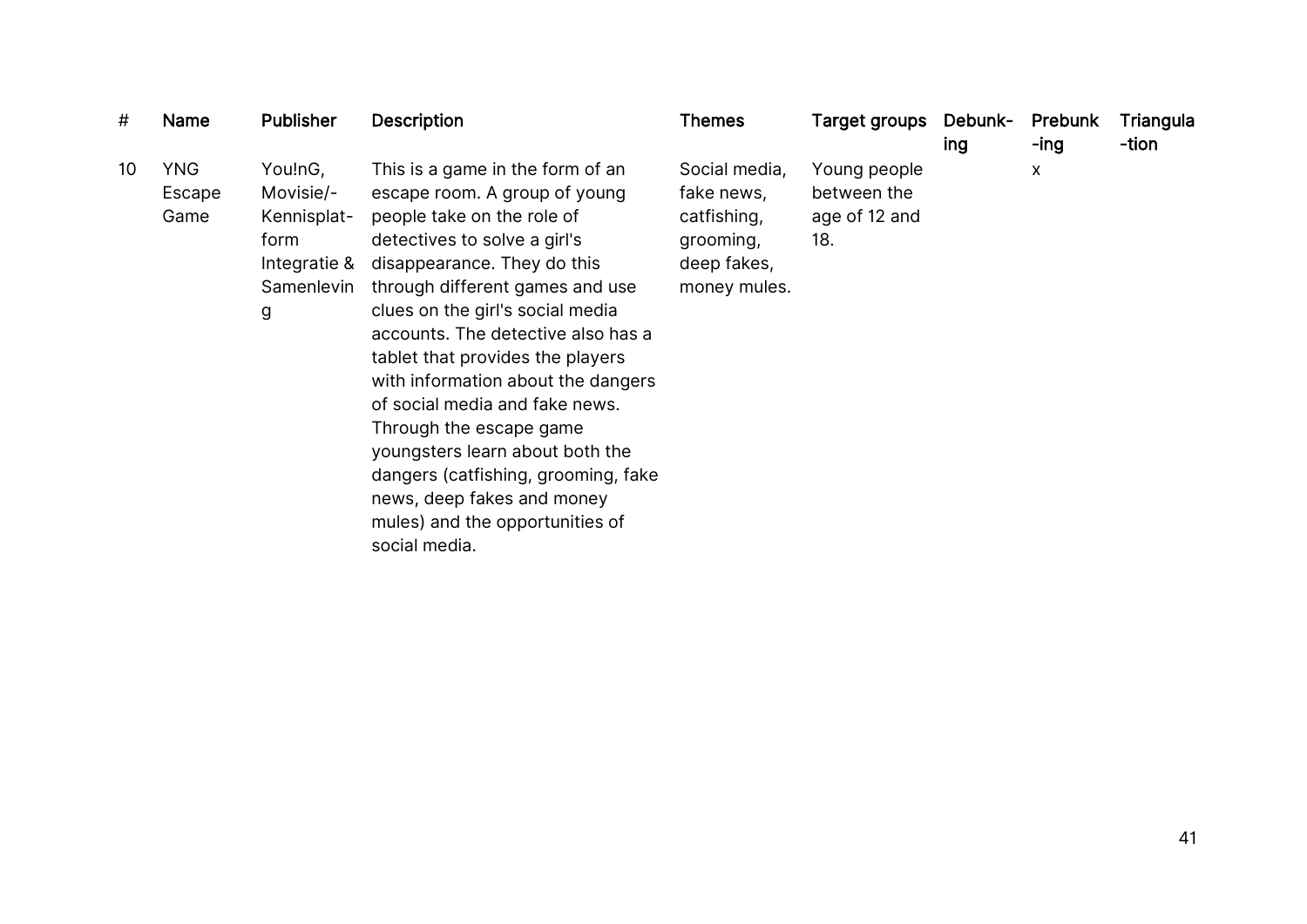| # | Name | Publisher | Description | Themes | Target groups | Debunk-ing | Prebunk-ing | Triangula-tion |
|---|---|---|---|---|---|---|---|---|
| 10 | YNG Escape Game | You!nG, Movisie/-Kennisplat-form Integratie & Samenleving | This is a game in the form of an escape room. A group of young people take on the role of detectives to solve a girl's disappearance. They do this through different games and use clues on the girl's social media accounts. The detective also has a tablet that provides the players with information about the dangers of social media and fake news. Through the escape game youngsters learn about both the dangers (catfishing, grooming, fake news, deep fakes and money mules) and the opportunities of social media. | Social media, fake news, catfishing, grooming, deep fakes, money mules. | Young people between the age of 12 and 18. | | x | |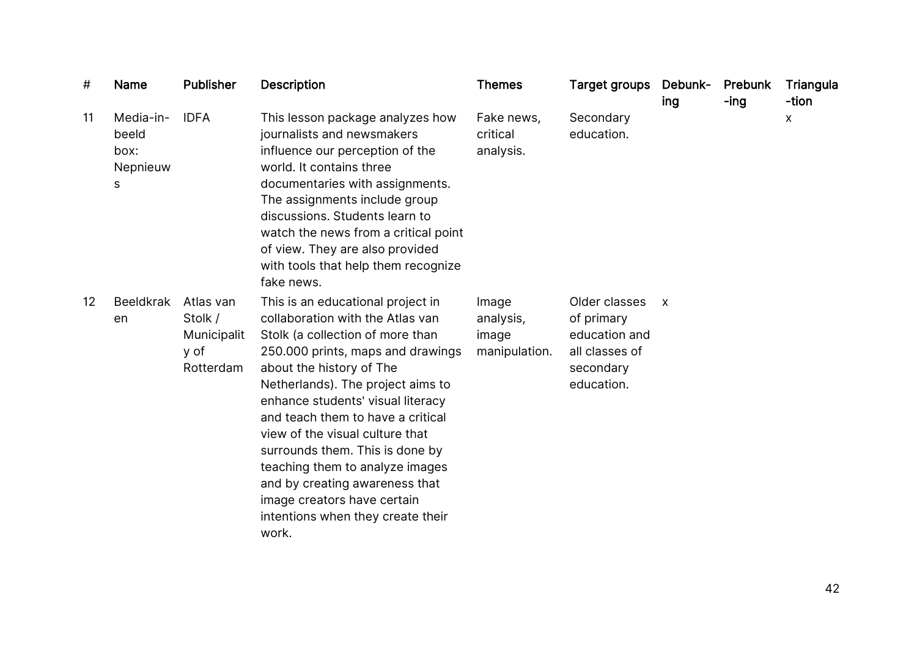| # | Name | Publisher | Description | Themes | Target groups | Debunk-ing | Prebunk-ing | Triangula-tion |
|---|---|---|---|---|---|---|---|---|
| 11 | Media-in-beeld box: Nepnieuws | IDFA | This lesson package analyzes how journalists and newsmakers influence our perception of the world. It contains three documentaries with assignments. The assignments include group discussions. Students learn to watch the news from a critical point of view. They are also provided with tools that help them recognize fake news. | Fake news, critical analysis. | Secondary education. | | | x |
| 12 | Beeldkraken | Atlas van Stolk / Municipality of Rotterdam | This is an educational project in collaboration with the Atlas van Stolk (a collection of more than 250.000 prints, maps and drawings about the history of The Netherlands). The project aims to enhance students' visual literacy and teach them to have a critical view of the visual culture that surrounds them. This is done by teaching them to analyze images and by creating awareness that image creators have certain intentions when they create their work. | Image analysis, image manipulation. | Older classes of primary education and all classes of secondary education. | x | | |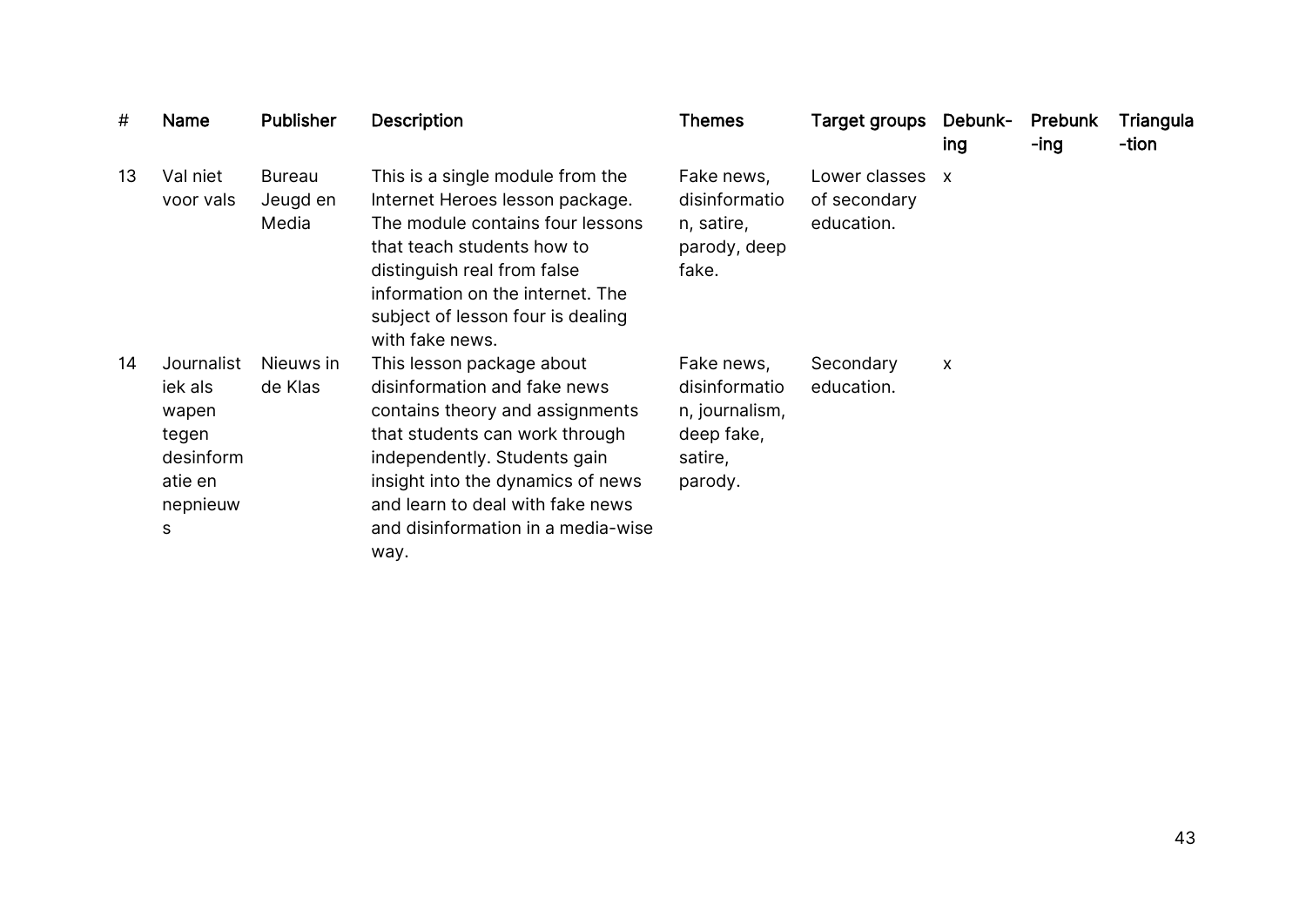| # | Name | Publisher | Description | Themes | Target groups | Debunk-ing | Prebunk-ing | Triangula-tion |
|---|---|---|---|---|---|---|---|---|
| 13 | Val niet voor vals | Bureau Jeugd en Media | This is a single module from the Internet Heroes lesson package. The module contains four lessons that teach students how to distinguish real from false information on the internet. The subject of lesson four is dealing with fake news. | Fake news, disinformation, satire, parody, deep fake. | Lower classes of secondary education. | x | | |
| 14 | Journalistiek als wapen tegen desinformatie en nepnieuws | Nieuws in de Klas | This lesson package about disinformation and fake news contains theory and assignments that students can work through independently. Students gain insight into the dynamics of news and learn to deal with fake news and disinformation in a media-wise way. | Fake news, disinformation, journalism, deep fake, satire, parody. | Secondary education. | x | | |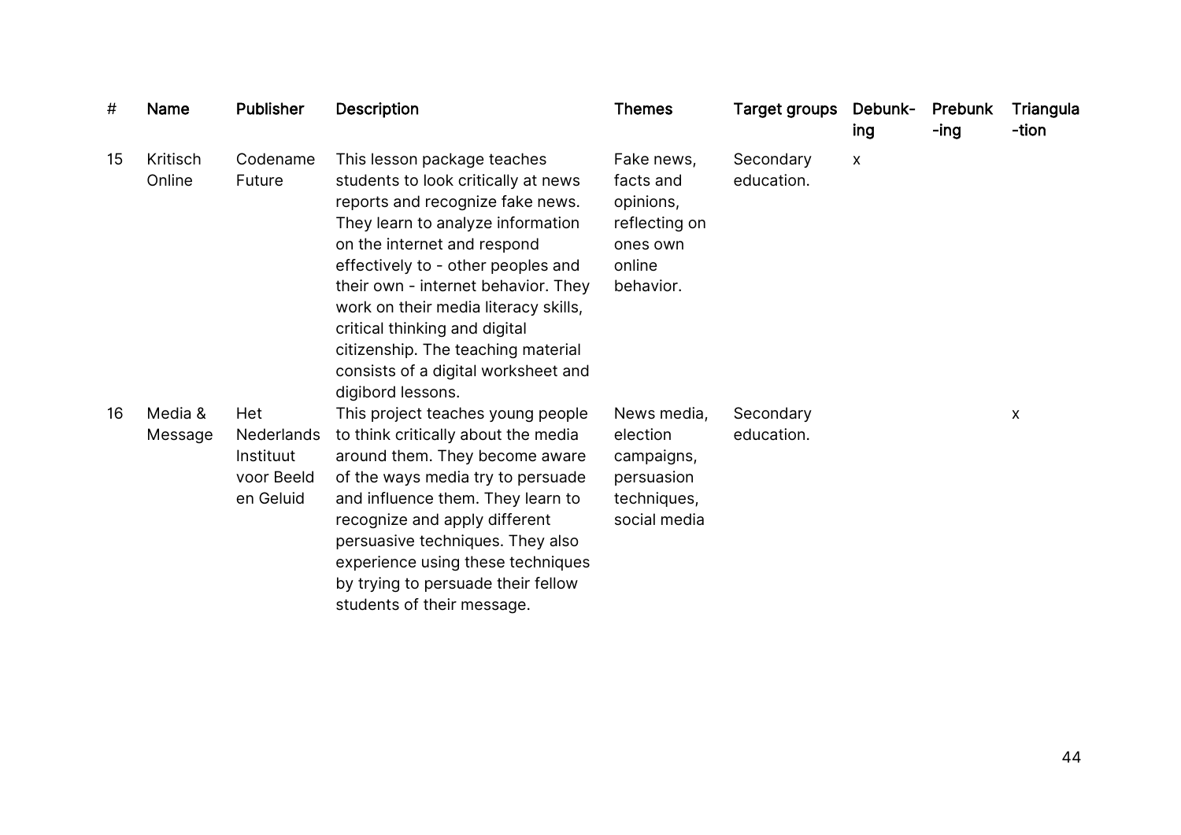| # | Name | Publisher | Description | Themes | Target groups | Debunk-ing | Prebunk-ing | Triangula-tion |
|---|---|---|---|---|---|---|---|---|
| 15 | Kritisch Online | Codename Future | This lesson package teaches students to look critically at news reports and recognize fake news. They learn to analyze information on the internet and respond effectively to - other peoples and their own - internet behavior. They work on their media literacy skills, critical thinking and digital citizenship. The teaching material consists of a digital worksheet and digibord lessons. | Fake news, facts and opinions, reflecting on ones own online behavior. | Secondary education. | x | | |
| 16 | Media & Message | Het Nederlands Instituut voor Beeld en Geluid | This project teaches young people to think critically about the media around them. They become aware of the ways media try to persuade and influence them. They learn to recognize and apply different persuasive techniques. They also experience using these techniques by trying to persuade their fellow students of their message. | News media, election campaigns, persuasion techniques, social media | Secondary education. | | | x |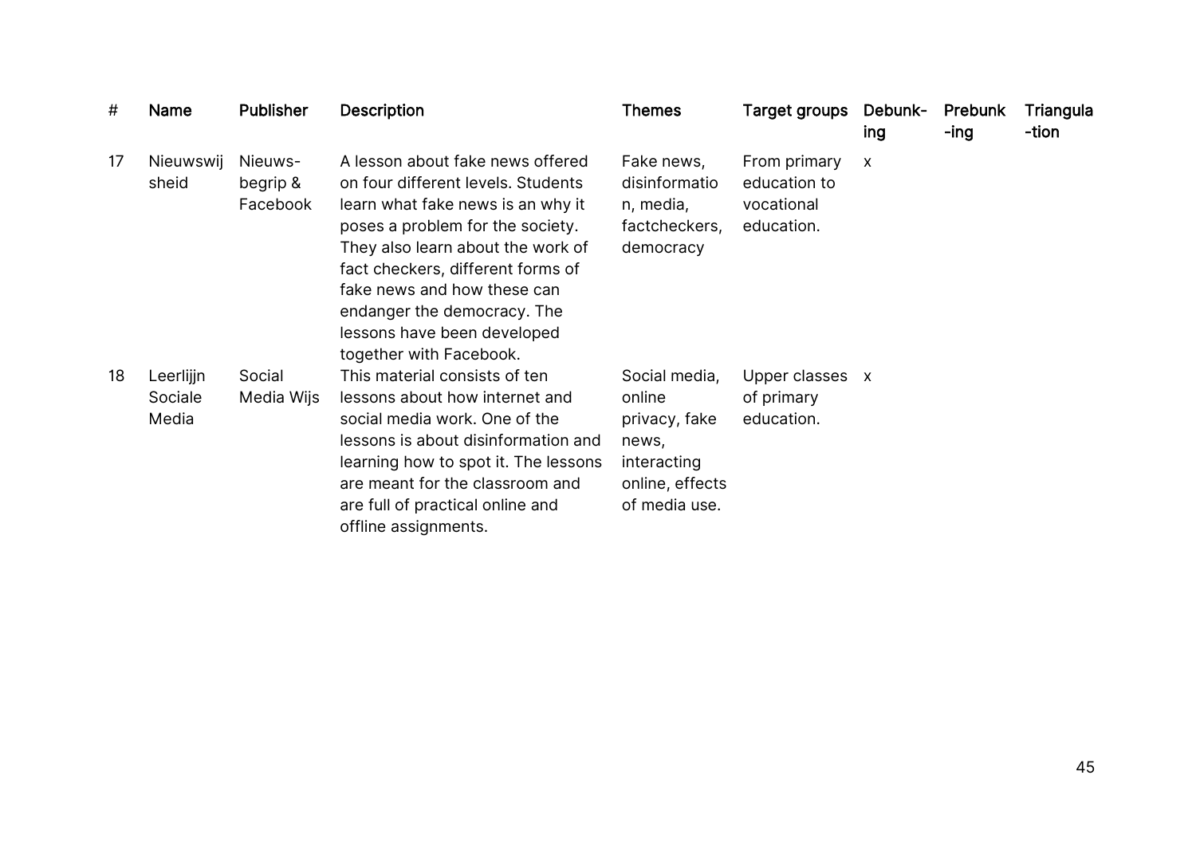| # | Name | Publisher | Description | Themes | Target groups | Debunk-ing | Prebunk-ing | Triangula-tion |
|---|---|---|---|---|---|---|---|---|
| 17 | Nieuwswijsheid | Nieuws-begrip & Facebook | A lesson about fake news offered on four different levels. Students learn what fake news is an why it poses a problem for the society. They also learn about the work of fact checkers, different forms of fake news and how these can endanger the democracy. The lessons have been developed together with Facebook. | Fake news, disinformation, media, factcheckers, democracy | From primary education to vocational education. | x | | |
| 18 | Leerlijn Sociale Media | Social Media Wijs | This material consists of ten lessons about how internet and social media work. One of the lessons is about disinformation and learning how to spot it. The lessons are meant for the classroom and are full of practical online and offline assignments. | Social media, online privacy, fake news, interacting online, effects of media use. | Upper classes of primary education. | x | | |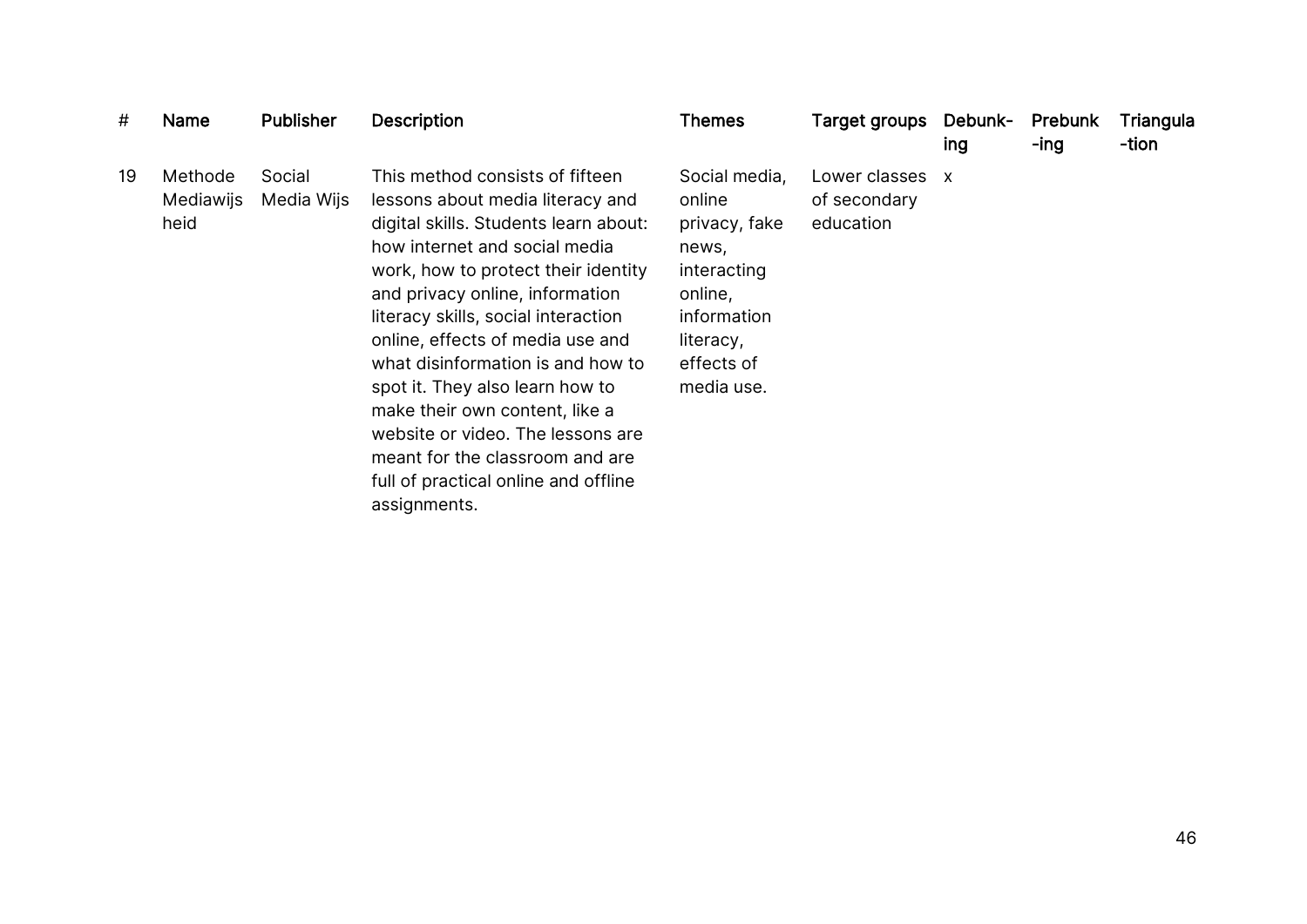| # | Name | Publisher | Description | Themes | Target groups | Debunk-ing | Prebunk-ing | Triangula-tion |
|---|---|---|---|---|---|---|---|---|
| 19 | Methode Mediawijsheid | Social Media Wijs | This method consists of fifteen lessons about media literacy and digital skills. Students learn about: how internet and social media work, how to protect their identity and privacy online, information literacy skills, social interaction online, effects of media use and what disinformation is and how to spot it. They also learn how to make their own content, like a website or video. The lessons are meant for the classroom and are full of practical online and offline assignments. | Social media, online privacy, fake news, interacting online, information literacy, effects of media use. | Lower classes of secondary education | x | | |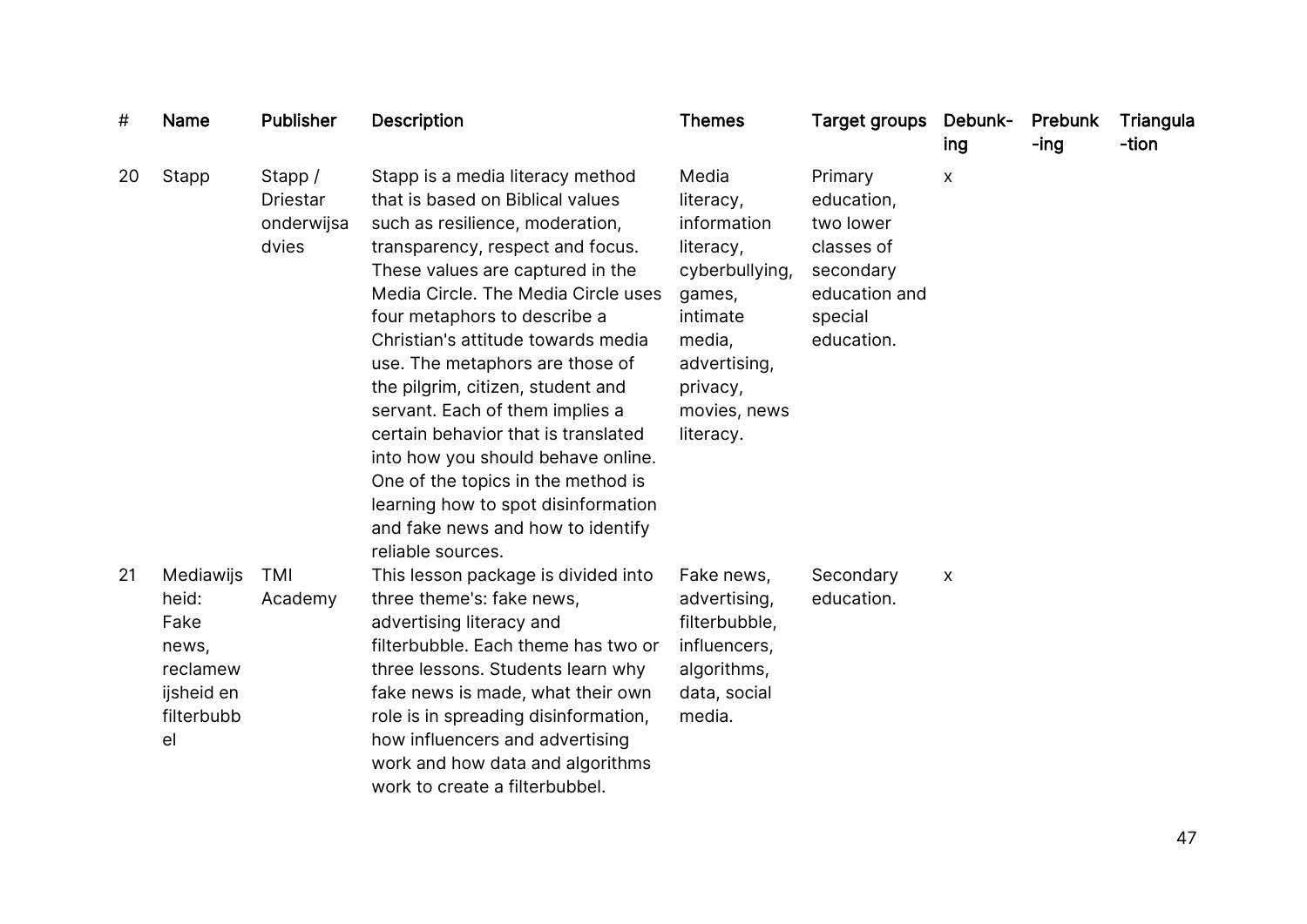| # | Name | Publisher | Description | Themes | Target groups | Debunk-ing | Prebunk-ing | Triangula-tion |
|---|---|---|---|---|---|---|---|---|
| 20 | Stapp | Stapp / Driestar onderwijsadvies | Stapp is a media literacy method that is based on Biblical values such as resilience, moderation, transparency, respect and focus. These values are captured in the Media Circle. The Media Circle uses four metaphors to describe a Christian's attitude towards media use. The metaphors are those of the pilgrim, citizen, student and servant. Each of them implies a certain behavior that is translated into how you should behave online. One of the topics in the method is learning how to spot disinformation and fake news and how to identify reliable sources. | Media literacy, information literacy, cyberbullying, games, intimate media, advertising, privacy, movies, news literacy. | Primary education, two lower classes of secondary education and special education. | x | | |
| 21 | Mediawijsheid: Fake news, reclamewijsheid en filterbubbel | TMI Academy | This lesson package is divided into three theme's: fake news, advertising literacy and filterbubble. Each theme has two or three lessons. Students learn why fake news is made, what their own role is in spreading disinformation, how influencers and advertising work and how data and algorithms work to create a filterbubbel. | Fake news, advertising, filterbubble, influencers, algorithms, data, social media. | Secondary education. | x | | |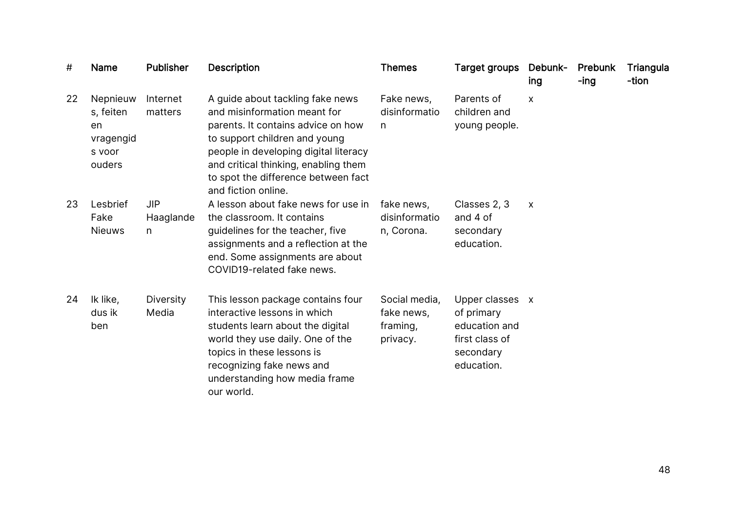| # | Name | Publisher | Description | Themes | Target groups | Debunk-ing | Prebunk-ing | Triangula-tion |
|---|---|---|---|---|---|---|---|---|
| 22 | Nepnieuws, feiten en vragengids voor ouders | Internet matters | A guide about tackling fake news and misinformation meant for parents. It contains advice on how to support children and young people in developing digital literacy and critical thinking, enabling them to spot the difference between fact and fiction online. | Fake news, disinformation | Parents of children and young people. | x | | |
| 23 | Lesbrief Fake Nieuws | JIP Haaglanden | A lesson about fake news for use in the classroom. It contains guidelines for the teacher, five assignments and a reflection at the end. Some assignments are about COVID19-related fake news. | fake news, disinformation, Corona. | Classes 2, 3 and 4 of secondary education. | x | | |
| 24 | Ik like, dus ik ben | Diversity Media | This lesson package contains four interactive lessons in which students learn about the digital world they use daily. One of the topics in these lessons is recognizing fake news and understanding how media frame our world. | Social media, fake news, framing, privacy. | Upper classes of primary education and first class of secondary education. | x | | |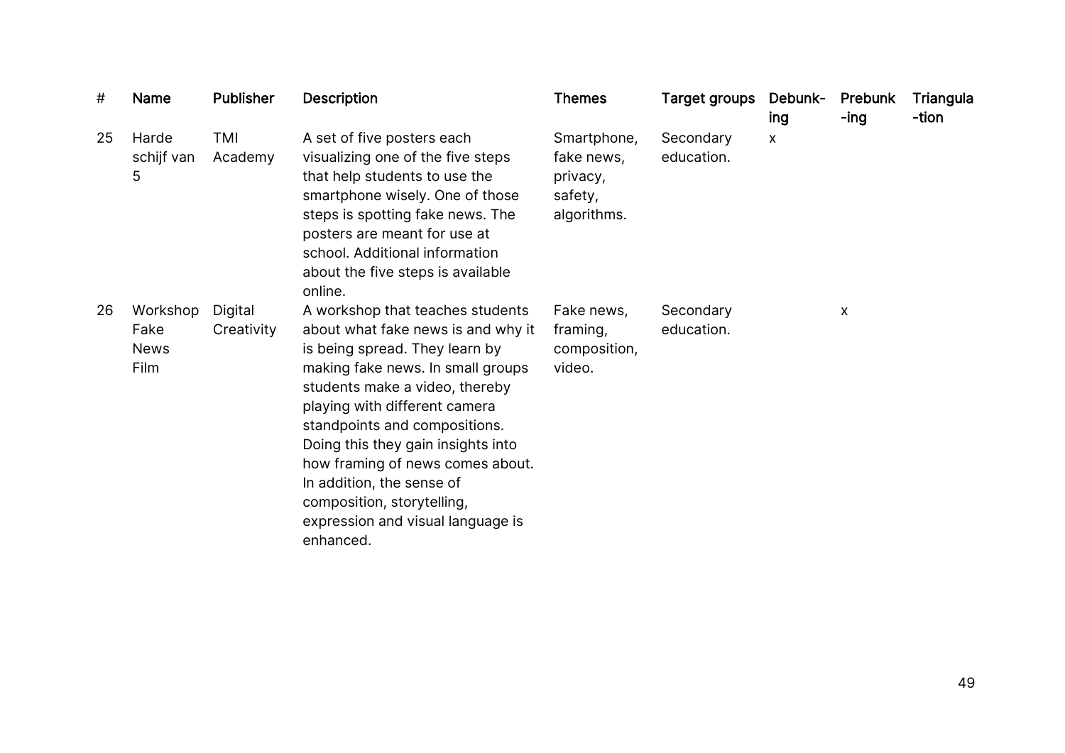| # | Name | Publisher | Description | Themes | Target groups | Debunk-ing | Prebunk-ing | Triangula-tion |
|---|---|---|---|---|---|---|---|---|
| 25 | Harde schijf van 5 | TMI Academy | A set of five posters each visualizing one of the five steps that help students to use the smartphone wisely. One of those steps is spotting fake news. The posters are meant for use at school. Additional information about the five steps is available online. | Smartphone, fake news, privacy, safety, algorithms. | Secondary education. | x | | |
| 26 | Workshop Fake News Film | Digital Creativity | A workshop that teaches students about what fake news is and why it is being spread. They learn by making fake news. In small groups students make a video, thereby playing with different camera standpoints and compositions. Doing this they gain insights into how framing of news comes about. In addition, the sense of composition, storytelling, expression and visual language is enhanced. | Fake news, framing, composition, video. | Secondary education. | | x | |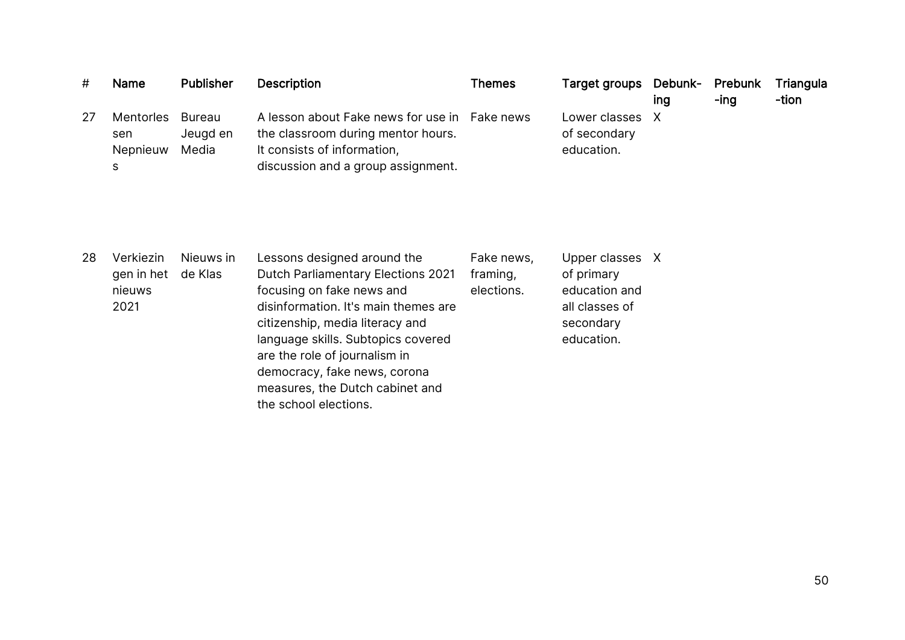| # | Name | Publisher | Description | Themes | Target groups | Debunk-ing | Prebunk-ing | Triangula-tion |
|---|---|---|---|---|---|---|---|---|
| 27 | Mentorlessen Nepnieuws | Bureau Jeugd en Media | A lesson about Fake news for use in the classroom during mentor hours. It consists of information, discussion and a group assignment. | Fake news | Lower classes of secondary education. | X | | |
| 28 | Verkiezingen in het nieuws 2021 | Nieuws in de Klas | Lessons designed around the Dutch Parliamentary Elections 2021 focusing on fake news and disinformation. It's main themes are citizenship, media literacy and language skills. Subtopics covered are the role of journalism in democracy, fake news, corona measures, the Dutch cabinet and the school elections. | Fake news, framing, elections. | Upper classes of primary education and all classes of secondary education. | X | | |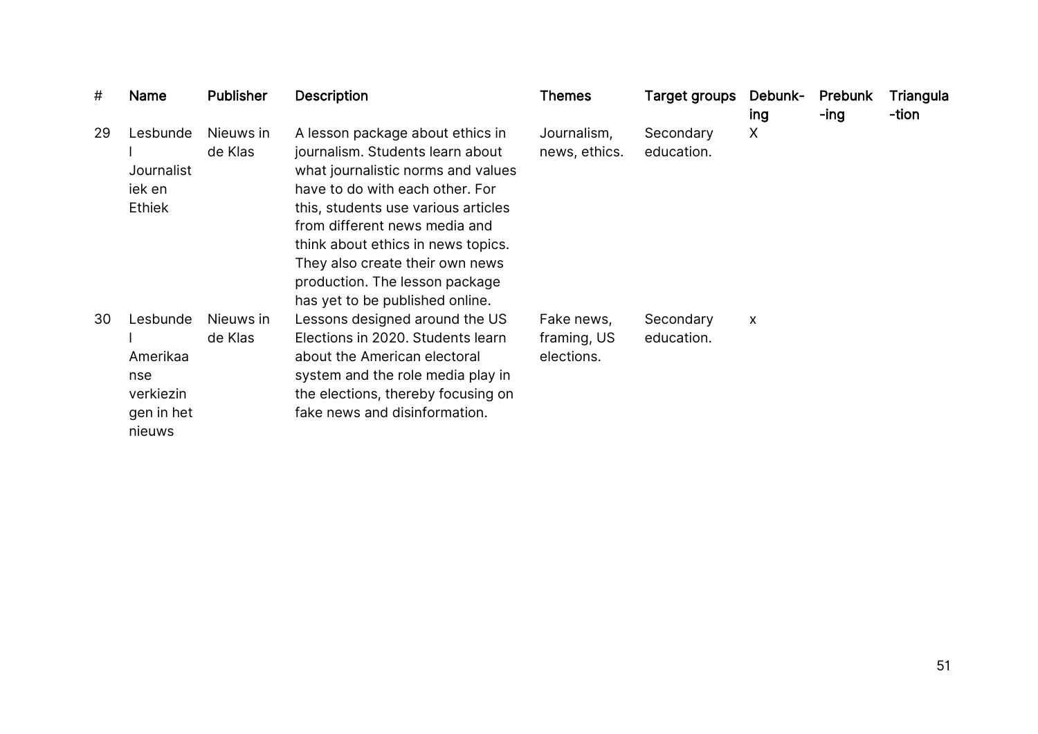| # | Name | Publisher | Description | Themes | Target groups | Debunk-ing | Prebunk-ing | Triangula-tion |
|---|---|---|---|---|---|---|---|---|
| 29 | Lesbundel Journalistiek en Ethiek | Nieuws in de Klas | A lesson package about ethics in journalism. Students learn about what journalistic norms and values have to do with each other. For this, students use various articles from different news media and think about ethics in news topics. They also create their own news production. The lesson package has yet to be published online. | Journalism, news, ethics. | Secondary education. | X | | |
| 30 | Lesbundel Amerikaanse verkiezingen in het nieuws | Nieuws in de Klas | Lessons designed around the US Elections in 2020. Students learn about the American electoral system and the role media play in the elections, thereby focusing on fake news and disinformation. | Fake news, framing, US elections. | Secondary education. | x | | |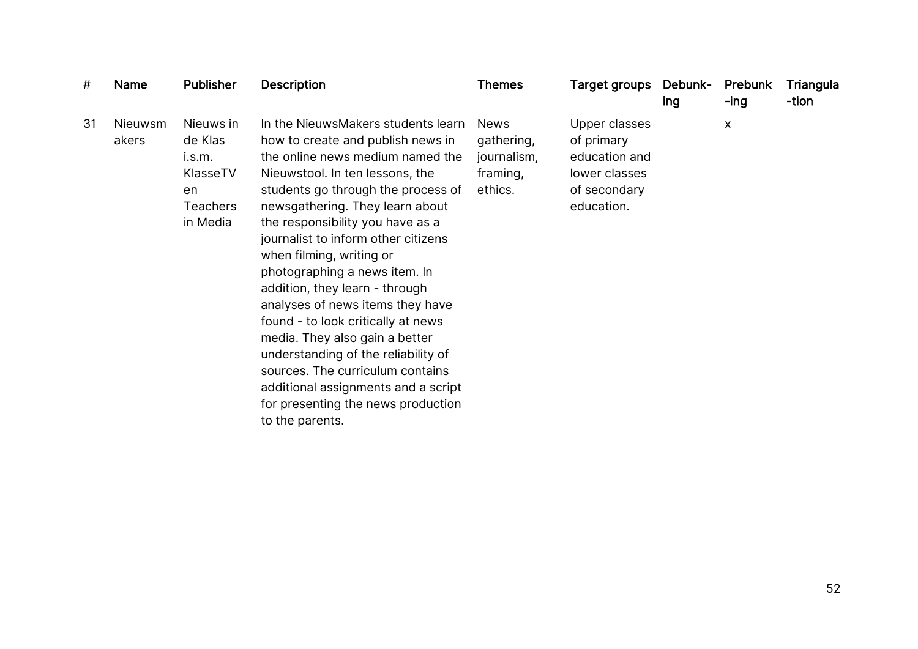| # | Name | Publisher | Description | Themes | Target groups | Debunk-ing | Prebunk-ing | Triangula-tion |
|---|---|---|---|---|---|---|---|---|
| 31 | Nieuwsmakers | Nieuws in de Klas i.s.m. KlasseTV en Teachers in Media | In the NieuwsMakers students learn how to create and publish news in the online news medium named the Nieuwstool. In ten lessons, the students go through the process of newsgathering. They learn about the responsibility you have as a journalist to inform other citizens when filming, writing or photographing a news item. In addition, they learn - through analyses of news items they have found - to look critically at news media. They also gain a better understanding of the reliability of sources. The curriculum contains additional assignments and a script for presenting the news production to the parents. | News gathering, journalism, framing, ethics. | Upper classes of primary education and lower classes of secondary education. | | x | |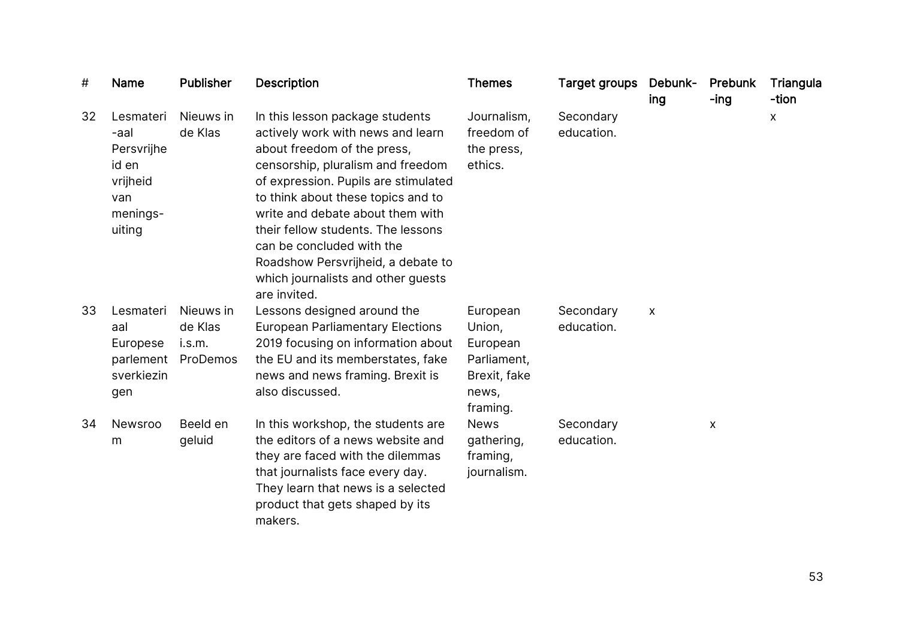| # | Name | Publisher | Description | Themes | Target groups | Debunk-ing | Prebunk-ing | Triangula-tion |
|---|---|---|---|---|---|---|---|---|
| 32 | Lesmateri-aal Persvrijheid en vrijheid van menings-uiting | Nieuws in de Klas | In this lesson package students actively work with news and learn about freedom of the press, censorship, pluralism and freedom of expression. Pupils are stimulated to think about these topics and to write and debate about them with their fellow students. The lessons can be concluded with the Roadshow Persvrijheid, a debate to which journalists and other guests are invited. | Journalism, freedom of the press, ethics. | Secondary education. | | | x |
| 33 | Lesmateriaal Europese parlementsverkiezingen | Nieuws in de Klas i.s.m. ProDemos | Lessons designed around the European Parliamentary Elections 2019 focusing on information about the EU and its memberstates, fake news and news framing. Brexit is also discussed. | European Union, European Parliament, Brexit, fake news, framing. | Secondary education. | x | | |
| 34 | Newsroom | Beeld en geluid | In this workshop, the students are the editors of a news website and they are faced with the dilemmas that journalists face every day. They learn that news is a selected product that gets shaped by its makers. | News gathering, framing, journalism. | Secondary education. | | x | |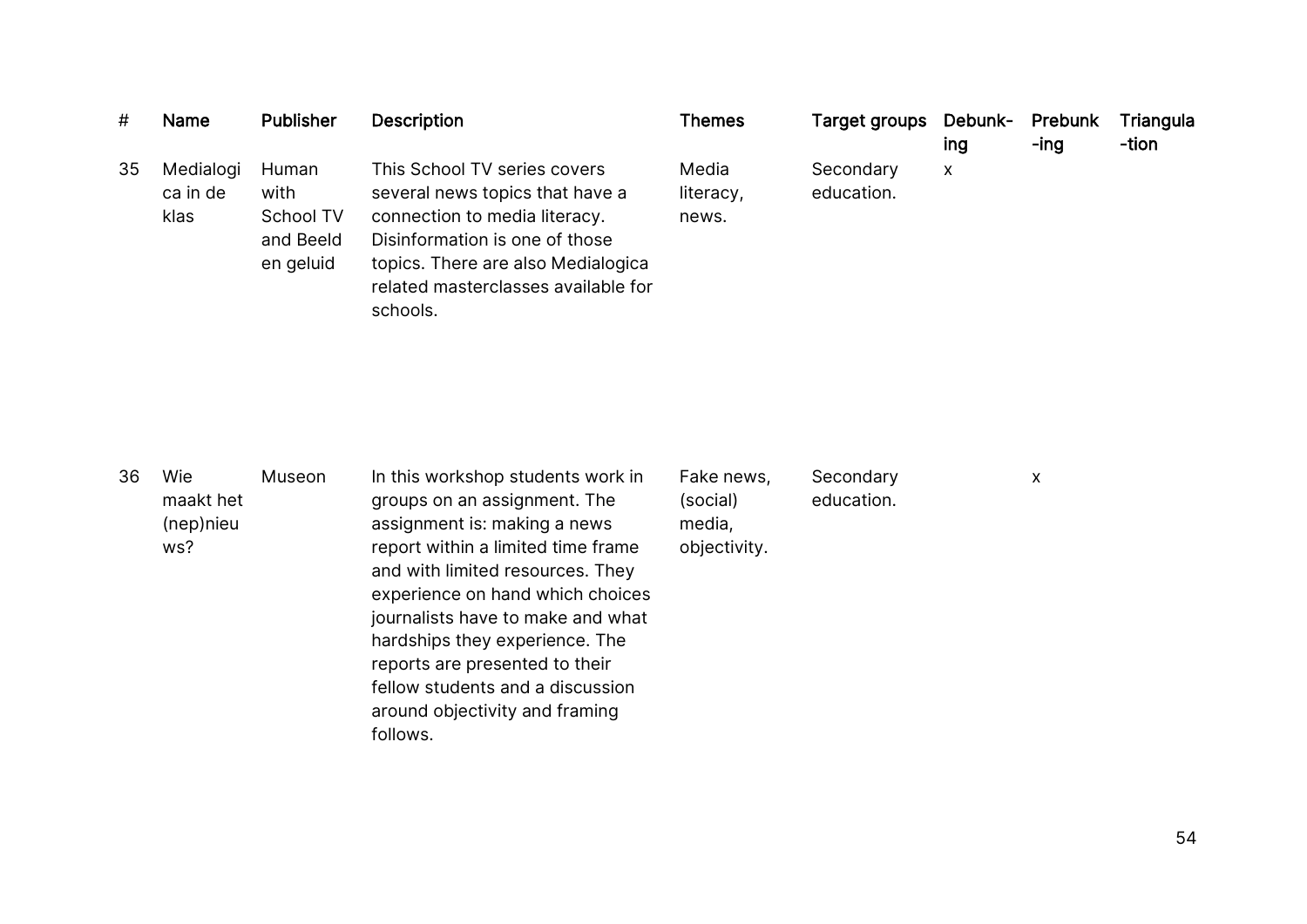| # | Name | Publisher | Description | Themes | Target groups | Debunk-ing | Prebunk-ing | Triangula-tion |
|---|---|---|---|---|---|---|---|---|
| 35 | Medialogica in de klas | Human with School TV and Beeld en geluid | This School TV series covers several news topics that have a connection to media literacy. Disinformation is one of those topics. There are also Medialogica related masterclasses available for schools. | Media literacy, news. | Secondary education. | x | | |
| 36 | Wie maakt het (nep)nieuws? | Museon | In this workshop students work in groups on an assignment. The assignment is: making a news report within a limited time frame and with limited resources. They experience on hand which choices journalists have to make and what hardships they experience. The reports are presented to their fellow students and a discussion around objectivity and framing follows. | Fake news, (social) media, objectivity. | Secondary education. | | x | |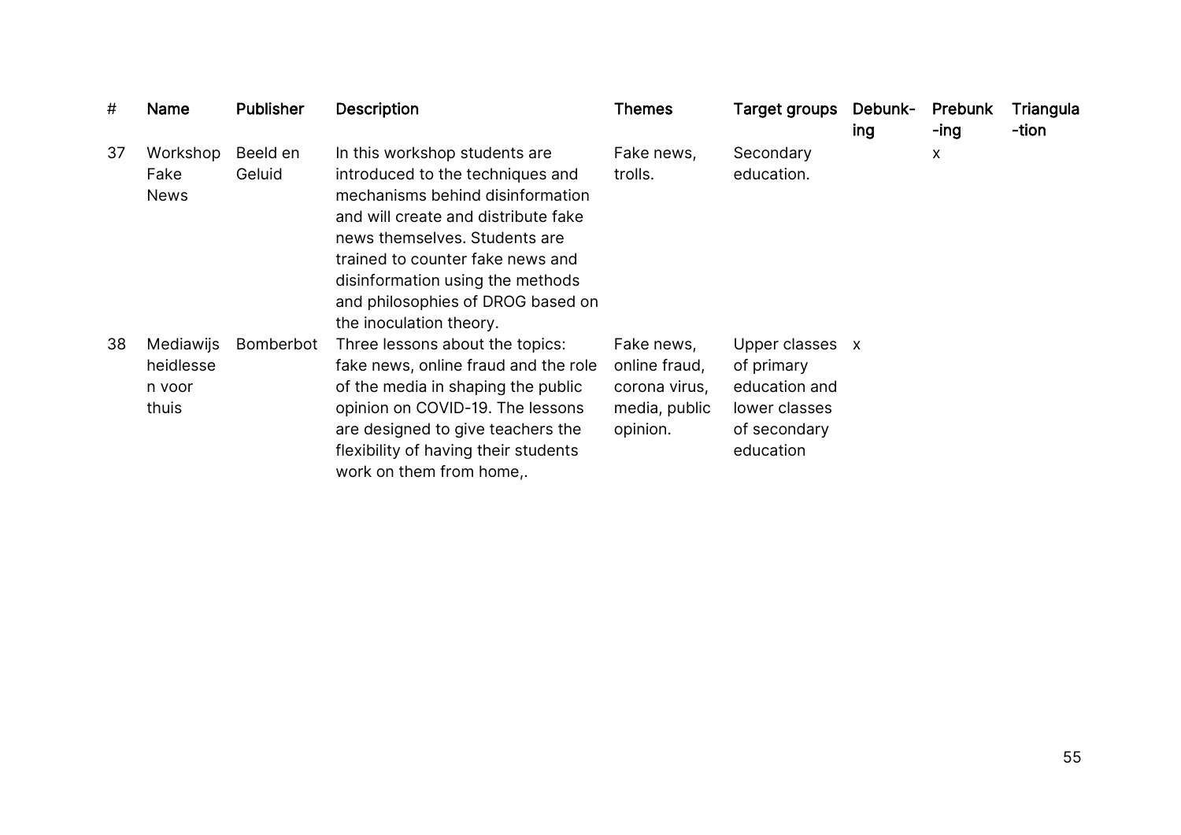| # | Name | Publisher | Description | Themes | Target groups | Debunk-ing | Prebunk-ing | Triangula-tion |
|---|---|---|---|---|---|---|---|---|
| 37 | Workshop Fake News | Beeld en Geluid | In this workshop students are introduced to the techniques and mechanisms behind disinformation and will create and distribute fake news themselves. Students are trained to counter fake news and disinformation using the methods and philosophies of DROG based on the inoculation theory. | Fake news, trolls. | Secondary education. | | x | |
| 38 | Mediawijsheidlessen voor thuis | Bomberbot | Three lessons about the topics: fake news, online fraud and the role of the media in shaping the public opinion on COVID-19. The lessons are designed to give teachers the flexibility of having their students work on them from home,. | Fake news, online fraud, corona virus, media, public opinion. | Upper classes of primary education and lower classes of secondary education | x | | |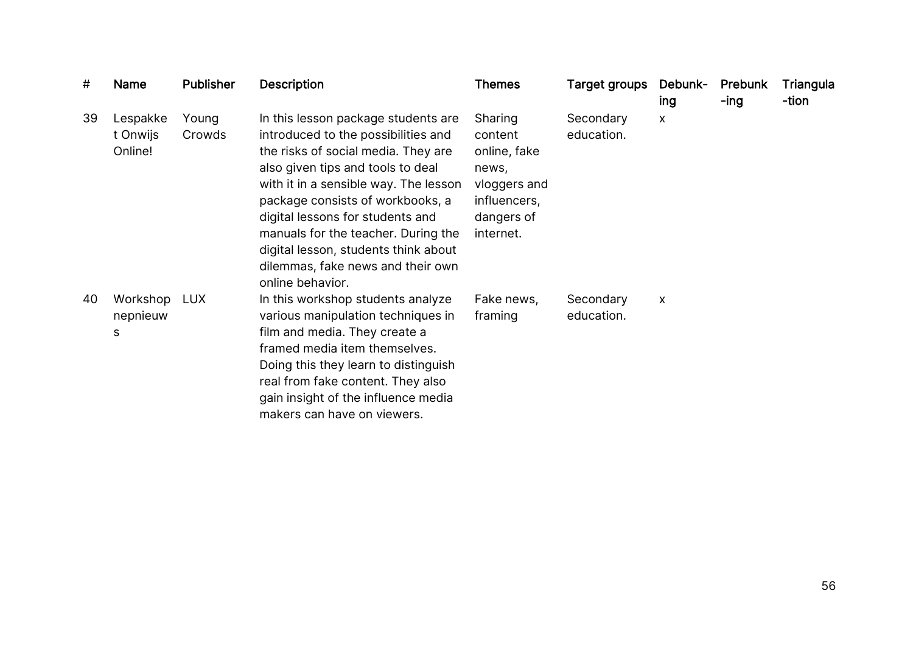| # | Name | Publisher | Description | Themes | Target groups | Debunk-ing | Prebunk-ing | Triangula-tion |
|---|---|---|---|---|---|---|---|---|
| 39 | Lespakket Onwijs Online! | Young Crowds | In this lesson package students are introduced to the possibilities and the risks of social media. They are also given tips and tools to deal with it in a sensible way. The lesson package consists of workbooks, a digital lessons for students and manuals for the teacher. During the digital lesson, students think about dilemmas, fake news and their own online behavior. | Sharing content online, fake news, vloggers and influencers, dangers of internet. | Secondary education. | x | | |
| 40 | Workshop nepnieuws | LUX | In this workshop students analyze various manipulation techniques in film and media. They create a framed media item themselves. Doing this they learn to distinguish real from fake content. They also gain insight of the influence media makers can have on viewers. | Fake news, framing | Secondary education. | x | | |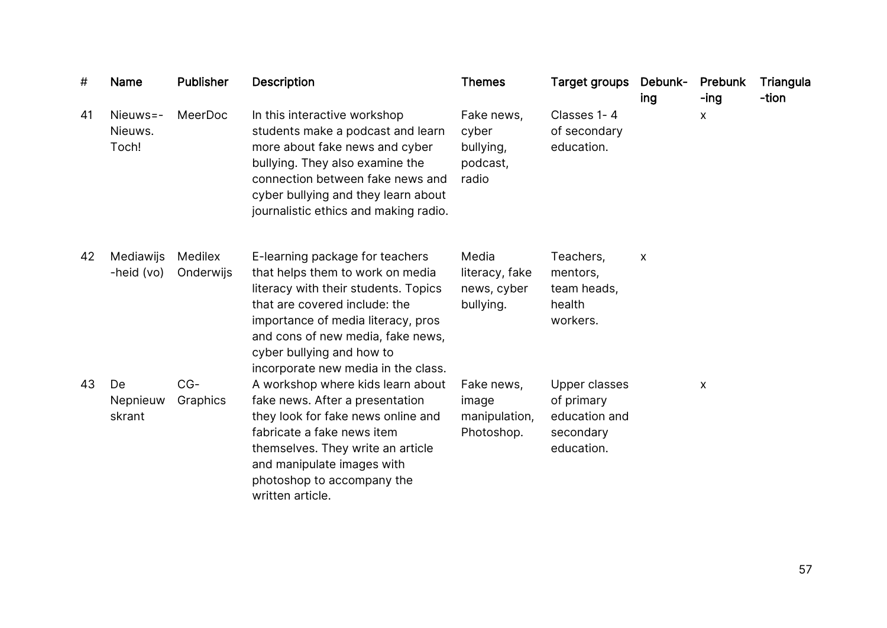| # | Name | Publisher | Description | Themes | Target groups | Debunk-ing | Prebunk-ing | Triangula-tion |
|---|---|---|---|---|---|---|---|---|
| 41 | Nieuws=-Nieuws. Toch! | MeerDoc | In this interactive workshop students make a podcast and learn more about fake news and cyber bullying. They also examine the connection between fake news and cyber bullying and they learn about journalistic ethics and making radio. | Fake news, cyber bullying, podcast, radio | Classes 1- 4 of secondary education. | | x | |
| 42 | Mediawijs-heid (vo) | Medilex Onderwijs | E-learning package for teachers that helps them to work on media literacy with their students. Topics that are covered include: the importance of media literacy, pros and cons of new media, fake news, cyber bullying and how to incorporate new media in the class. | Media literacy, fake news, cyber bullying. | Teachers, mentors, team heads, health workers. | x | | |
| 43 | De Nepnieuwskrant | CG-Graphics | A workshop where kids learn about fake news. After a presentation they look for fake news online and fabricate a fake news item themselves. They write an article and manipulate images with photoshop to accompany the written article. | Fake news, image manipulation, Photoshop. | Upper classes of primary education and secondary education. | | x | |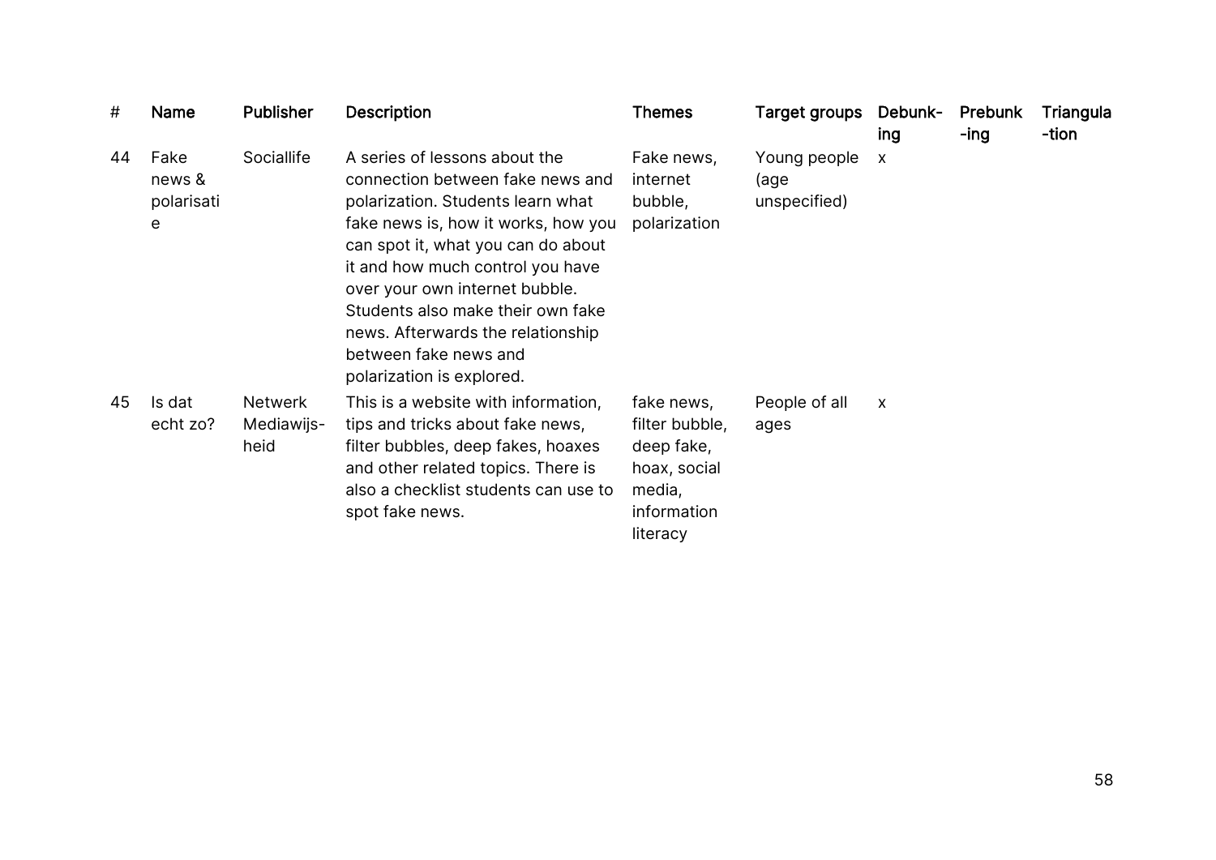| # | Name | Publisher | Description | Themes | Target groups | Debunk-ing | Prebunk-ing | Triangula-tion |
|---|---|---|---|---|---|---|---|---|
| 44 | Fake news & polarisatie | Sociallife | A series of lessons about the connection between fake news and polarization. Students learn what fake news is, how it works, how you can spot it, what you can do about it and how much control you have over your own internet bubble. Students also make their own fake news. Afterwards the relationship between fake news and polarization is explored. | Fake news, internet bubble, polarization | Young people (age unspecified) | x | | |
| 45 | Is dat echt zo? | Netwerk Mediawijs-heid | This is a website with information, tips and tricks about fake news, filter bubbles, deep fakes, hoaxes and other related topics. There is also a checklist students can use to spot fake news. | fake news, filter bubble, deep fake, hoax, social media, information literacy | People of all ages | x | | |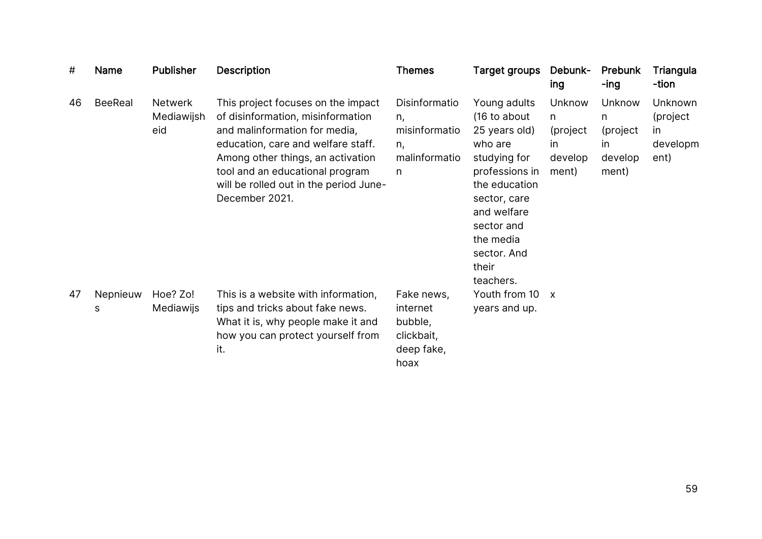| # | Name | Publisher | Description | Themes | Target groups | Debunk-ing | Prebunk-ing | Triangula-tion |
|---|---|---|---|---|---|---|---|---|
| 46 | BeeReal | Netwerk Mediawijsheid | This project focuses on the impact of disinformation, misinformation and malinformation for media, education, care and welfare staff. Among other things, an activation tool and an educational program will be rolled out in the period June-December 2021. | Disinformation, misinformation, malinformation | Young adults (16 to about 25 years old) who are studying for professions in the education sector, care and welfare sector and the media sector. And their teachers. | Unknown (project in development) | Unknown (project in development) | Unknown (project in development) |
| 47 | Nepnieuws | Hoe? Zo! Mediawijs | This is a website with information, tips and tricks about fake news. What it is, why people make it and how you can protect yourself from it. | Fake news, internet bubble, clickbait, deep fake, hoax | Youth from 10 years and up. | x | | |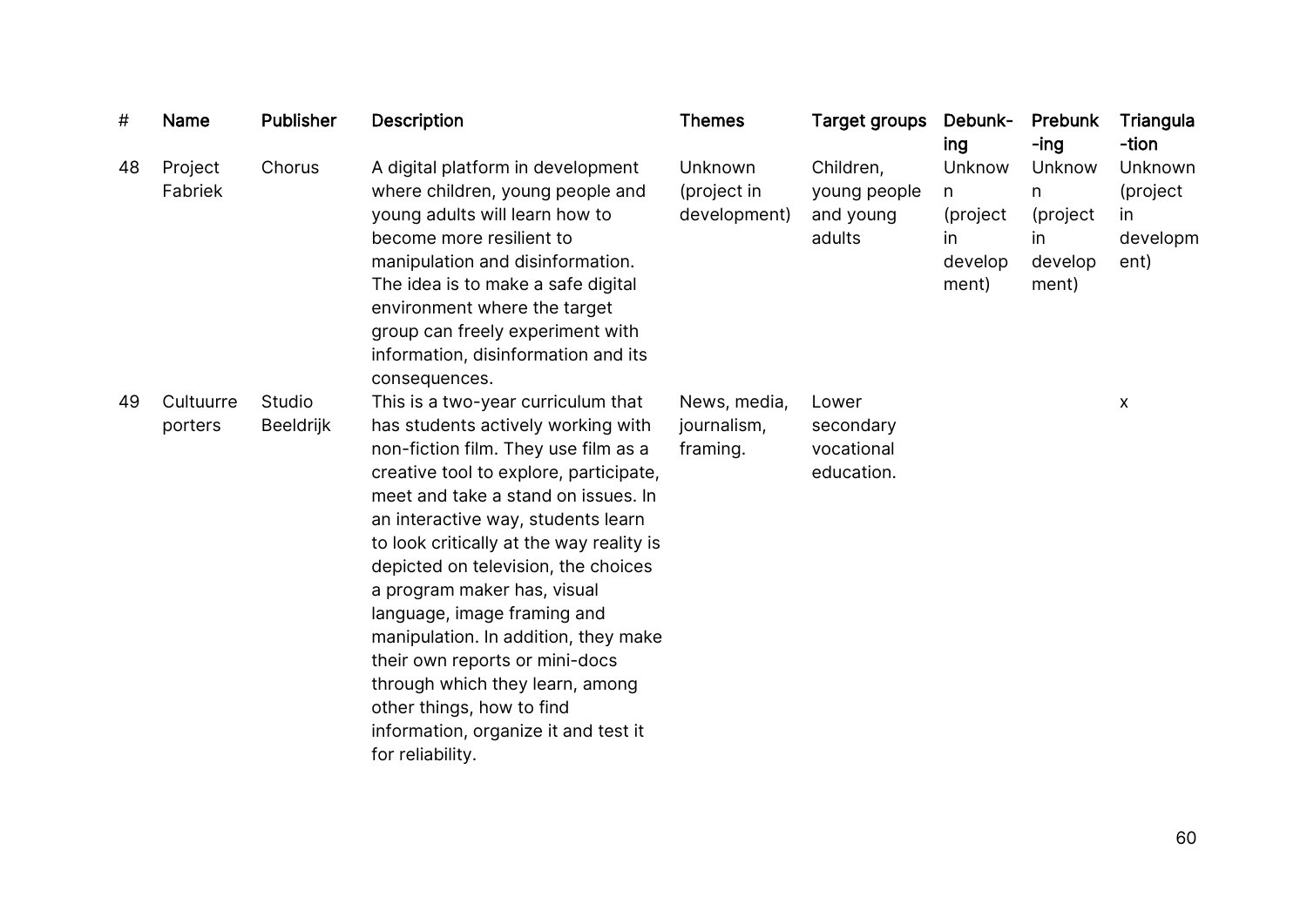| # | Name | Publisher | Description | Themes | Target groups | Debunk-ing | Prebunk-ing | Triangula-tion |
|---|---|---|---|---|---|---|---|---|
| 48 | Project Fabriek | Chorus | A digital platform in development where children, young people and young adults will learn how to become more resilient to manipulation and disinformation. The idea is to make a safe digital environment where the target group can freely experiment with information, disinformation and its consequences. | Unknown (project in development) | Children, young people and young adults | Unknown (project in development) | Unknown (project in development) | Unknown (project in development) |
| 49 | Cultuurre porters | Studio Beeldrijk | This is a two-year curriculum that has students actively working with non-fiction film. They use film as a creative tool to explore, participate, meet and take a stand on issues. In an interactive way, students learn to look critically at the way reality is depicted on television, the choices a program maker has, visual language, image framing and manipulation. In addition, they make their own reports or mini-docs through which they learn, among other things, how to find information, organize it and test it for reliability. | News, media, journalism, framing. | Lower secondary vocational education. | | | x |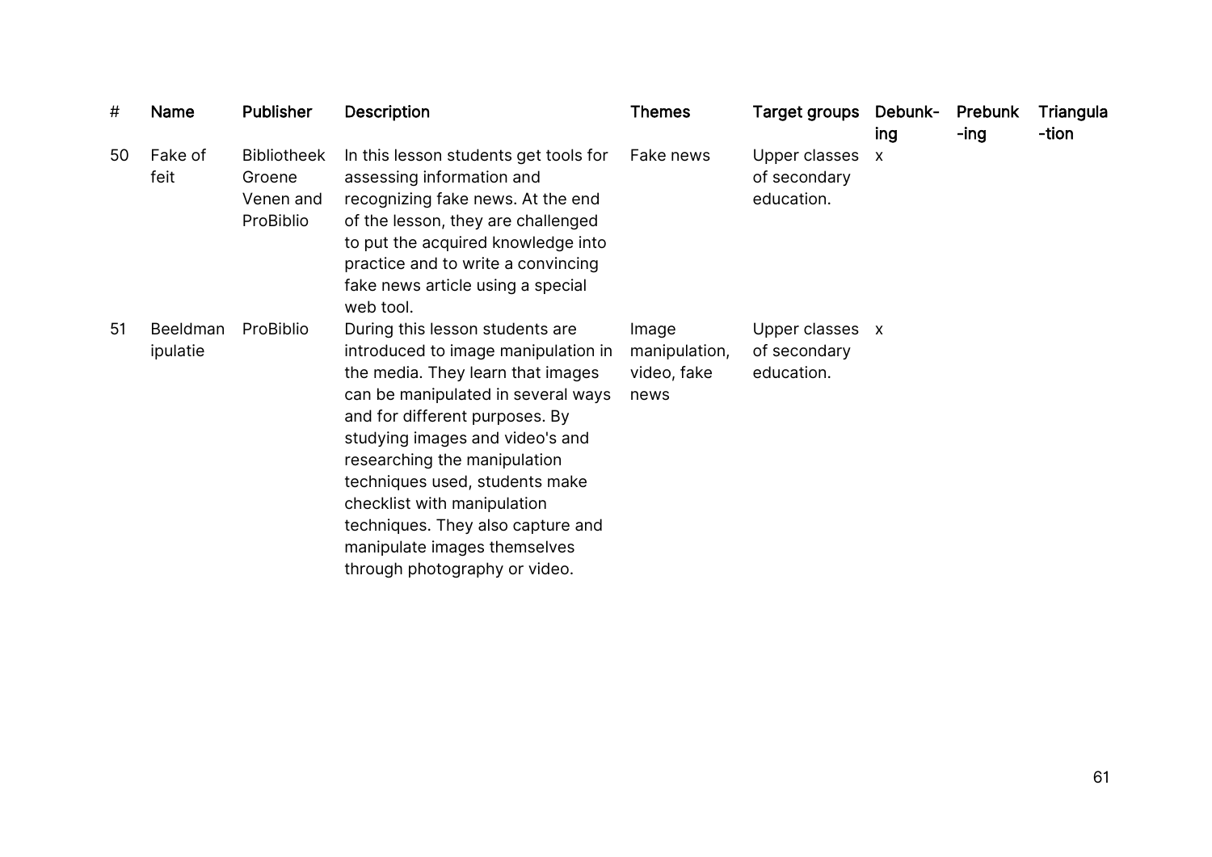| # | Name | Publisher | Description | Themes | Target groups | Debunk-ing | Prebunk-ing | Triangula-tion |
|---|---|---|---|---|---|---|---|---|
| 50 | Fake of feit | Bibliotheek Groene Venen and ProBiblio | In this lesson students get tools for assessing information and recognizing fake news. At the end of the lesson, they are challenged to put the acquired knowledge into practice and to write a convincing fake news article using a special web tool. | Fake news | Upper classes of secondary education. | x | | |
| 51 | Beeldmanipulatie | ProBiblio | During this lesson students are introduced to image manipulation in the media. They learn that images can be manipulated in several ways and for different purposes. By studying images and video's and researching the manipulation techniques used, students make checklist with manipulation techniques. They also capture and manipulate images themselves through photography or video. | Image manipulation, video, fake news | Upper classes of secondary education. | x | | |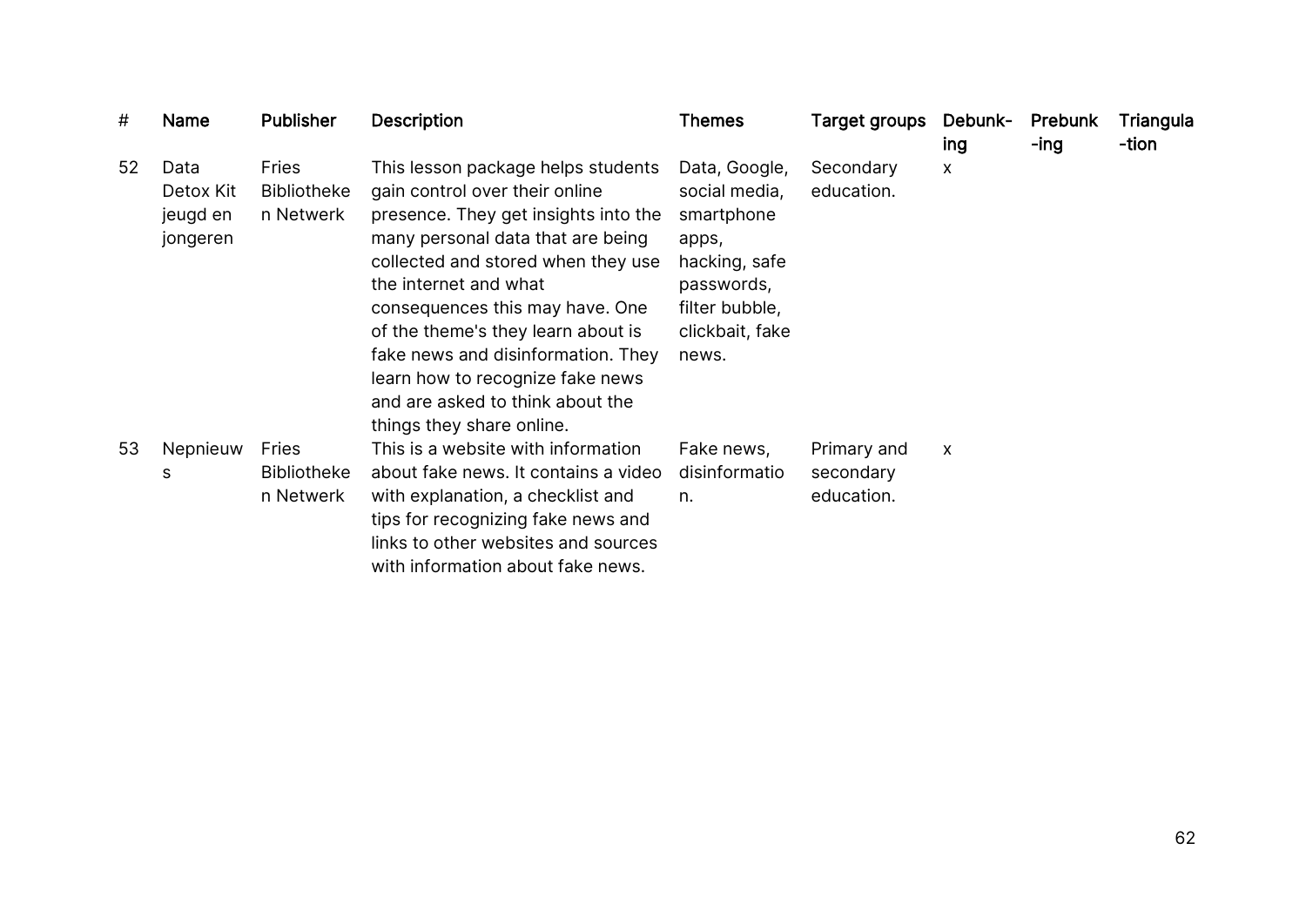| # | Name | Publisher | Description | Themes | Target groups | Debunk-ing | Prebunk-ing | Triangula-tion |
|---|---|---|---|---|---|---|---|---|
| 52 | Data Detox Kit jeugd en jongeren | Fries Bibliotheken Netwerk | This lesson package helps students gain control over their online presence. They get insights into the many personal data that are being collected and stored when they use the internet and what consequences this may have. One of the theme's they learn about is fake news and disinformation. They learn how to recognize fake news and are asked to think about the things they share online. | Data, Google, social media, smartphone apps, hacking, safe passwords, filter bubble, clickbait, fake news. | Secondary education. | x | | |
| 53 | Nepnieuws | Fries Bibliotheken Netwerk | This is a website with information about fake news. It contains a video with explanation, a checklist and tips for recognizing fake news and links to other websites and sources with information about fake news. | Fake news, disinformation. | Primary and secondary education. | x | | |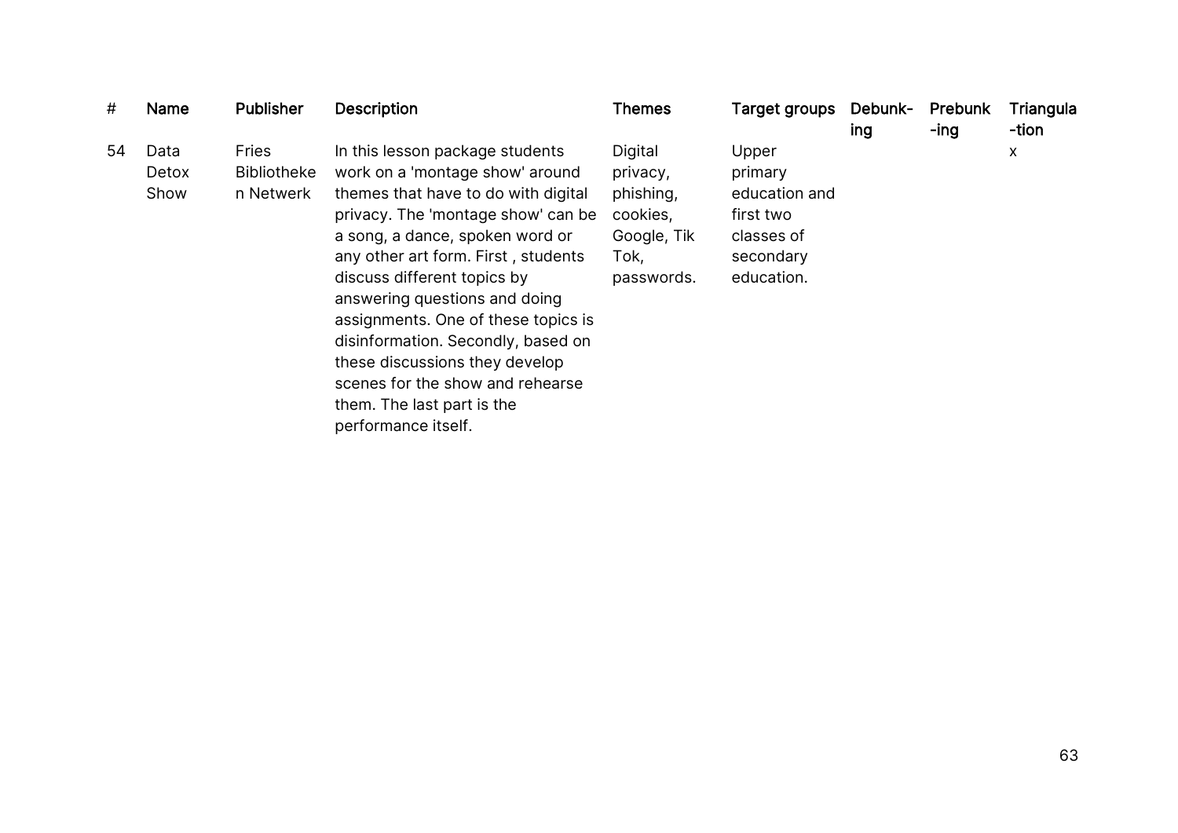| # | Name | Publisher | Description | Themes | Target groups | Debunk-ing | Prebunk-ing | Triangula-tion |
|---|---|---|---|---|---|---|---|---|
| 54 | Data Detox Show | Fries Bibliotheken Netwerk | In this lesson package students work on a 'montage show' around themes that have to do with digital privacy. The 'montage show' can be a song, a dance, spoken word or any other art form. First , students discuss different topics by answering questions and doing assignments. One of these topics is disinformation. Secondly, based on these discussions they develop scenes for the show and rehearse them. The last part is the performance itself. | Digital privacy, phishing, cookies, Google, Tik Tok, passwords. | Upper primary education and first two classes of secondary education. | | | x |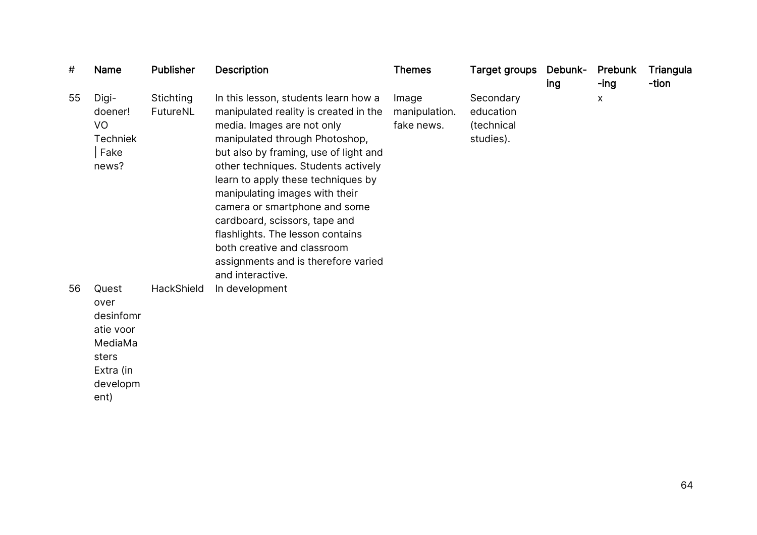| # | Name | Publisher | Description | Themes | Target groups | Debunk-ing | Prebunk-ing | Triangula-tion |
|---|---|---|---|---|---|---|---|---|
| 55 | Digi-doener! VO Techniek \| Fake news? | Stichting FutureNL | In this lesson, students learn how a manipulated reality is created in the media. Images are not only manipulated through Photoshop, but also by framing, use of light and other techniques. Students actively learn to apply these techniques by manipulating images with their camera or smartphone and some cardboard, scissors, tape and flashlights. The lesson contains both creative and classroom assignments and is therefore varied and interactive. | Image manipulation. fake news. | Secondary education (technical studies). | | x | |
| 56 | Quest over desinfomratie voor MediaMasters Extra (in development) | HackShield | In development | | | | | |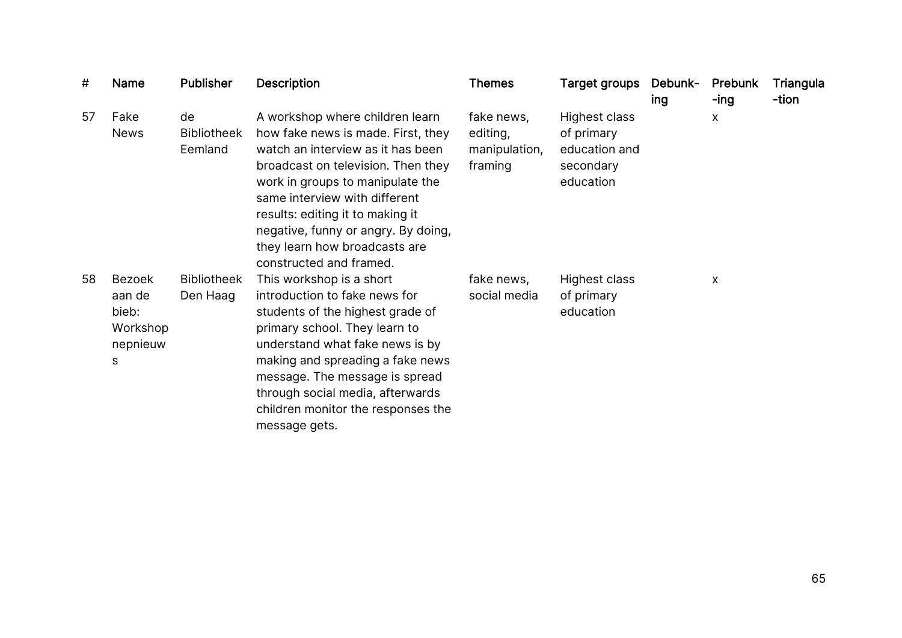| # | Name | Publisher | Description | Themes | Target groups | Debunk-ing | Prebunk-ing | Triangula-tion |
|---|---|---|---|---|---|---|---|---|
| 57 | Fake News | de Bibliotheek Eemland | A workshop where children learn how fake news is made. First, they watch an interview as it has been broadcast on television. Then they work in groups to manipulate the same interview with different results: editing it to making it negative, funny or angry. By doing, they learn how broadcasts are constructed and framed. | fake news, editing, manipulation, framing | Highest class of primary education and secondary education | | x | |
| 58 | Bezoek aan de bieb: Workshop nepnieuws | Bibliotheek Den Haag | This workshop is a short introduction to fake news for students of the highest grade of primary school. They learn to understand what fake news is by making and spreading a fake news message. The message is spread through social media, afterwards children monitor the responses the message gets. | fake news, social media | Highest class of primary education | | x | |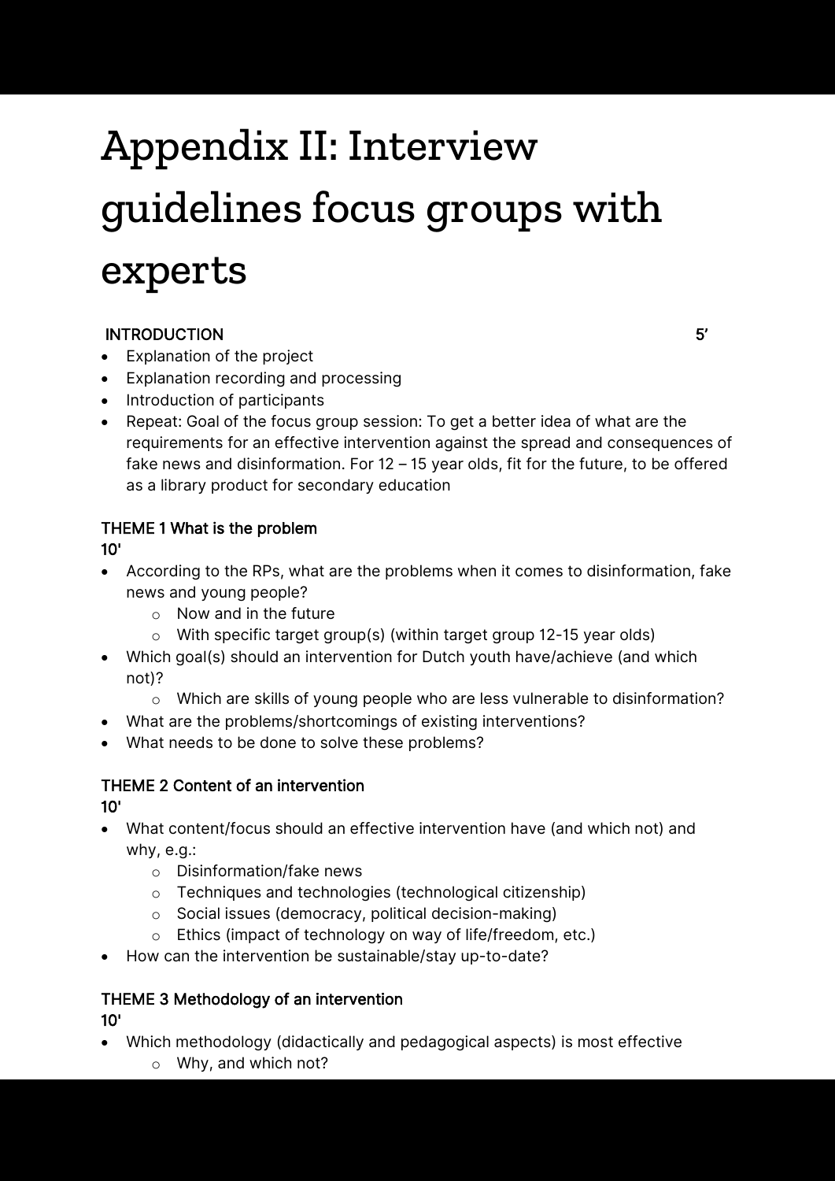# Appendix II: Interview guidelines focus groups with experts

INTRODUCTION 5'

- Explanation of the project
- Explanation recording and processing
- Introduction of participants
- Repeat: Goal of the focus group session: To get a better idea of what are the requirements for an effective intervention against the spread and consequences of fake news and disinformation. For 12 – 15 year olds, fit for the future, to be offered as a library product for secondary education

THEME 1 What is the problem
10'

- According to the RPs, what are the problems when it comes to disinformation, fake news and young people?
  - Now and in the future
  - With specific target group(s) (within target group 12-15 year olds)
- Which goal(s) should an intervention for Dutch youth have/achieve (and which not)?
  - Which are skills of young people who are less vulnerable to disinformation?
- What are the problems/shortcomings of existing interventions?
- What needs to be done to solve these problems?

THEME 2 Content of an intervention
10'

- What content/focus should an effective intervention have (and which not) and why, e.g.:
  - Disinformation/fake news
  - Techniques and technologies (technological citizenship)
  - Social issues (democracy, political decision-making)
  - Ethics (impact of technology on way of life/freedom, etc.)
- How can the intervention be sustainable/stay up-to-date?

THEME 3 Methodology of an intervention
10'

- Which methodology (didactically and pedagogical aspects) is most effective
  - Why, and which not?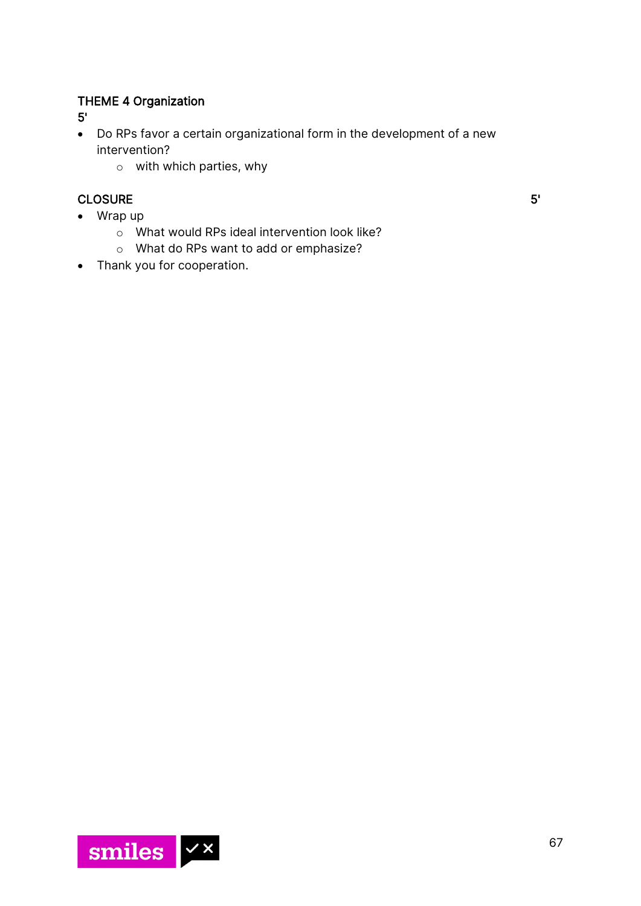**THEME 4 Organization**
**5'**

- Do RPs favor a certain organizational form in the development of a new intervention?
  - with which parties, why

**CLOSURE** **5'**

- Wrap up
  - What would RPs ideal intervention look like?
  - What do RPs want to add or emphasize?
- Thank you for cooperation.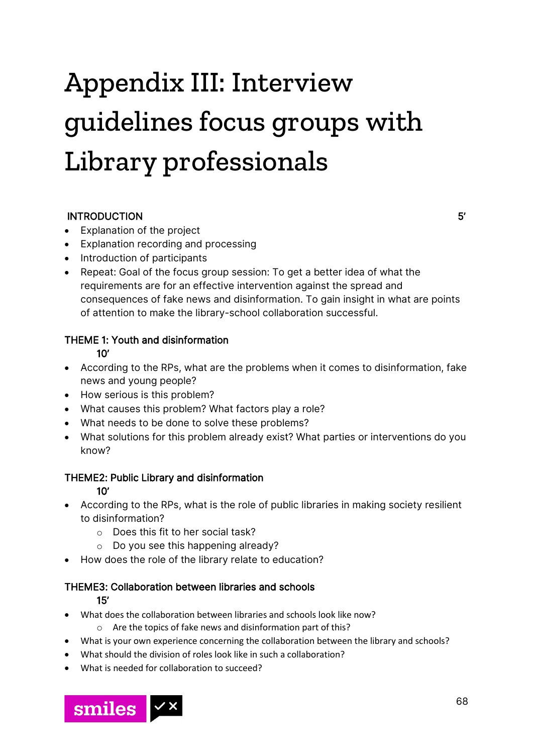# Appendix III: Interview guidelines focus groups with Library professionals

**INTRODUCTION** 5'

- Explanation of the project
- Explanation recording and processing
- Introduction of participants
- Repeat: Goal of the focus group session: To get a better idea of what the requirements are for an effective intervention against the spread and consequences of fake news and disinformation. To gain insight in what are points of attention to make the library-school collaboration successful.

**THEME 1: Youth and disinformation**
**10'**

- According to the RPs, what are the problems when it comes to disinformation, fake news and young people?
- How serious is this problem?
- What causes this problem? What factors play a role?
- What needs to be done to solve these problems?
- What solutions for this problem already exist? What parties or interventions do you know?

**THEME2: Public Library and disinformation**
**10'**

- According to the RPs, what is the role of public libraries in making society resilient to disinformation?
    - Does this fit to her social task?
    - Do you see this happening already?
- How does the role of the library relate to education?

**THEME3: Collaboration between libraries and schools**
**15'**

- What does the collaboration between libraries and schools look like now?
    - Are the topics of fake news and disinformation part of this?
- What is your own experience concerning the collaboration between the library and schools?
- What should the division of roles look like in such a collaboration?
- What is needed for collaboration to succeed?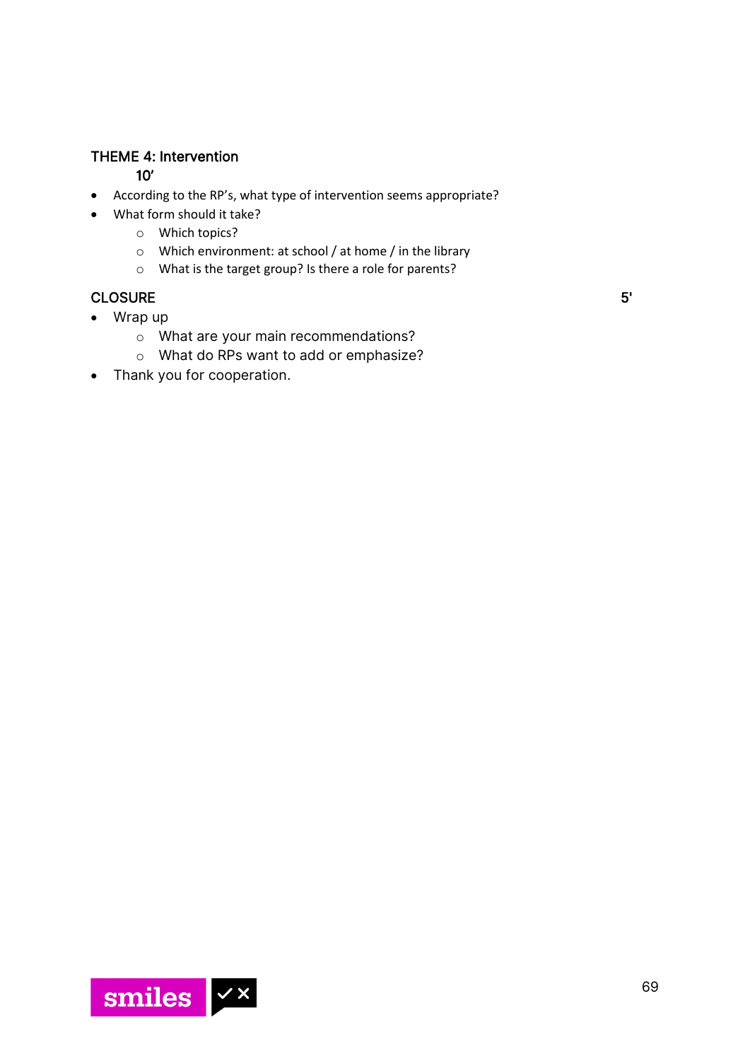THEME 4: Intervention
10’

- According to the RP’s, what type of intervention seems appropriate?
- What form should it take?
  - Which topics?
  - Which environment: at school / at home / in the library
  - What is the target group? Is there a role for parents?

CLOSURE 5'

- Wrap up
  - What are your main recommendations?
  - What do RPs want to add or emphasize?
- Thank you for cooperation.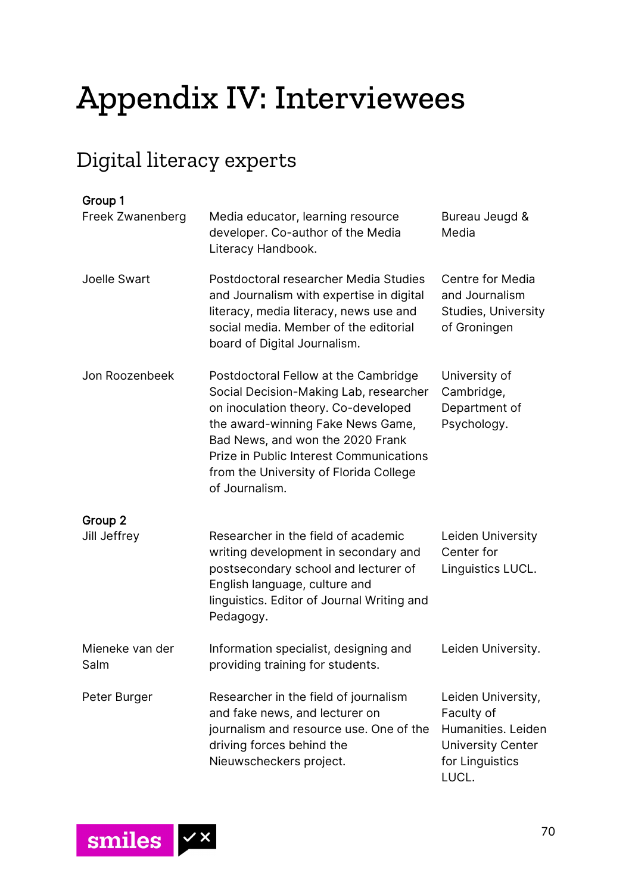# Appendix IV: Interviewees

## Digital literacy experts

| | | |
|---|---|---|
| **Group 1** | | |
| Freek Zwanenberg | Media educator, learning resource developer. Co-author of the Media Literacy Handbook. | Bureau Jeugd & Media |
| Joelle Swart | Postdoctoral researcher Media Studies and Journalism with expertise in digital literacy, media literacy, news use and social media. Member of the editorial board of Digital Journalism. | Centre for Media and Journalism Studies, University of Groningen |
| Jon Roozenbeek | Postdoctoral Fellow at the Cambridge Social Decision-Making Lab, researcher on inoculation theory. Co-developed the award-winning Fake News Game, Bad News, and won the 2020 Frank Prize in Public Interest Communications from the University of Florida College of Journalism. | University of Cambridge, Department of Psychology. |
| **Group 2** | | |
| Jill Jeffrey | Researcher in the field of academic writing development in secondary and postsecondary school and lecturer of English language, culture and linguistics. Editor of Journal Writing and Pedagogy. | Leiden University Center for Linguistics LUCL. |
| Mieneke van der Salm | Information specialist, designing and providing training for students. | Leiden University. |
| Peter Burger | Researcher in the field of journalism and fake news, and lecturer on journalism and resource use. One of the driving forces behind the Nieuwscheckers project. | Leiden University, Faculty of Humanities. Leiden University Center for Linguistics LUCL. |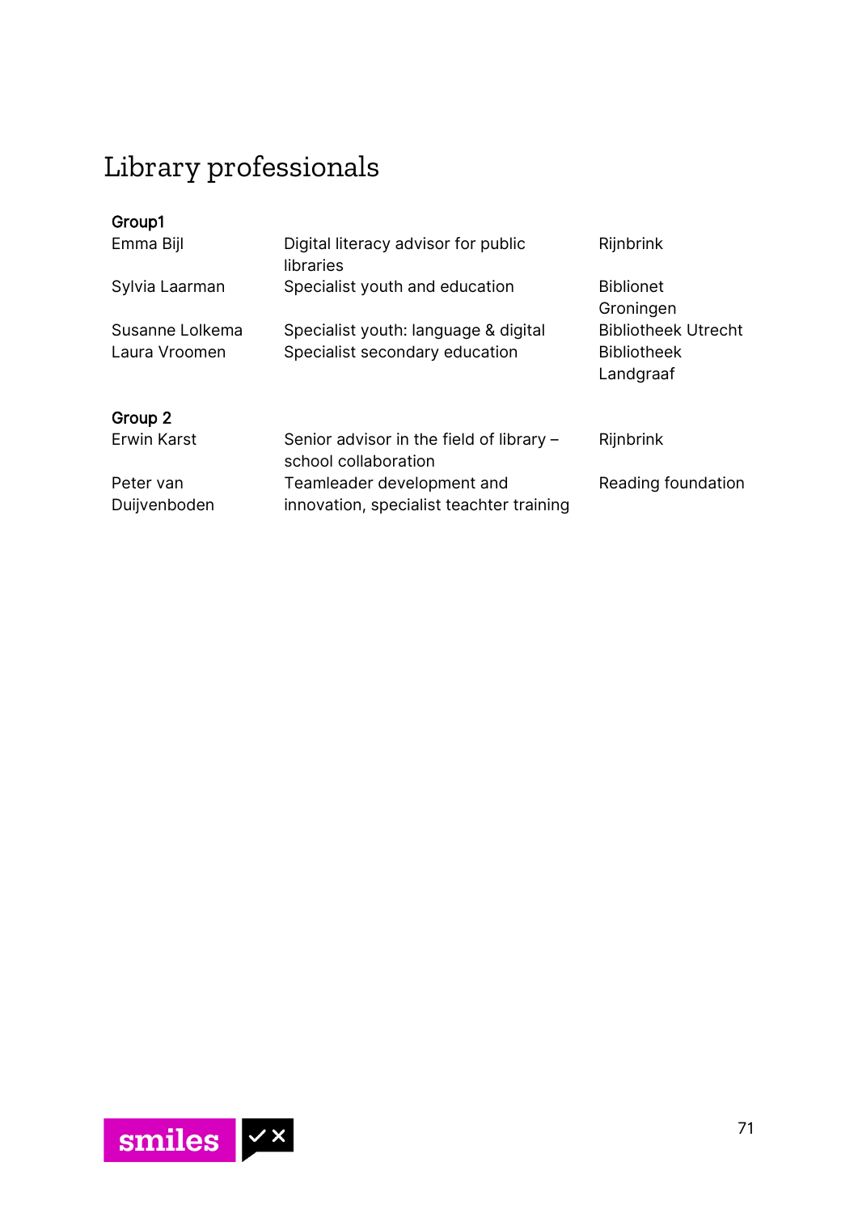# Library professionals

| | | |
|---|---|---|
| **Group1** | | |
| Emma Bijl | Digital literacy advisor for public libraries | Rijnbrink |
| Sylvia Laarman | Specialist youth and education | Biblionet Groningen |
| Susanne Lolkema | Specialist youth: language & digital | Bibliotheek Utrecht |
| Laura Vroomen | Specialist secondary education | Bibliotheek Landgraaf |
| | | |
| **Group 2** | | |
| Erwin Karst | Senior advisor in the field of library – school collaboration | Rijnbrink |
| Peter van Duijvenboden | Teamleader development and innovation, specialist teachter training | Reading foundation |